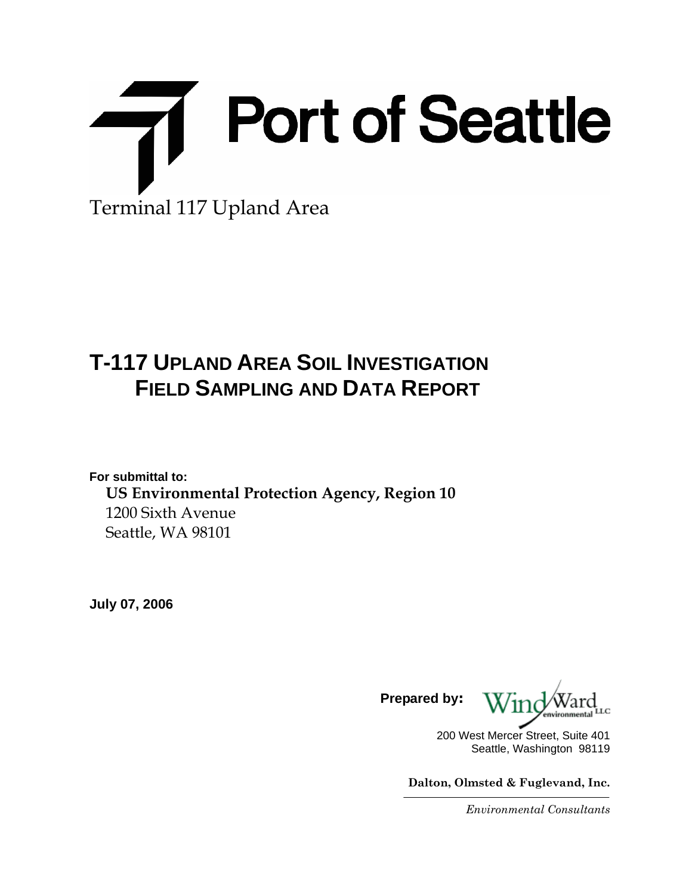# Port of Seattle

Terminal 117 Upland Area

# T-117 Upland Area Soil Investigation Field Sampling and Data Report

**For submittal to:**

**US Environmental Protection Agency, Region 10**
1200 Sixth Avenue
Seattle, WA 98101

**July 07, 2006**

**Prepared by:** Windward environmental LLC

200 West Mercer Street, Suite 401
Seattle, Washington 98119

**Dalton, Olmsted & Fuglevand, Inc.**

*Environmental Consultants*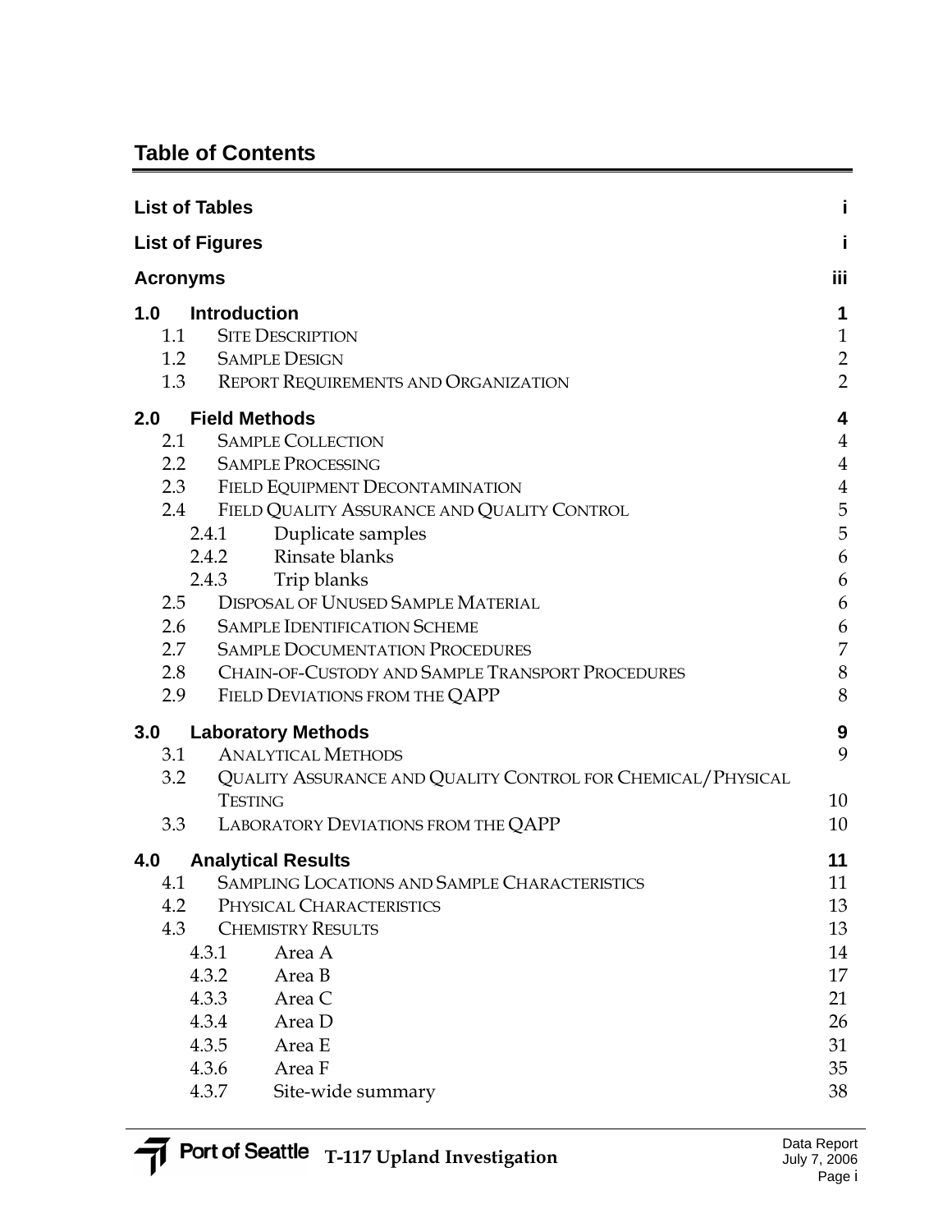## Table of Contents

| | |
|---|---|
| **List of Tables** | **i** |
| **List of Figures** | **i** |
| **Acronyms** | **iii** |
| **1.0 Introduction** | **1** |
| 1.1 Site Description | 1 |
| 1.2 Sample Design | 2 |
| 1.3 Report Requirements and Organization | 2 |
| **2.0 Field Methods** | **4** |
| 2.1 Sample Collection | 4 |
| 2.2 Sample Processing | 4 |
| 2.3 Field Equipment Decontamination | 4 |
| 2.4 Field Quality Assurance and Quality Control | 5 |
| 2.4.1 Duplicate samples | 5 |
| 2.4.2 Rinsate blanks | 6 |
| 2.4.3 Trip blanks | 6 |
| 2.5 Disposal of Unused Sample Material | 6 |
| 2.6 Sample Identification Scheme | 6 |
| 2.7 Sample Documentation Procedures | 7 |
| 2.8 Chain-of-Custody and Sample Transport Procedures | 8 |
| 2.9 Field Deviations from the QAPP | 8 |
| **3.0 Laboratory Methods** | **9** |
| 3.1 Analytical Methods | 9 |
| 3.2 Quality Assurance and Quality Control for Chemical/Physical Testing | 10 |
| 3.3 Laboratory Deviations from the QAPP | 10 |
| **4.0 Analytical Results** | **11** |
| 4.1 Sampling Locations and Sample Characteristics | 11 |
| 4.2 Physical Characteristics | 13 |
| 4.3 Chemistry Results | 13 |
| 4.3.1 Area A | 14 |
| 4.3.2 Area B | 17 |
| 4.3.3 Area C | 21 |
| 4.3.4 Area D | 26 |
| 4.3.5 Area E | 31 |
| 4.3.6 Area F | 35 |
| 4.3.7 Site-wide summary | 38 |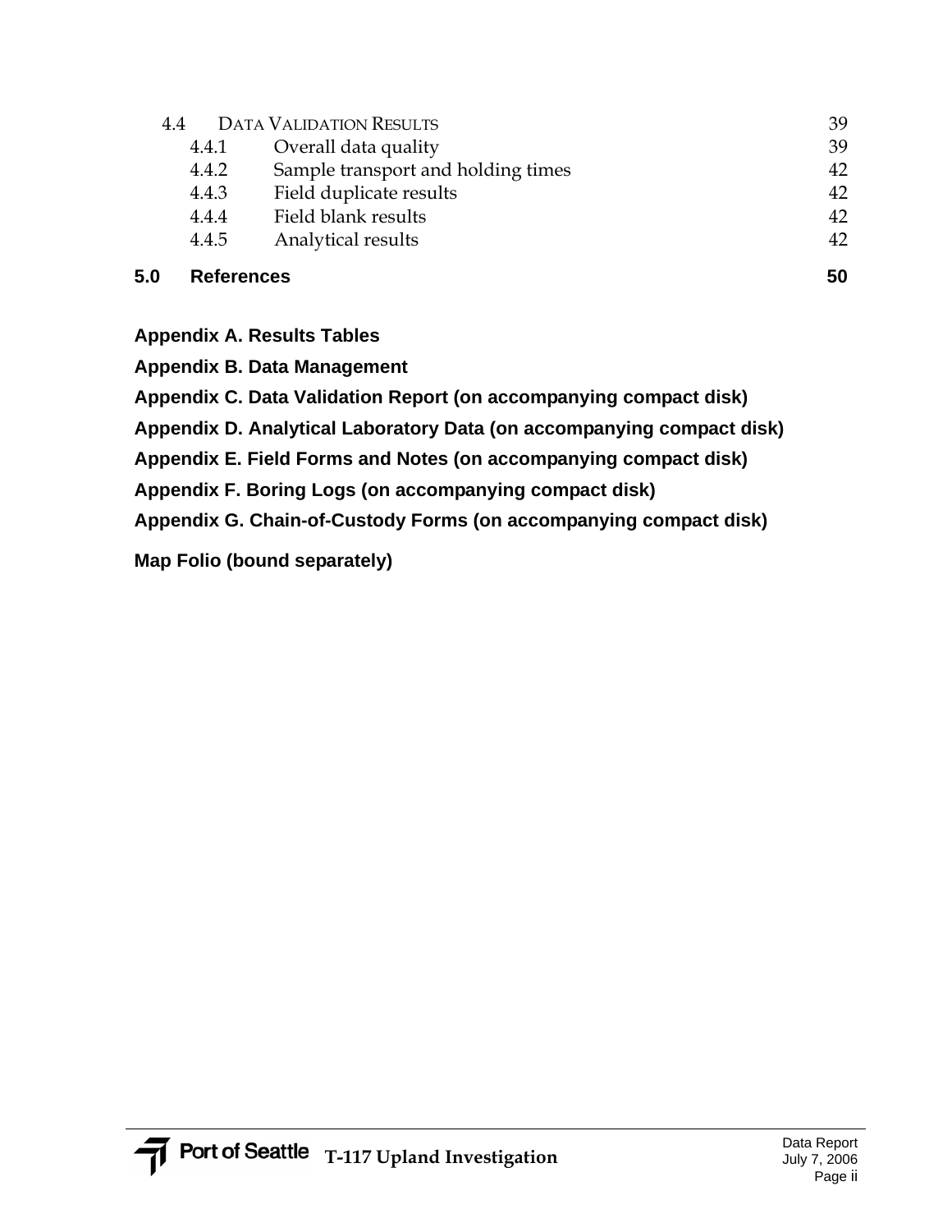| | | |
|---|---|---|
| 4.4 | DATA VALIDATION RESULTS | 39 |
| 4.4.1 | Overall data quality | 39 |
| 4.4.2 | Sample transport and holding times | 42 |
| 4.4.3 | Field duplicate results | 42 |
| 4.4.4 | Field blank results | 42 |
| 4.4.5 | Analytical results | 42 |
| **5.0** | **References** | **50** |

**Appendix A. Results Tables**

**Appendix B. Data Management**

**Appendix C. Data Validation Report (on accompanying compact disk)**

**Appendix D. Analytical Laboratory Data (on accompanying compact disk)**

**Appendix E. Field Forms and Notes (on accompanying compact disk)**

**Appendix F. Boring Logs (on accompanying compact disk)**

**Appendix G. Chain-of-Custody Forms (on accompanying compact disk)**

**Map Folio (bound separately)**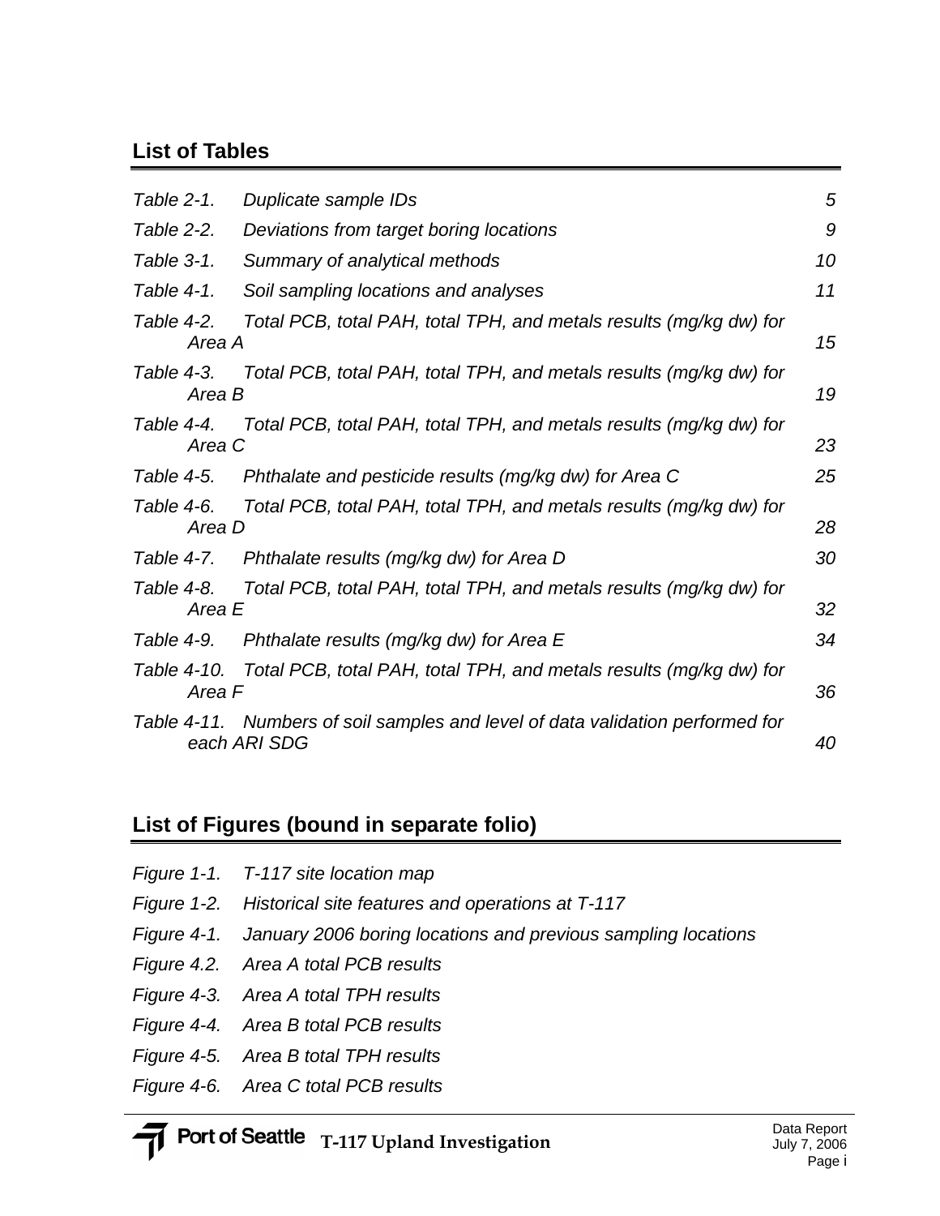## List of Tables

| | | |
|---|---|---|
| *Table 2-1.* | *Duplicate sample IDs* | *5* |
| *Table 2-2.* | *Deviations from target boring locations* | *9* |
| *Table 3-1.* | *Summary of analytical methods* | *10* |
| *Table 4-1.* | *Soil sampling locations and analyses* | *11* |
| *Table 4-2.* | *Total PCB, total PAH, total TPH, and metals results (mg/kg dw) for Area A* | *15* |
| *Table 4-3.* | *Total PCB, total PAH, total TPH, and metals results (mg/kg dw) for Area B* | *19* |
| *Table 4-4.* | *Total PCB, total PAH, total TPH, and metals results (mg/kg dw) for Area C* | *23* |
| *Table 4-5.* | *Phthalate and pesticide results (mg/kg dw) for Area C* | *25* |
| *Table 4-6.* | *Total PCB, total PAH, total TPH, and metals results (mg/kg dw) for Area D* | *28* |
| *Table 4-7.* | *Phthalate results (mg/kg dw) for Area D* | *30* |
| *Table 4-8.* | *Total PCB, total PAH, total TPH, and metals results (mg/kg dw) for Area E* | *32* |
| *Table 4-9.* | *Phthalate results (mg/kg dw) for Area E* | *34* |
| *Table 4-10.* | *Total PCB, total PAH, total TPH, and metals results (mg/kg dw) for Area F* | *36* |
| *Table 4-11.* | *Numbers of soil samples and level of data validation performed for each ARI SDG* | *40* |

## List of Figures (bound in separate folio)

*Figure 1-1.* *T-117 site location map*

*Figure 1-2.* *Historical site features and operations at T-117*

*Figure 4-1.* *January 2006 boring locations and previous sampling locations*

*Figure 4.2.* *Area A total PCB results*

*Figure 4-3.* *Area A total TPH results*

*Figure 4-4.* *Area B total PCB results*

*Figure 4-5.* *Area B total TPH results*

*Figure 4-6.* *Area C total PCB results*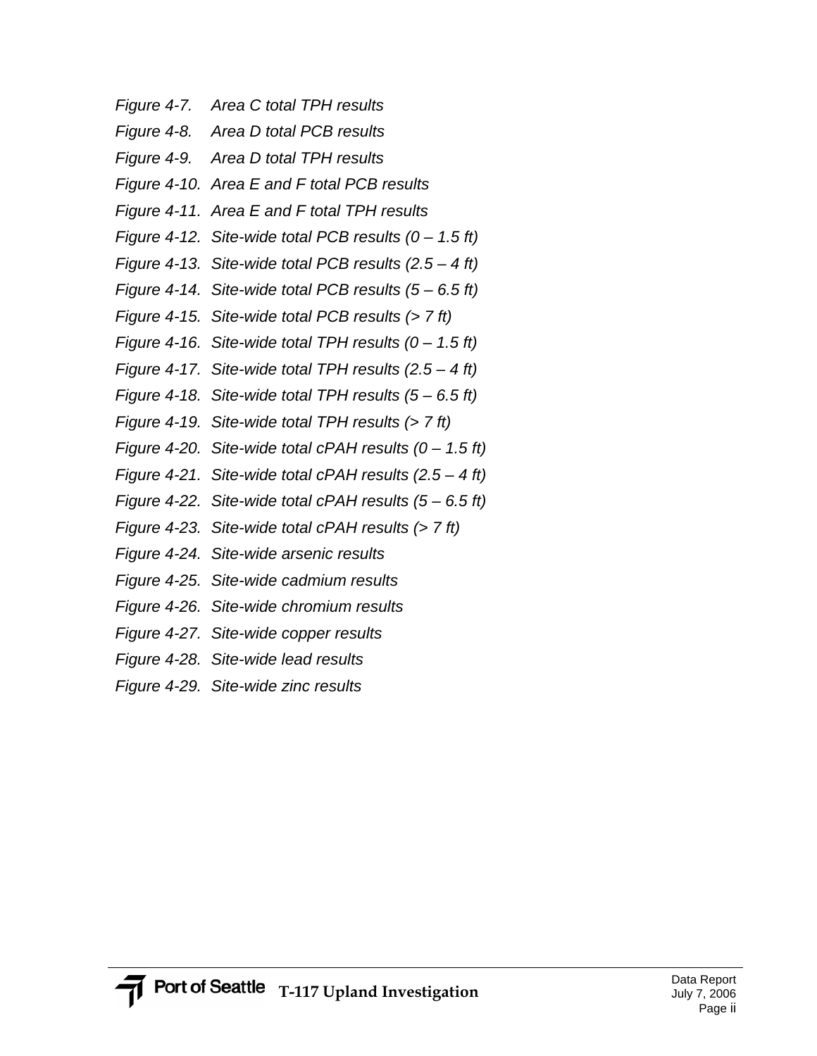*Figure 4-7. Area C total TPH results*

*Figure 4-8. Area D total PCB results*

*Figure 4-9. Area D total TPH results*

*Figure 4-10. Area E and F total PCB results*

*Figure 4-11. Area E and F total TPH results*

*Figure 4-12. Site-wide total PCB results (0 – 1.5 ft)*

*Figure 4-13. Site-wide total PCB results (2.5 – 4 ft)*

*Figure 4-14. Site-wide total PCB results (5 – 6.5 ft)*

*Figure 4-15. Site-wide total PCB results (> 7 ft)*

*Figure 4-16. Site-wide total TPH results (0 – 1.5 ft)*

*Figure 4-17. Site-wide total TPH results (2.5 – 4 ft)*

*Figure 4-18. Site-wide total TPH results (5 – 6.5 ft)*

*Figure 4-19. Site-wide total TPH results (> 7 ft)*

*Figure 4-20. Site-wide total cPAH results (0 – 1.5 ft)*

*Figure 4-21. Site-wide total cPAH results (2.5 – 4 ft)*

*Figure 4-22. Site-wide total cPAH results (5 – 6.5 ft)*

*Figure 4-23. Site-wide total cPAH results (> 7 ft)*

*Figure 4-24. Site-wide arsenic results*

*Figure 4-25. Site-wide cadmium results*

*Figure 4-26. Site-wide chromium results*

*Figure 4-27. Site-wide copper results*

*Figure 4-28. Site-wide lead results*

*Figure 4-29. Site-wide zinc results*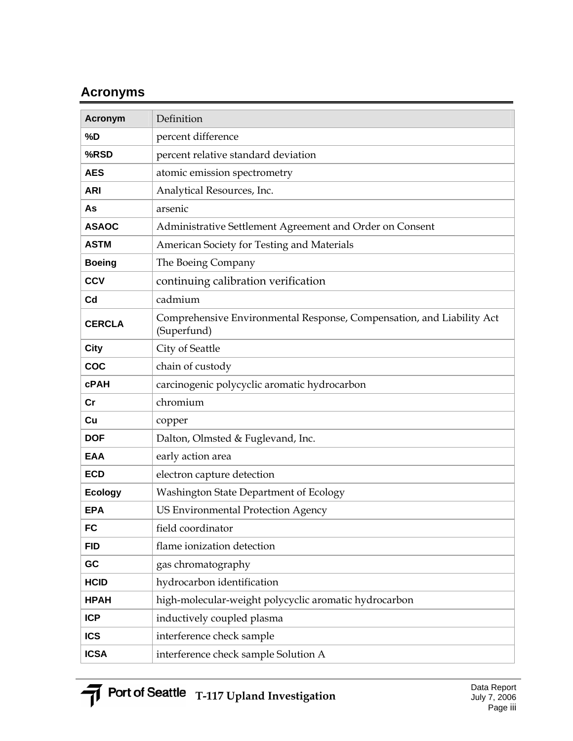## Acronyms

| Acronym | Definition |
|---|---|
| %D | percent difference |
| %RSD | percent relative standard deviation |
| AES | atomic emission spectrometry |
| ARI | Analytical Resources, Inc. |
| As | arsenic |
| ASAOC | Administrative Settlement Agreement and Order on Consent |
| ASTM | American Society for Testing and Materials |
| Boeing | The Boeing Company |
| CCV | continuing calibration verification |
| Cd | cadmium |
| CERCLA | Comprehensive Environmental Response, Compensation, and Liability Act (Superfund) |
| City | City of Seattle |
| COC | chain of custody |
| cPAH | carcinogenic polycyclic aromatic hydrocarbon |
| Cr | chromium |
| Cu | copper |
| DOF | Dalton, Olmsted & Fuglevand, Inc. |
| EAA | early action area |
| ECD | electron capture detection |
| Ecology | Washington State Department of Ecology |
| EPA | US Environmental Protection Agency |
| FC | field coordinator |
| FID | flame ionization detection |
| GC | gas chromatography |
| HCID | hydrocarbon identification |
| HPAH | high-molecular-weight polycyclic aromatic hydrocarbon |
| ICP | inductively coupled plasma |
| ICS | interference check sample |
| ICSA | interference check sample Solution A |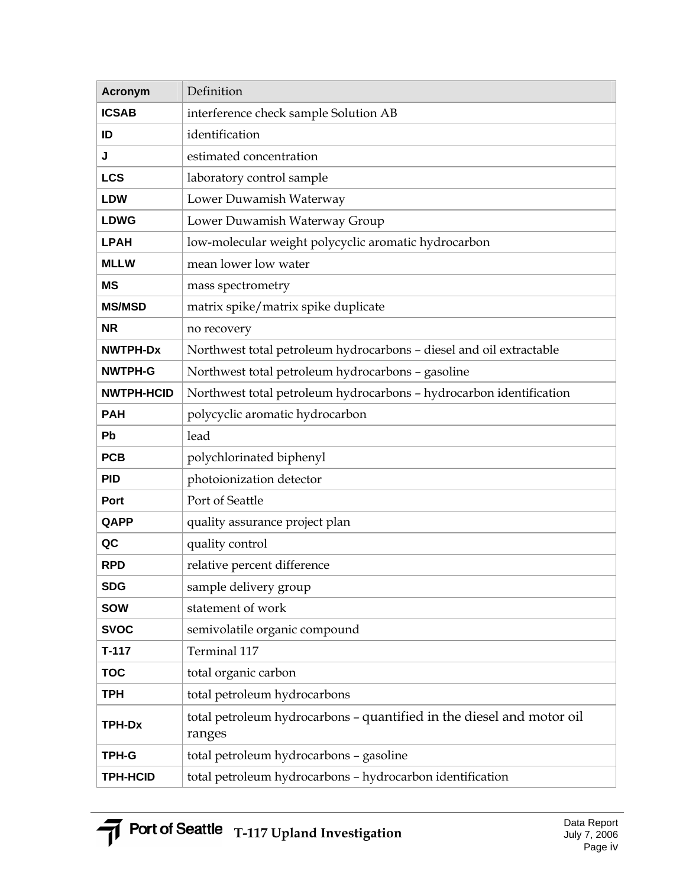| Acronym | Definition |
| --- | --- |
| ICSAB | interference check sample Solution AB |
| ID | identification |
| J | estimated concentration |
| LCS | laboratory control sample |
| LDW | Lower Duwamish Waterway |
| LDWG | Lower Duwamish Waterway Group |
| LPAH | low-molecular weight polycyclic aromatic hydrocarbon |
| MLLW | mean lower low water |
| MS | mass spectrometry |
| MS/MSD | matrix spike/matrix spike duplicate |
| NR | no recovery |
| NWTPH-Dx | Northwest total petroleum hydrocarbons – diesel and oil extractable |
| NWTPH-G | Northwest total petroleum hydrocarbons – gasoline |
| NWTPH-HCID | Northwest total petroleum hydrocarbons – hydrocarbon identification |
| PAH | polycyclic aromatic hydrocarbon |
| Pb | lead |
| PCB | polychlorinated biphenyl |
| PID | photoionization detector |
| Port | Port of Seattle |
| QAPP | quality assurance project plan |
| QC | quality control |
| RPD | relative percent difference |
| SDG | sample delivery group |
| SOW | statement of work |
| SVOC | semivolatile organic compound |
| T-117 | Terminal 117 |
| TOC | total organic carbon |
| TPH | total petroleum hydrocarbons |
| TPH-Dx | total petroleum hydrocarbons – quantified in the diesel and motor oil ranges |
| TPH-G | total petroleum hydrocarbons – gasoline |
| TPH-HCID | total petroleum hydrocarbons – hydrocarbon identification |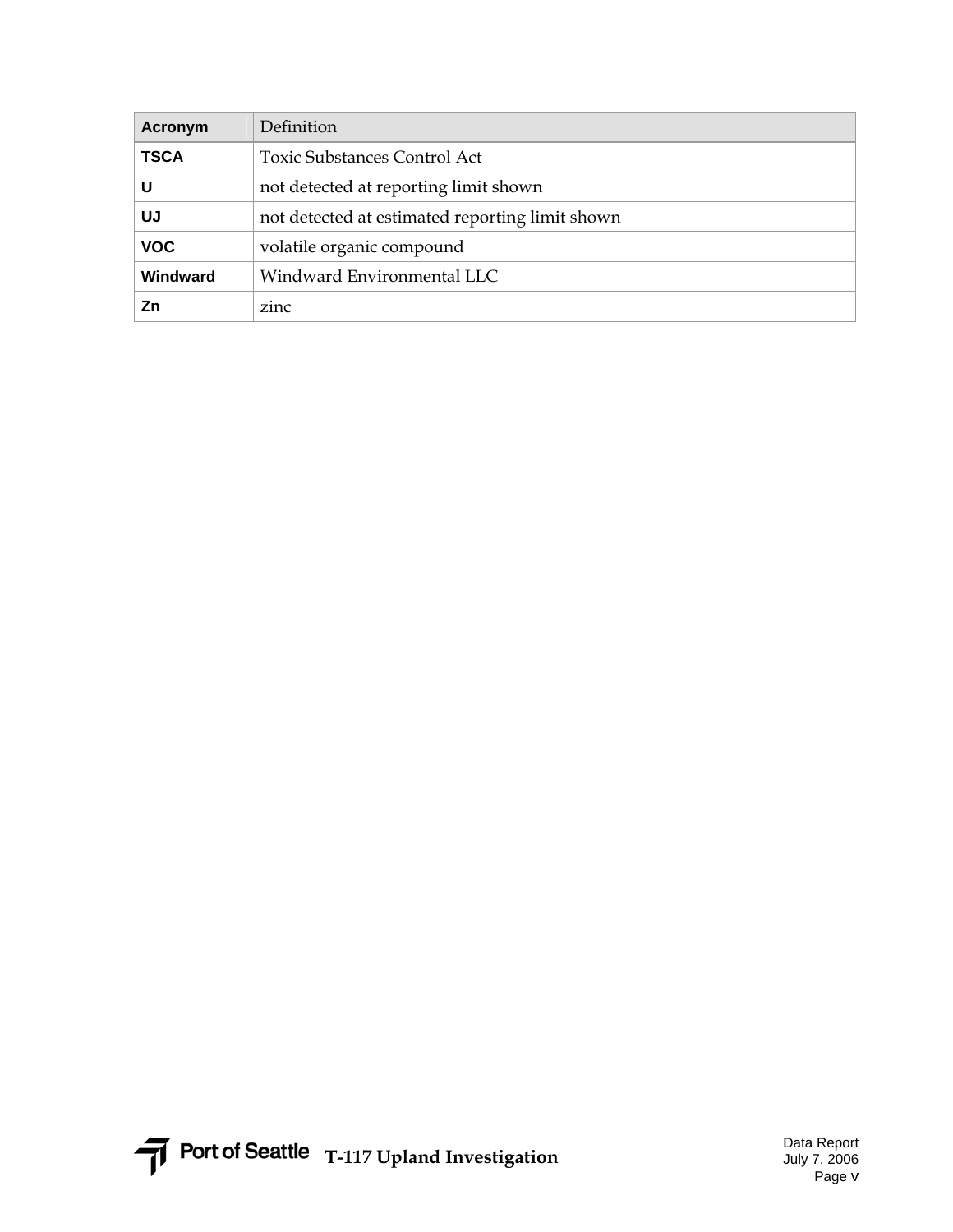| Acronym | Definition |
|---|---|
| **TSCA** | Toxic Substances Control Act |
| **U** | not detected at reporting limit shown |
| **UJ** | not detected at estimated reporting limit shown |
| **VOC** | volatile organic compound |
| **Windward** | Windward Environmental LLC |
| **Zn** | zinc |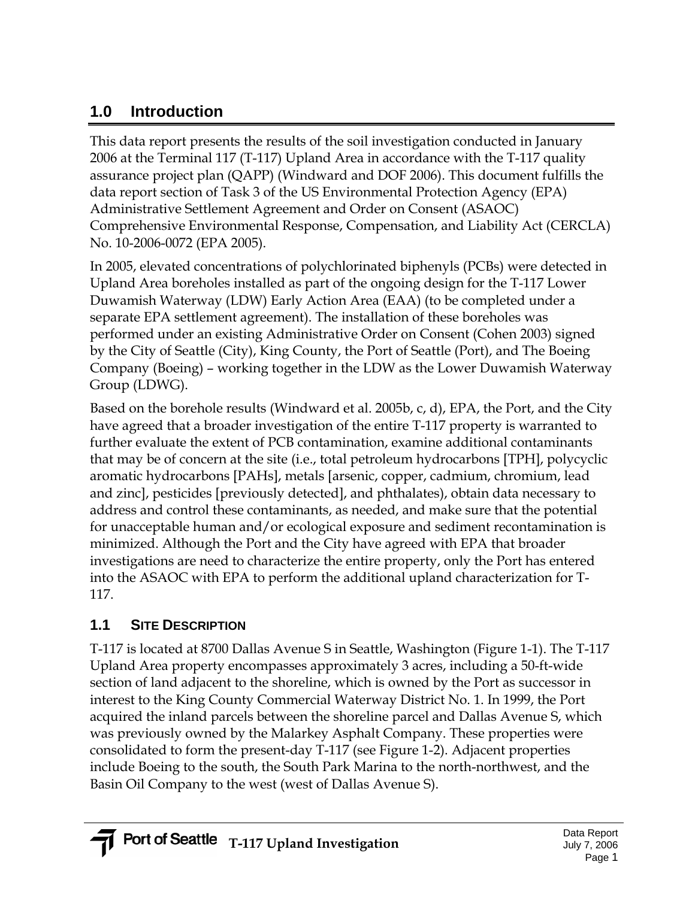# 1.0 Introduction

This data report presents the results of the soil investigation conducted in January 2006 at the Terminal 117 (T-117) Upland Area in accordance with the T-117 quality assurance project plan (QAPP) (Windward and DOF 2006). This document fulfills the data report section of Task 3 of the US Environmental Protection Agency (EPA) Administrative Settlement Agreement and Order on Consent (ASAOC) Comprehensive Environmental Response, Compensation, and Liability Act (CERCLA) No. 10-2006-0072 (EPA 2005).

In 2005, elevated concentrations of polychlorinated biphenyls (PCBs) were detected in Upland Area boreholes installed as part of the ongoing design for the T-117 Lower Duwamish Waterway (LDW) Early Action Area (EAA) (to be completed under a separate EPA settlement agreement). The installation of these boreholes was performed under an existing Administrative Order on Consent (Cohen 2003) signed by the City of Seattle (City), King County, the Port of Seattle (Port), and The Boeing Company (Boeing) – working together in the LDW as the Lower Duwamish Waterway Group (LDWG).

Based on the borehole results (Windward et al. 2005b, c, d), EPA, the Port, and the City have agreed that a broader investigation of the entire T-117 property is warranted to further evaluate the extent of PCB contamination, examine additional contaminants that may be of concern at the site (i.e., total petroleum hydrocarbons [TPH], polycyclic aromatic hydrocarbons [PAHs], metals [arsenic, copper, cadmium, chromium, lead and zinc], pesticides [previously detected], and phthalates), obtain data necessary to address and control these contaminants, as needed, and make sure that the potential for unacceptable human and/or ecological exposure and sediment recontamination is minimized. Although the Port and the City have agreed with EPA that broader investigations are need to characterize the entire property, only the Port has entered into the ASAOC with EPA to perform the additional upland characterization for T-117.

## 1.1 Site Description

T-117 is located at 8700 Dallas Avenue S in Seattle, Washington (Figure 1-1). The T-117 Upland Area property encompasses approximately 3 acres, including a 50-ft-wide section of land adjacent to the shoreline, which is owned by the Port as successor in interest to the King County Commercial Waterway District No. 1. In 1999, the Port acquired the inland parcels between the shoreline parcel and Dallas Avenue S, which was previously owned by the Malarkey Asphalt Company. These properties were consolidated to form the present-day T-117 (see Figure 1-2). Adjacent properties include Boeing to the south, the South Park Marina to the north-northwest, and the Basin Oil Company to the west (west of Dallas Avenue S).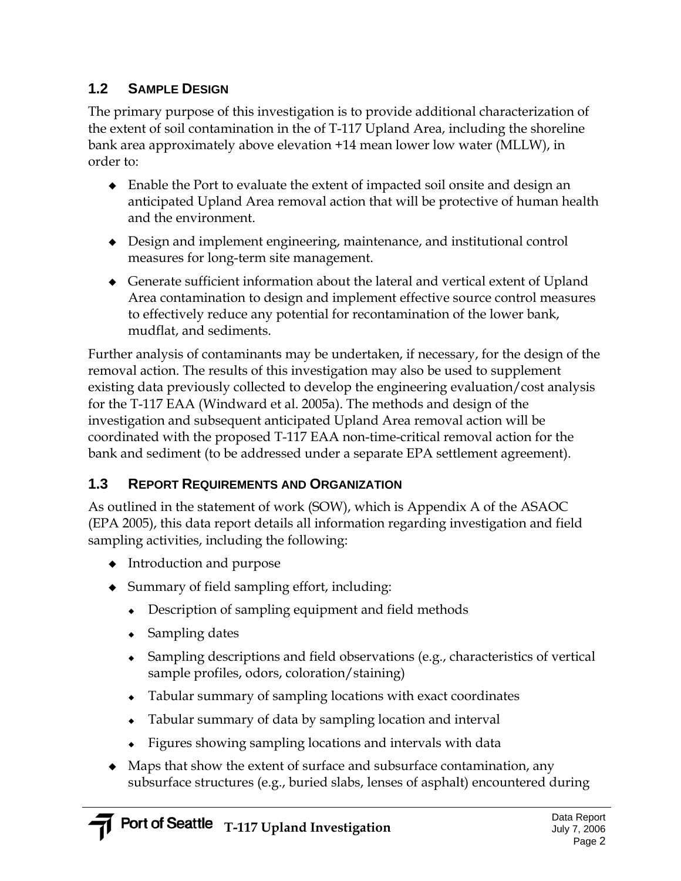## 1.2 SAMPLE DESIGN

The primary purpose of this investigation is to provide additional characterization of the extent of soil contamination in the of T-117 Upland Area, including the shoreline bank area approximately above elevation +14 mean lower low water (MLLW), in order to:

- Enable the Port to evaluate the extent of impacted soil onsite and design an anticipated Upland Area removal action that will be protective of human health and the environment.
- Design and implement engineering, maintenance, and institutional control measures for long-term site management.
- Generate sufficient information about the lateral and vertical extent of Upland Area contamination to design and implement effective source control measures to effectively reduce any potential for recontamination of the lower bank, mudflat, and sediments.

Further analysis of contaminants may be undertaken, if necessary, for the design of the removal action. The results of this investigation may also be used to supplement existing data previously collected to develop the engineering evaluation/cost analysis for the T-117 EAA (Windward et al. 2005a). The methods and design of the investigation and subsequent anticipated Upland Area removal action will be coordinated with the proposed T-117 EAA non-time-critical removal action for the bank and sediment (to be addressed under a separate EPA settlement agreement).

## 1.3 REPORT REQUIREMENTS AND ORGANIZATION

As outlined in the statement of work (SOW), which is Appendix A of the ASAOC (EPA 2005), this data report details all information regarding investigation and field sampling activities, including the following:

- Introduction and purpose
- Summary of field sampling effort, including:
  - Description of sampling equipment and field methods
  - Sampling dates
  - Sampling descriptions and field observations (e.g., characteristics of vertical sample profiles, odors, coloration/staining)
  - Tabular summary of sampling locations with exact coordinates
  - Tabular summary of data by sampling location and interval
  - Figures showing sampling locations and intervals with data
- Maps that show the extent of surface and subsurface contamination, any subsurface structures (e.g., buried slabs, lenses of asphalt) encountered during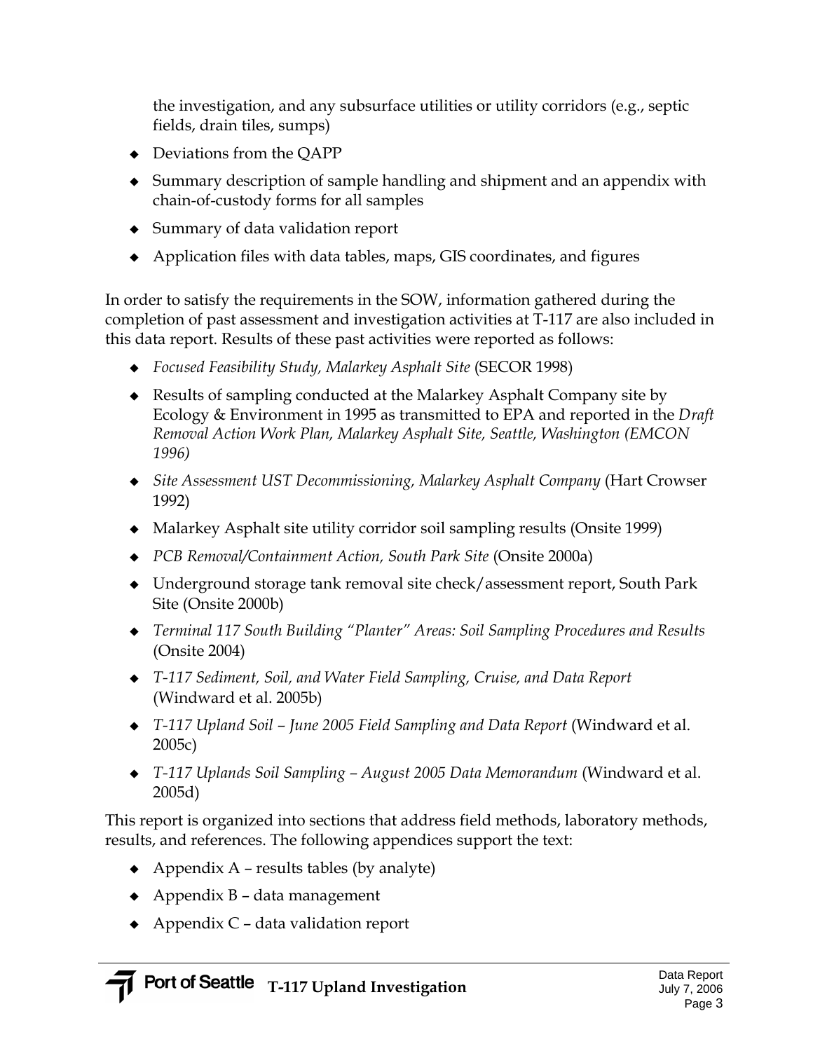the investigation, and any subsurface utilities or utility corridors (e.g., septic fields, drain tiles, sumps)

- Deviations from the QAPP
- Summary description of sample handling and shipment and an appendix with chain-of-custody forms for all samples
- Summary of data validation report
- Application files with data tables, maps, GIS coordinates, and figures

In order to satisfy the requirements in the SOW, information gathered during the completion of past assessment and investigation activities at T-117 are also included in this data report. Results of these past activities were reported as follows:

- *Focused Feasibility Study, Malarkey Asphalt Site* (SECOR 1998)
- Results of sampling conducted at the Malarkey Asphalt Company site by Ecology & Environment in 1995 as transmitted to EPA and reported in the *Draft Removal Action Work Plan, Malarkey Asphalt Site, Seattle, Washington (EMCON 1996)*
- *Site Assessment UST Decommissioning, Malarkey Asphalt Company* (Hart Crowser 1992)
- Malarkey Asphalt site utility corridor soil sampling results (Onsite 1999)
- *PCB Removal/Containment Action, South Park Site* (Onsite 2000a)
- Underground storage tank removal site check/assessment report, South Park Site (Onsite 2000b)
- *Terminal 117 South Building "Planter" Areas: Soil Sampling Procedures and Results* (Onsite 2004)
- *T-117 Sediment, Soil, and Water Field Sampling, Cruise, and Data Report* (Windward et al. 2005b)
- *T-117 Upland Soil – June 2005 Field Sampling and Data Report* (Windward et al. 2005c)
- *T-117 Uplands Soil Sampling – August 2005 Data Memorandum* (Windward et al. 2005d)

This report is organized into sections that address field methods, laboratory methods, results, and references. The following appendices support the text:

- Appendix A – results tables (by analyte)
- Appendix B – data management
- Appendix C – data validation report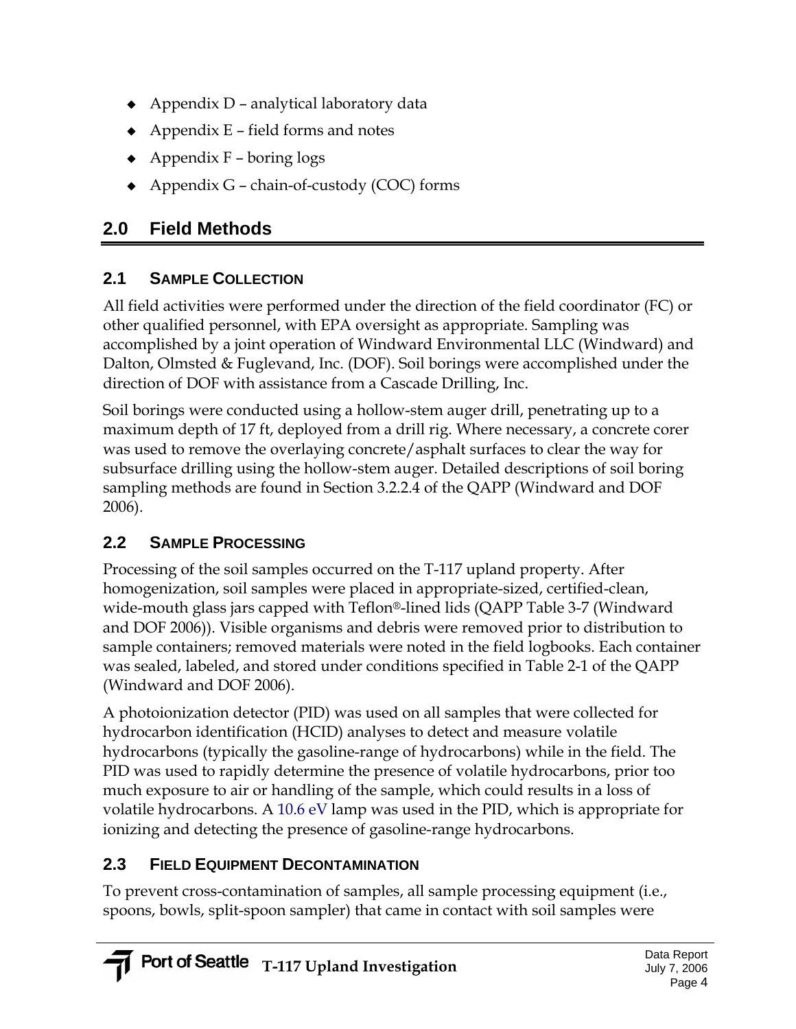- Appendix D – analytical laboratory data
- Appendix E – field forms and notes
- Appendix F – boring logs
- Appendix G – chain-of-custody (COC) forms

# 2.0 Field Methods

## 2.1 Sample Collection

All field activities were performed under the direction of the field coordinator (FC) or other qualified personnel, with EPA oversight as appropriate. Sampling was accomplished by a joint operation of Windward Environmental LLC (Windward) and Dalton, Olmsted & Fuglevand, Inc. (DOF). Soil borings were accomplished under the direction of DOF with assistance from a Cascade Drilling, Inc.

Soil borings were conducted using a hollow-stem auger drill, penetrating up to a maximum depth of 17 ft, deployed from a drill rig. Where necessary, a concrete corer was used to remove the overlaying concrete/asphalt surfaces to clear the way for subsurface drilling using the hollow-stem auger. Detailed descriptions of soil boring sampling methods are found in Section 3.2.2.4 of the QAPP (Windward and DOF 2006).

## 2.2 Sample Processing

Processing of the soil samples occurred on the T-117 upland property. After homogenization, soil samples were placed in appropriate-sized, certified-clean, wide-mouth glass jars capped with Teflon®-lined lids (QAPP Table 3-7 (Windward and DOF 2006)). Visible organisms and debris were removed prior to distribution to sample containers; removed materials were noted in the field logbooks. Each container was sealed, labeled, and stored under conditions specified in Table 2-1 of the QAPP (Windward and DOF 2006).

A photoionization detector (PID) was used on all samples that were collected for hydrocarbon identification (HCID) analyses to detect and measure volatile hydrocarbons (typically the gasoline-range of hydrocarbons) while in the field. The PID was used to rapidly determine the presence of volatile hydrocarbons, prior too much exposure to air or handling of the sample, which could results in a loss of volatile hydrocarbons. A 10.6 eV lamp was used in the PID, which is appropriate for ionizing and detecting the presence of gasoline-range hydrocarbons.

## 2.3 Field Equipment Decontamination

To prevent cross-contamination of samples, all sample processing equipment (i.e., spoons, bowls, split-spoon sampler) that came in contact with soil samples were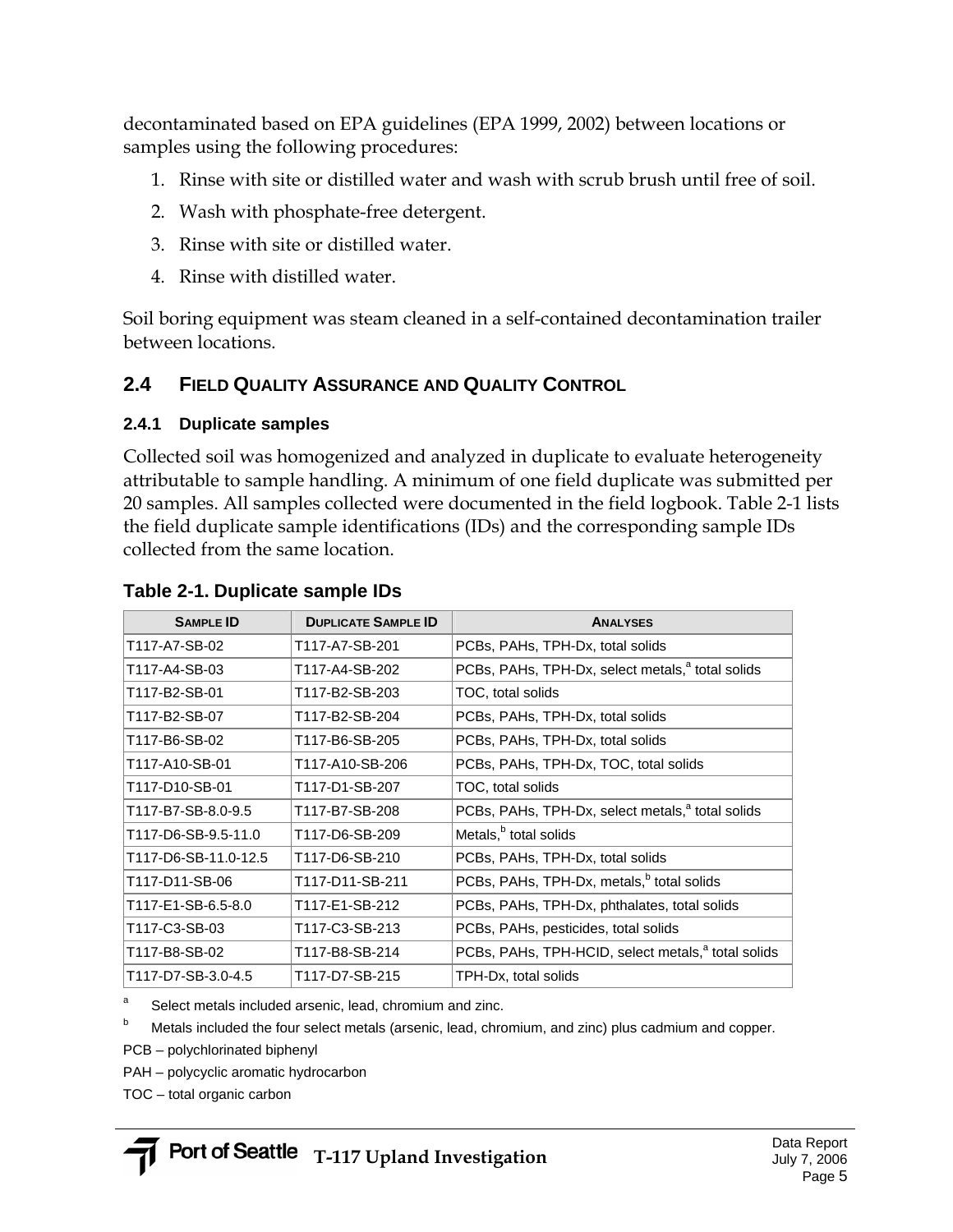decontaminated based on EPA guidelines (EPA 1999, 2002) between locations or samples using the following procedures:

1. Rinse with site or distilled water and wash with scrub brush until free of soil.
2. Wash with phosphate-free detergent.
3. Rinse with site or distilled water.
4. Rinse with distilled water.

Soil boring equipment was steam cleaned in a self-contained decontamination trailer between locations.

## 2.4 Field Quality Assurance and Quality Control

### 2.4.1 Duplicate samples

Collected soil was homogenized and analyzed in duplicate to evaluate heterogeneity attributable to sample handling. A minimum of one field duplicate was submitted per 20 samples. All samples collected were documented in the field logbook. Table 2-1 lists the field duplicate sample identifications (IDs) and the corresponding sample IDs collected from the same location.

**Table 2-1. Duplicate sample IDs**

| Sample ID | Duplicate Sample ID | Analyses |
|---|---|---|
| T117-A7-SB-02 | T117-A7-SB-201 | PCBs, PAHs, TPH-Dx, total solids |
| T117-A4-SB-03 | T117-A4-SB-202 | PCBs, PAHs, TPH-Dx, select metals,[a] total solids |
| T117-B2-SB-01 | T117-B2-SB-203 | TOC, total solids |
| T117-B2-SB-07 | T117-B2-SB-204 | PCBs, PAHs, TPH-Dx, total solids |
| T117-B6-SB-02 | T117-B6-SB-205 | PCBs, PAHs, TPH-Dx, total solids |
| T117-A10-SB-01 | T117-A10-SB-206 | PCBs, PAHs, TPH-Dx, TOC, total solids |
| T117-D10-SB-01 | T117-D1-SB-207 | TOC, total solids |
| T117-B7-SB-8.0-9.5 | T117-B7-SB-208 | PCBs, PAHs, TPH-Dx, select metals,[a] total solids |
| T117-D6-SB-9.5-11.0 | T117-D6-SB-209 | Metals,[b] total solids |
| T117-D6-SB-11.0-12.5 | T117-D6-SB-210 | PCBs, PAHs, TPH-Dx, total solids |
| T117-D11-SB-06 | T117-D11-SB-211 | PCBs, PAHs, TPH-Dx, metals,[b] total solids |
| T117-E1-SB-6.5-8.0 | T117-E1-SB-212 | PCBs, PAHs, TPH-Dx, phthalates, total solids |
| T117-C3-SB-03 | T117-C3-SB-213 | PCBs, PAHs, pesticides, total solids |
| T117-B8-SB-02 | T117-B8-SB-214 | PCBs, PAHs, TPH-HCID, select metals,[a] total solids |
| T117-D7-SB-3.0-4.5 | T117-D7-SB-215 | TPH-Dx, total solids |

[a] Select metals included arsenic, lead, chromium and zinc.

[b] Metals included the four select metals (arsenic, lead, chromium, and zinc) plus cadmium and copper.

PCB – polychlorinated biphenyl

PAH – polycyclic aromatic hydrocarbon

TOC – total organic carbon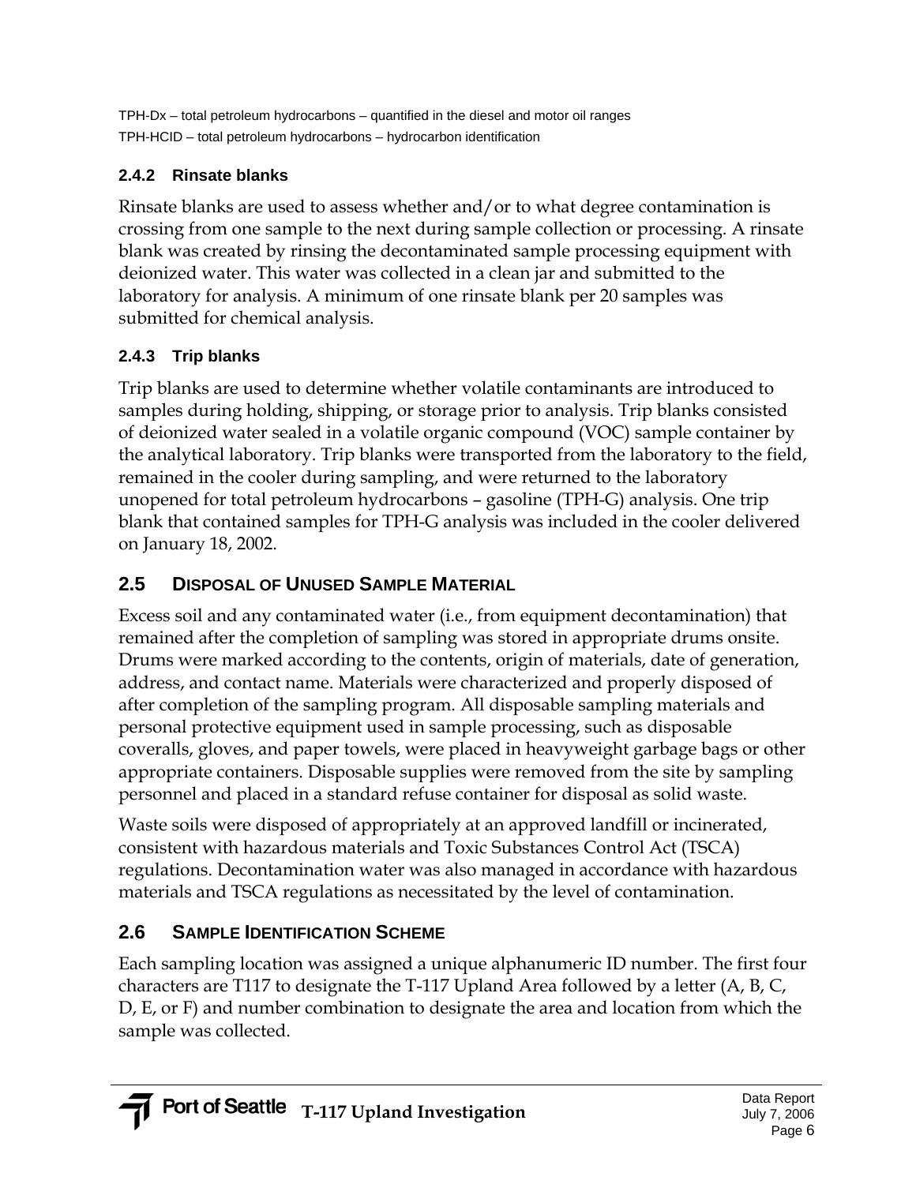TPH-Dx – total petroleum hydrocarbons – quantified in the diesel and motor oil ranges
TPH-HCID – total petroleum hydrocarbons – hydrocarbon identification

### 2.4.2 Rinsate blanks

Rinsate blanks are used to assess whether and/or to what degree contamination is crossing from one sample to the next during sample collection or processing. A rinsate blank was created by rinsing the decontaminated sample processing equipment with deionized water. This water was collected in a clean jar and submitted to the laboratory for analysis. A minimum of one rinsate blank per 20 samples was submitted for chemical analysis.

### 2.4.3 Trip blanks

Trip blanks are used to determine whether volatile contaminants are introduced to samples during holding, shipping, or storage prior to analysis. Trip blanks consisted of deionized water sealed in a volatile organic compound (VOC) sample container by the analytical laboratory. Trip blanks were transported from the laboratory to the field, remained in the cooler during sampling, and were returned to the laboratory unopened for total petroleum hydrocarbons – gasoline (TPH-G) analysis. One trip blank that contained samples for TPH-G analysis was included in the cooler delivered on January 18, 2002.

## 2.5 Disposal of Unused Sample Material

Excess soil and any contaminated water (i.e., from equipment decontamination) that remained after the completion of sampling was stored in appropriate drums onsite. Drums were marked according to the contents, origin of materials, date of generation, address, and contact name. Materials were characterized and properly disposed of after completion of the sampling program. All disposable sampling materials and personal protective equipment used in sample processing, such as disposable coveralls, gloves, and paper towels, were placed in heavyweight garbage bags or other appropriate containers. Disposable supplies were removed from the site by sampling personnel and placed in a standard refuse container for disposal as solid waste.

Waste soils were disposed of appropriately at an approved landfill or incinerated, consistent with hazardous materials and Toxic Substances Control Act (TSCA) regulations. Decontamination water was also managed in accordance with hazardous materials and TSCA regulations as necessitated by the level of contamination.

## 2.6 Sample Identification Scheme

Each sampling location was assigned a unique alphanumeric ID number. The first four characters are T117 to designate the T-117 Upland Area followed by a letter (A, B, C, D, E, or F) and number combination to designate the area and location from which the sample was collected.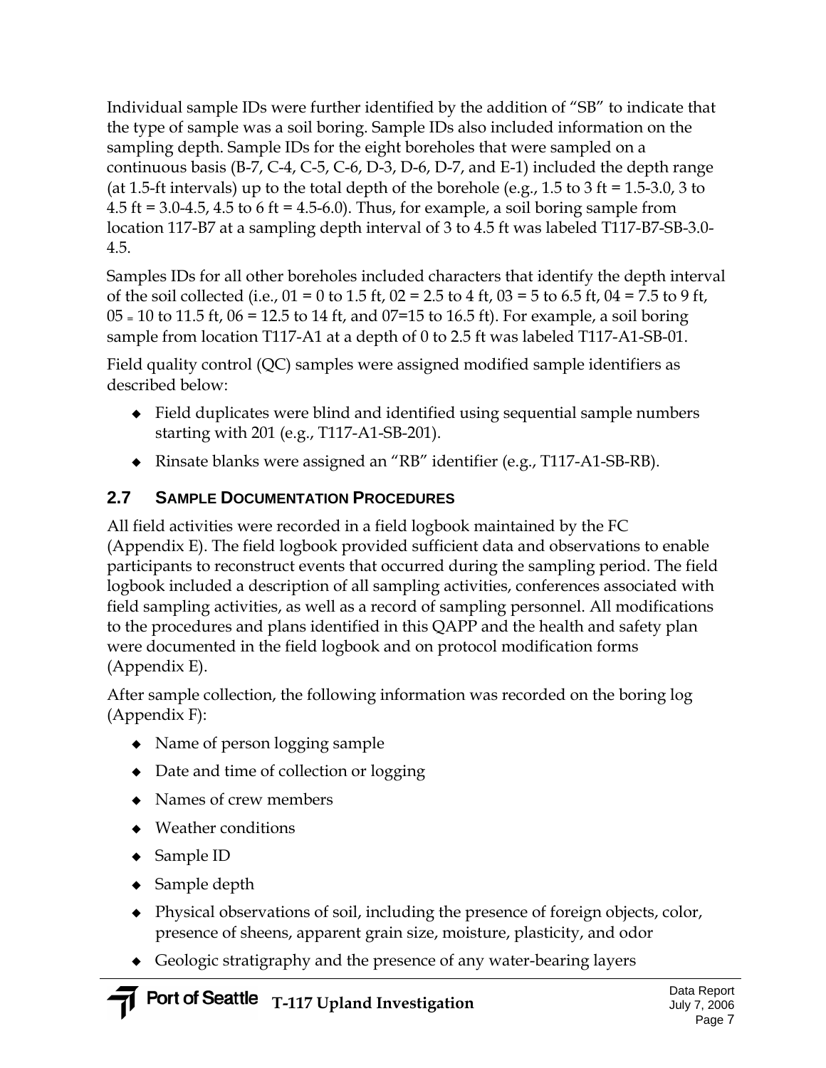Individual sample IDs were further identified by the addition of "SB" to indicate that the type of sample was a soil boring. Sample IDs also included information on the sampling depth. Sample IDs for the eight boreholes that were sampled on a continuous basis (B-7, C-4, C-5, C-6, D-3, D-6, D-7, and E-1) included the depth range (at 1.5-ft intervals) up to the total depth of the borehole (e.g., 1.5 to 3 ft = 1.5-3.0, 3 to 4.5 ft = 3.0-4.5, 4.5 to 6 ft = 4.5-6.0). Thus, for example, a soil boring sample from location 117-B7 at a sampling depth interval of 3 to 4.5 ft was labeled T117-B7-SB-3.0-4.5.

Samples IDs for all other boreholes included characters that identify the depth interval of the soil collected (i.e., 01 = 0 to 1.5 ft, 02 = 2.5 to 4 ft, 03 = 5 to 6.5 ft, 04 = 7.5 to 9 ft, 05 = 10 to 11.5 ft, 06 = 12.5 to 14 ft, and 07=15 to 16.5 ft). For example, a soil boring sample from location T117-A1 at a depth of 0 to 2.5 ft was labeled T117-A1-SB-01.

Field quality control (QC) samples were assigned modified sample identifiers as described below:

- Field duplicates were blind and identified using sequential sample numbers starting with 201 (e.g., T117-A1-SB-201).
- Rinsate blanks were assigned an "RB" identifier (e.g., T117-A1-SB-RB).

## 2.7 Sample Documentation Procedures

All field activities were recorded in a field logbook maintained by the FC (Appendix E). The field logbook provided sufficient data and observations to enable participants to reconstruct events that occurred during the sampling period. The field logbook included a description of all sampling activities, conferences associated with field sampling activities, as well as a record of sampling personnel. All modifications to the procedures and plans identified in this QAPP and the health and safety plan were documented in the field logbook and on protocol modification forms (Appendix E).

After sample collection, the following information was recorded on the boring log (Appendix F):

- Name of person logging sample
- Date and time of collection or logging
- Names of crew members
- Weather conditions
- Sample ID
- Sample depth
- Physical observations of soil, including the presence of foreign objects, color, presence of sheens, apparent grain size, moisture, plasticity, and odor
- Geologic stratigraphy and the presence of any water-bearing layers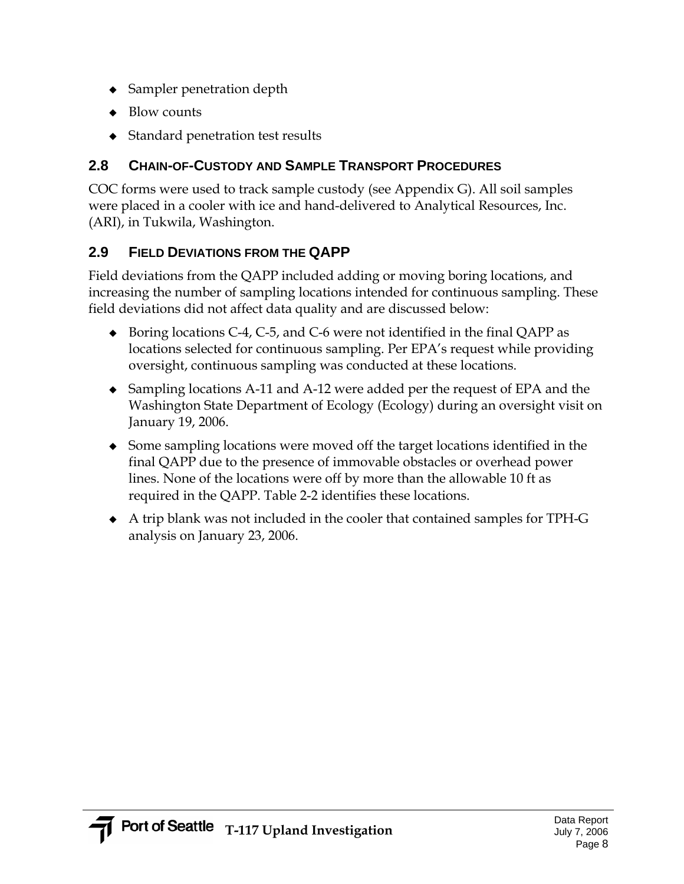- Sampler penetration depth
- Blow counts
- Standard penetration test results

## 2.8 Chain-of-Custody and Sample Transport Procedures

COC forms were used to track sample custody (see Appendix G). All soil samples were placed in a cooler with ice and hand-delivered to Analytical Resources, Inc. (ARI), in Tukwila, Washington.

## 2.9 Field Deviations from the QAPP

Field deviations from the QAPP included adding or moving boring locations, and increasing the number of sampling locations intended for continuous sampling. These field deviations did not affect data quality and are discussed below:

- Boring locations C-4, C-5, and C-6 were not identified in the final QAPP as locations selected for continuous sampling. Per EPA's request while providing oversight, continuous sampling was conducted at these locations.
- Sampling locations A-11 and A-12 were added per the request of EPA and the Washington State Department of Ecology (Ecology) during an oversight visit on January 19, 2006.
- Some sampling locations were moved off the target locations identified in the final QAPP due to the presence of immovable obstacles or overhead power lines. None of the locations were off by more than the allowable 10 ft as required in the QAPP. Table 2-2 identifies these locations.
- A trip blank was not included in the cooler that contained samples for TPH-G analysis on January 23, 2006.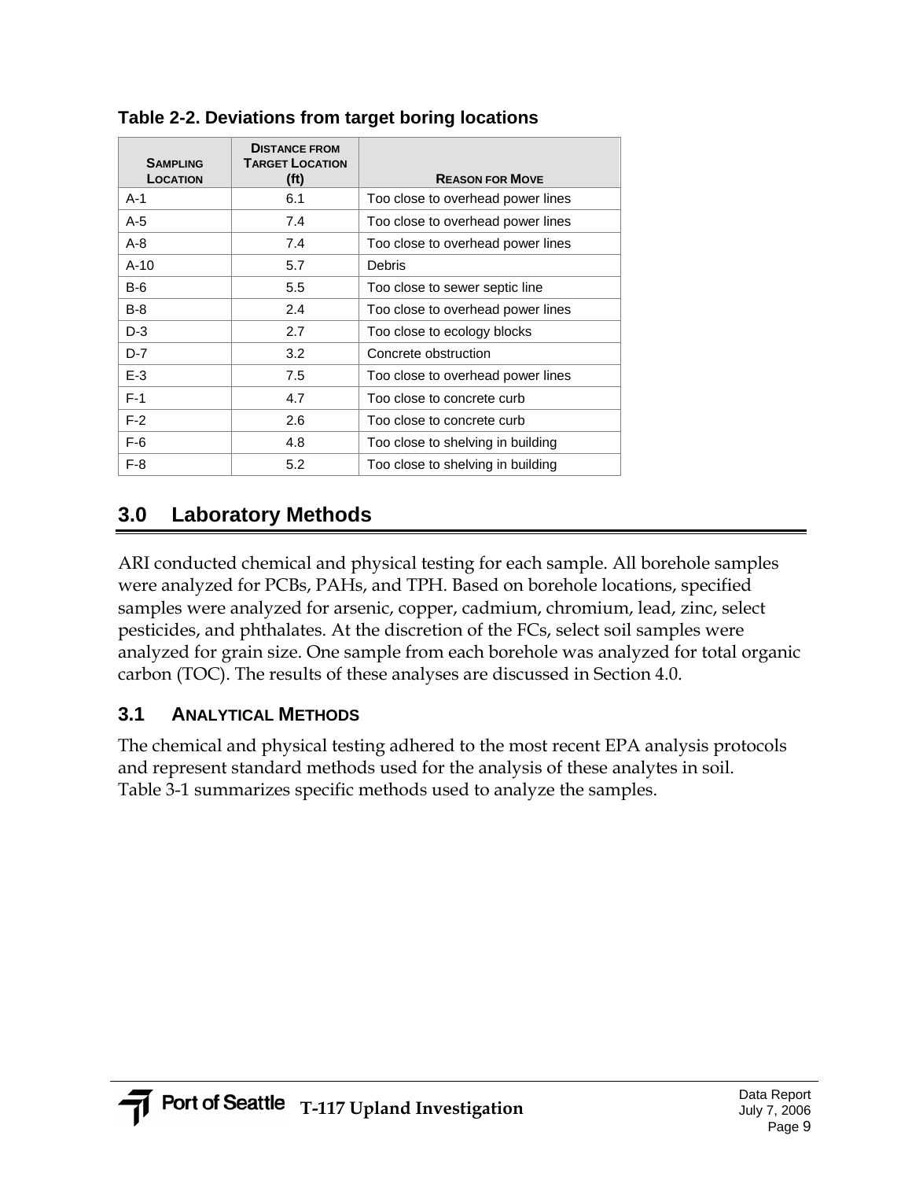**Table 2-2. Deviations from target boring locations**

| Sampling Location | Distance from Target Location (ft) | Reason for Move |
|---|---|---|
| A-1 | 6.1 | Too close to overhead power lines |
| A-5 | 7.4 | Too close to overhead power lines |
| A-8 | 7.4 | Too close to overhead power lines |
| A-10 | 5.7 | Debris |
| B-6 | 5.5 | Too close to sewer septic line |
| B-8 | 2.4 | Too close to overhead power lines |
| D-3 | 2.7 | Too close to ecology blocks |
| D-7 | 3.2 | Concrete obstruction |
| E-3 | 7.5 | Too close to overhead power lines |
| F-1 | 4.7 | Too close to concrete curb |
| F-2 | 2.6 | Too close to concrete curb |
| F-6 | 4.8 | Too close to shelving in building |
| F-8 | 5.2 | Too close to shelving in building |

# 3.0 Laboratory Methods

ARI conducted chemical and physical testing for each sample. All borehole samples were analyzed for PCBs, PAHs, and TPH. Based on borehole locations, specified samples were analyzed for arsenic, copper, cadmium, chromium, lead, zinc, select pesticides, and phthalates. At the discretion of the FCs, select soil samples were analyzed for grain size. One sample from each borehole was analyzed for total organic carbon (TOC). The results of these analyses are discussed in Section 4.0.

## 3.1 Analytical Methods

The chemical and physical testing adhered to the most recent EPA analysis protocols and represent standard methods used for the analysis of these analytes in soil. Table 3-1 summarizes specific methods used to analyze the samples.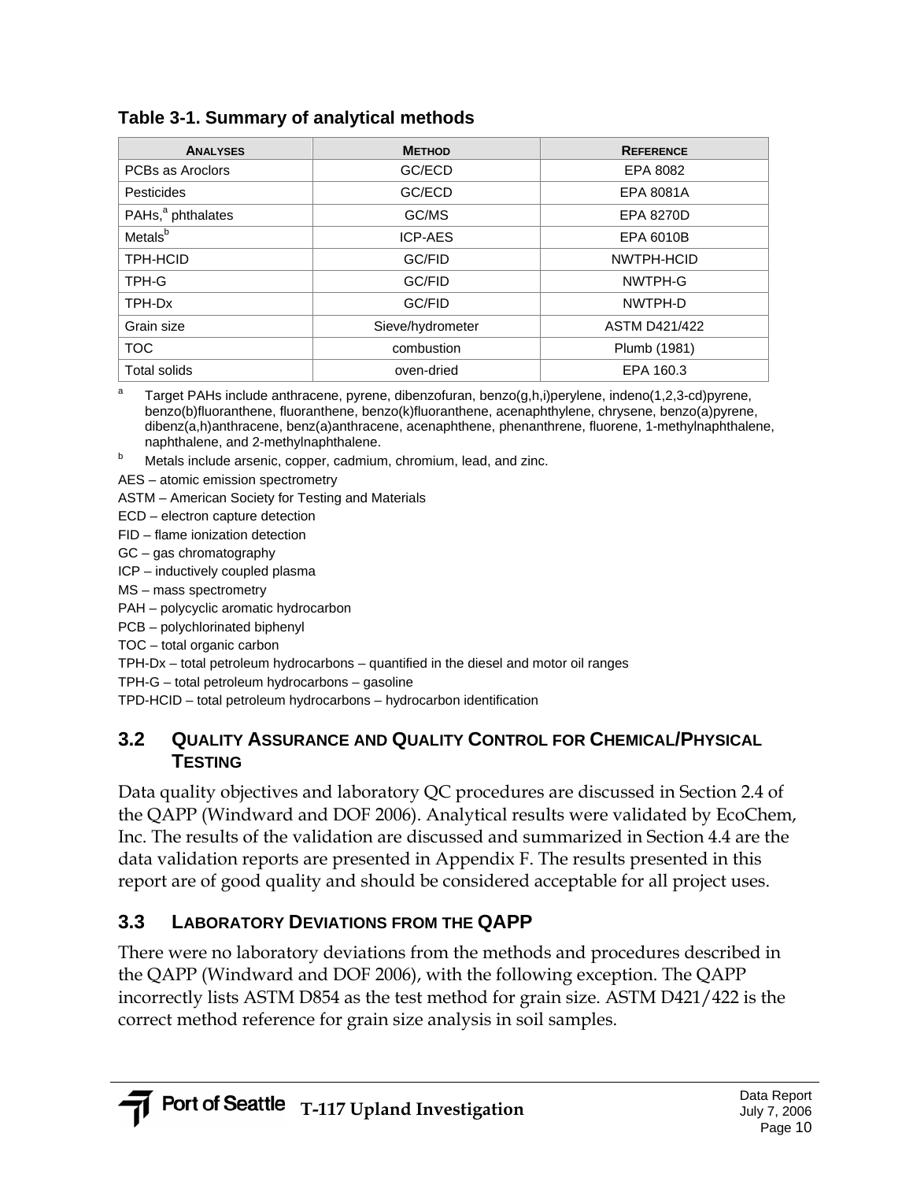**Table 3-1. Summary of analytical methods**

| ANALYSES | METHOD | REFERENCE |
|---|---|---|
| PCBs as Aroclors | GC/ECD | EPA 8082 |
| Pesticides | GC/ECD | EPA 8081A |
| PAHs,[a] phthalates | GC/MS | EPA 8270D |
| Metals[b] | ICP-AES | EPA 6010B |
| TPH-HCID | GC/FID | NWTPH-HCID |
| TPH-G | GC/FID | NWTPH-G |
| TPH-Dx | GC/FID | NWTPH-D |
| Grain size | Sieve/hydrometer | ASTM D421/422 |
| TOC | combustion | Plumb (1981) |
| Total solids | oven-dried | EPA 160.3 |

[a] Target PAHs include anthracene, pyrene, dibenzofuran, benzo(g,h,i)perylene, indeno(1,2,3-cd)pyrene, benzo(b)fluoranthene, fluoranthene, benzo(k)fluoranthene, acenaphthylene, chrysene, benzo(a)pyrene, dibenz(a,h)anthracene, benz(a)anthracene, acenaphthene, phenanthrene, fluorene, 1-methylnaphthalene, naphthalene, and 2-methylnaphthalene.

[b] Metals include arsenic, copper, cadmium, chromium, lead, and zinc.

AES – atomic emission spectrometry
ASTM – American Society for Testing and Materials
ECD – electron capture detection
FID – flame ionization detection
GC – gas chromatography
ICP – inductively coupled plasma
MS – mass spectrometry
PAH – polycyclic aromatic hydrocarbon
PCB – polychlorinated biphenyl
TOC – total organic carbon
TPH-Dx – total petroleum hydrocarbons – quantified in the diesel and motor oil ranges
TPH-G – total petroleum hydrocarbons – gasoline
TPD-HCID – total petroleum hydrocarbons – hydrocarbon identification

## 3.2 QUALITY ASSURANCE AND QUALITY CONTROL FOR CHEMICAL/PHYSICAL TESTING

Data quality objectives and laboratory QC procedures are discussed in Section 2.4 of the QAPP (Windward and DOF 2006). Analytical results were validated by EcoChem, Inc. The results of the validation are discussed and summarized in Section 4.4 are the data validation reports are presented in Appendix F. The results presented in this report are of good quality and should be considered acceptable for all project uses.

## 3.3 LABORATORY DEVIATIONS FROM THE QAPP

There were no laboratory deviations from the methods and procedures described in the QAPP (Windward and DOF 2006), with the following exception. The QAPP incorrectly lists ASTM D854 as the test method for grain size. ASTM D421/422 is the correct method reference for grain size analysis in soil samples.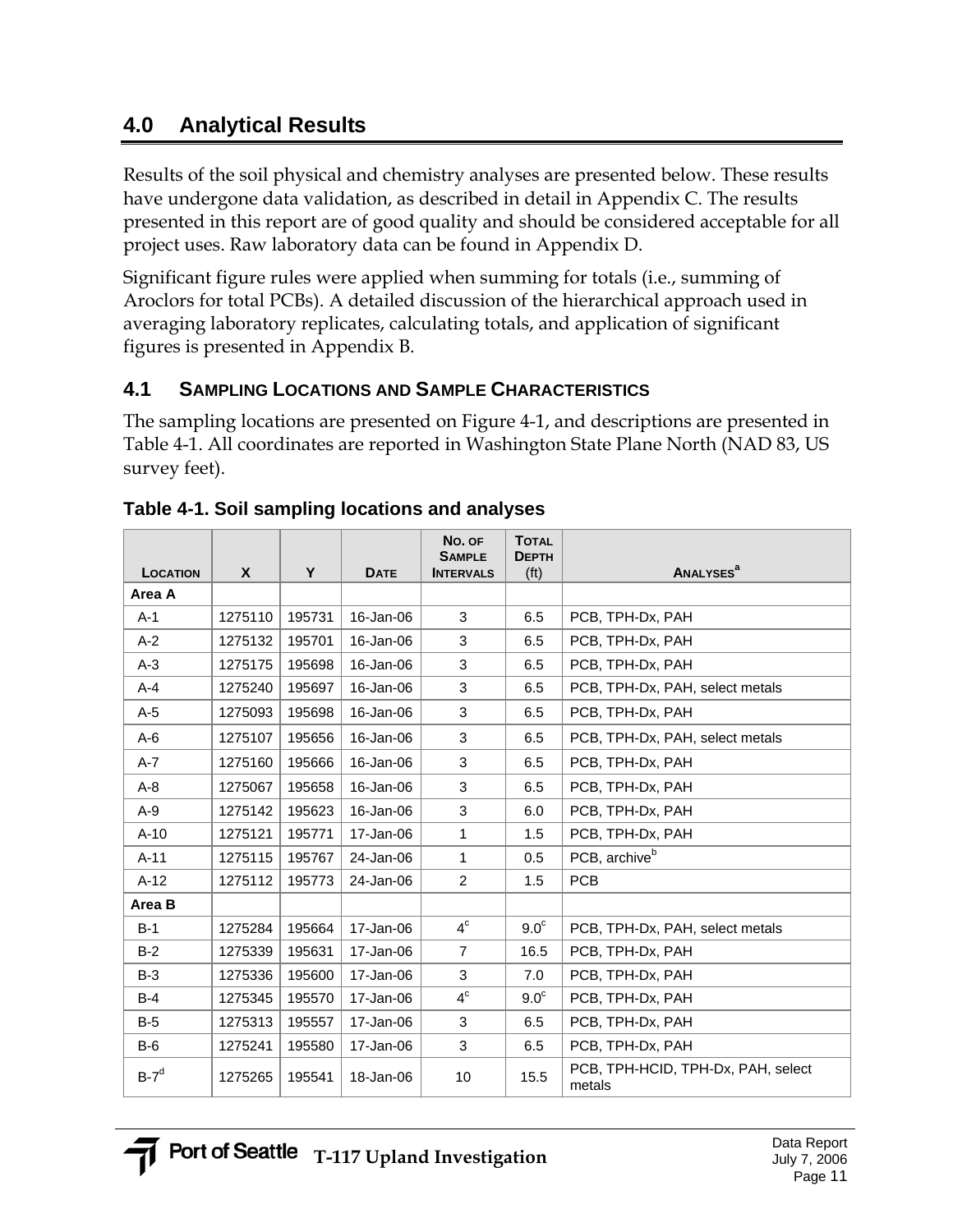## 4.0 Analytical Results

Results of the soil physical and chemistry analyses are presented below. These results have undergone data validation, as described in detail in Appendix C. The results presented in this report are of good quality and should be considered acceptable for all project uses. Raw laboratory data can be found in Appendix D.

Significant figure rules were applied when summing for totals (i.e., summing of Aroclors for total PCBs). A detailed discussion of the hierarchical approach used in averaging laboratory replicates, calculating totals, and application of significant figures is presented in Appendix B.

### 4.1 Sampling Locations and Sample Characteristics

The sampling locations are presented on Figure 4-1, and descriptions are presented in Table 4-1. All coordinates are reported in Washington State Plane North (NAD 83, US survey feet).

**Table 4-1. Soil sampling locations and analyses**

| Location | X | Y | Date | No. of Sample Intervals | Total Depth (ft) | Analyses[a] |
|---|---|---|---|---|---|---|
| **Area A** | | | | | | |
| A-1 | 1275110 | 195731 | 16-Jan-06 | 3 | 6.5 | PCB, TPH-Dx, PAH |
| A-2 | 1275132 | 195701 | 16-Jan-06 | 3 | 6.5 | PCB, TPH-Dx, PAH |
| A-3 | 1275175 | 195698 | 16-Jan-06 | 3 | 6.5 | PCB, TPH-Dx, PAH |
| A-4 | 1275240 | 195697 | 16-Jan-06 | 3 | 6.5 | PCB, TPH-Dx, PAH, select metals |
| A-5 | 1275093 | 195698 | 16-Jan-06 | 3 | 6.5 | PCB, TPH-Dx, PAH |
| A-6 | 1275107 | 195656 | 16-Jan-06 | 3 | 6.5 | PCB, TPH-Dx, PAH, select metals |
| A-7 | 1275160 | 195666 | 16-Jan-06 | 3 | 6.5 | PCB, TPH-Dx, PAH |
| A-8 | 1275067 | 195658 | 16-Jan-06 | 3 | 6.5 | PCB, TPH-Dx, PAH |
| A-9 | 1275142 | 195623 | 16-Jan-06 | 3 | 6.0 | PCB, TPH-Dx, PAH |
| A-10 | 1275121 | 195771 | 17-Jan-06 | 1 | 1.5 | PCB, TPH-Dx, PAH |
| A-11 | 1275115 | 195767 | 24-Jan-06 | 1 | 0.5 | PCB, archive[b] |
| A-12 | 1275112 | 195773 | 24-Jan-06 | 2 | 1.5 | PCB |
| **Area B** | | | | | | |
| B-1 | 1275284 | 195664 | 17-Jan-06 | 4[c] | 9.0[c] | PCB, TPH-Dx, PAH, select metals |
| B-2 | 1275339 | 195631 | 17-Jan-06 | 7 | 16.5 | PCB, TPH-Dx, PAH |
| B-3 | 1275336 | 195600 | 17-Jan-06 | 3 | 7.0 | PCB, TPH-Dx, PAH |
| B-4 | 1275345 | 195570 | 17-Jan-06 | 4[c] | 9.0[c] | PCB, TPH-Dx, PAH |
| B-5 | 1275313 | 195557 | 17-Jan-06 | 3 | 6.5 | PCB, TPH-Dx, PAH |
| B-6 | 1275241 | 195580 | 17-Jan-06 | 3 | 6.5 | PCB, TPH-Dx, PAH |
| B-7[d] | 1275265 | 195541 | 18-Jan-06 | 10 | 15.5 | PCB, TPH-HCID, TPH-Dx, PAH, select metals |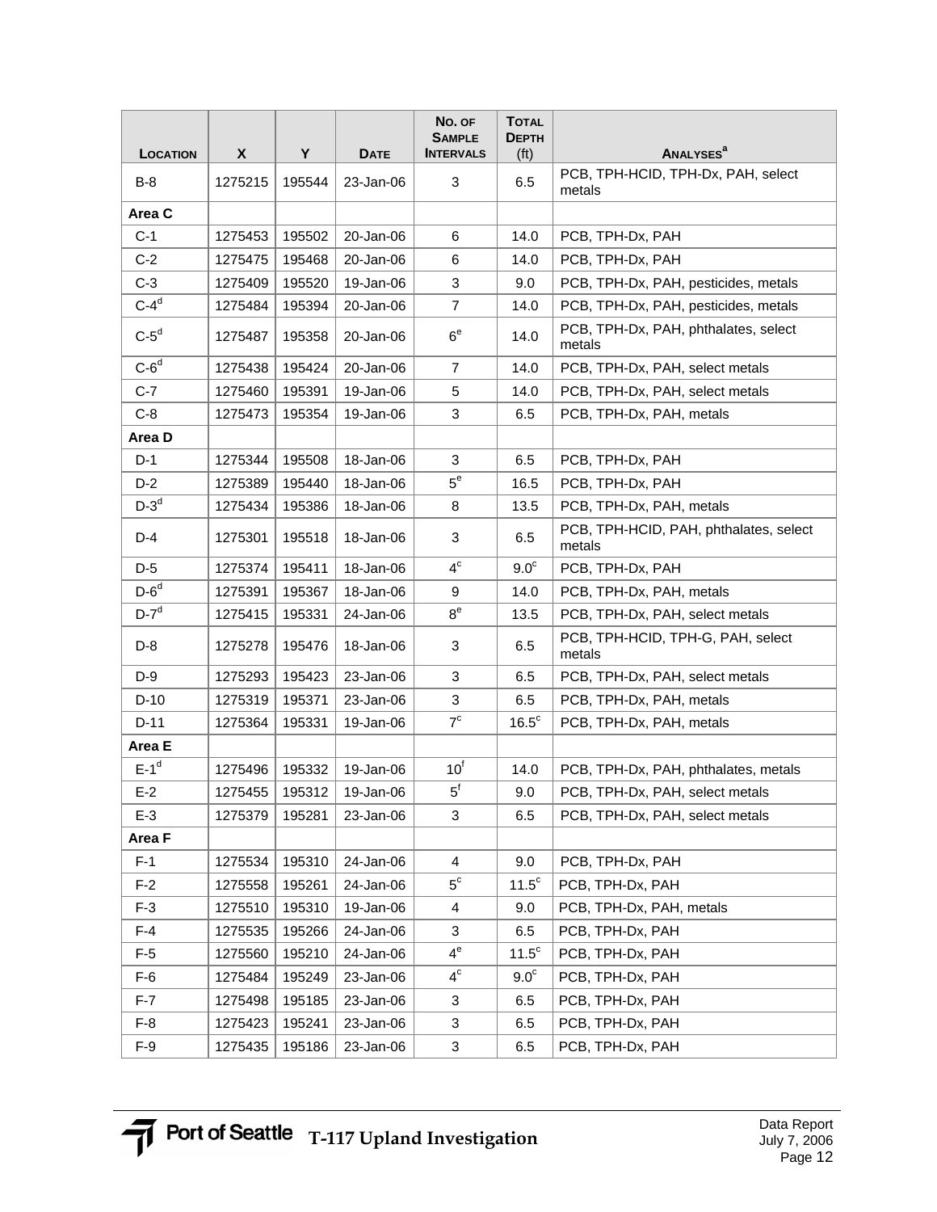| Location | X | Y | Date | No. of Sample Intervals | Total Depth (ft) | Analyses[a] |
|---|---|---|---|---|---|---|
| B-8 | 1275215 | 195544 | 23-Jan-06 | 3 | 6.5 | PCB, TPH-HCID, TPH-Dx, PAH, select metals |
| **Area C** | | | | | | |
| C-1 | 1275453 | 195502 | 20-Jan-06 | 6 | 14.0 | PCB, TPH-Dx, PAH |
| C-2 | 1275475 | 195468 | 20-Jan-06 | 6 | 14.0 | PCB, TPH-Dx, PAH |
| C-3 | 1275409 | 195520 | 19-Jan-06 | 3 | 9.0 | PCB, TPH-Dx, PAH, pesticides, metals |
| C-4[d] | 1275484 | 195394 | 20-Jan-06 | 7 | 14.0 | PCB, TPH-Dx, PAH, pesticides, metals |
| C-5[d] | 1275487 | 195358 | 20-Jan-06 | 6[e] | 14.0 | PCB, TPH-Dx, PAH, phthalates, select metals |
| C-6[d] | 1275438 | 195424 | 20-Jan-06 | 7 | 14.0 | PCB, TPH-Dx, PAH, select metals |
| C-7 | 1275460 | 195391 | 19-Jan-06 | 5 | 14.0 | PCB, TPH-Dx, PAH, select metals |
| C-8 | 1275473 | 195354 | 19-Jan-06 | 3 | 6.5 | PCB, TPH-Dx, PAH, metals |
| **Area D** | | | | | | |
| D-1 | 1275344 | 195508 | 18-Jan-06 | 3 | 6.5 | PCB, TPH-Dx, PAH |
| D-2 | 1275389 | 195440 | 18-Jan-06 | 5[e] | 16.5 | PCB, TPH-Dx, PAH |
| D-3[d] | 1275434 | 195386 | 18-Jan-06 | 8 | 13.5 | PCB, TPH-Dx, PAH, metals |
| D-4 | 1275301 | 195518 | 18-Jan-06 | 3 | 6.5 | PCB, TPH-HCID, PAH, phthalates, select metals |
| D-5 | 1275374 | 195411 | 18-Jan-06 | 4[c] | 9.0[c] | PCB, TPH-Dx, PAH |
| D-6[d] | 1275391 | 195367 | 18-Jan-06 | 9 | 14.0 | PCB, TPH-Dx, PAH, metals |
| D-7[d] | 1275415 | 195331 | 24-Jan-06 | 8[e] | 13.5 | PCB, TPH-Dx, PAH, select metals |
| D-8 | 1275278 | 195476 | 18-Jan-06 | 3 | 6.5 | PCB, TPH-HCID, TPH-G, PAH, select metals |
| D-9 | 1275293 | 195423 | 23-Jan-06 | 3 | 6.5 | PCB, TPH-Dx, PAH, select metals |
| D-10 | 1275319 | 195371 | 23-Jan-06 | 3 | 6.5 | PCB, TPH-Dx, PAH, metals |
| D-11 | 1275364 | 195331 | 19-Jan-06 | 7[c] | 16.5[c] | PCB, TPH-Dx, PAH, metals |
| **Area E** | | | | | | |
| E-1[d] | 1275496 | 195332 | 19-Jan-06 | 10[f] | 14.0 | PCB, TPH-Dx, PAH, phthalates, metals |
| E-2 | 1275455 | 195312 | 19-Jan-06 | 5[f] | 9.0 | PCB, TPH-Dx, PAH, select metals |
| E-3 | 1275379 | 195281 | 23-Jan-06 | 3 | 6.5 | PCB, TPH-Dx, PAH, select metals |
| **Area F** | | | | | | |
| F-1 | 1275534 | 195310 | 24-Jan-06 | 4 | 9.0 | PCB, TPH-Dx, PAH |
| F-2 | 1275558 | 195261 | 24-Jan-06 | 5[c] | 11.5[c] | PCB, TPH-Dx, PAH |
| F-3 | 1275510 | 195310 | 19-Jan-06 | 4 | 9.0 | PCB, TPH-Dx, PAH, metals |
| F-4 | 1275535 | 195266 | 24-Jan-06 | 3 | 6.5 | PCB, TPH-Dx, PAH |
| F-5 | 1275560 | 195210 | 24-Jan-06 | 4[e] | 11.5[c] | PCB, TPH-Dx, PAH |
| F-6 | 1275484 | 195249 | 23-Jan-06 | 4[c] | 9.0[c] | PCB, TPH-Dx, PAH |
| F-7 | 1275498 | 195185 | 23-Jan-06 | 3 | 6.5 | PCB, TPH-Dx, PAH |
| F-8 | 1275423 | 195241 | 23-Jan-06 | 3 | 6.5 | PCB, TPH-Dx, PAH |
| F-9 | 1275435 | 195186 | 23-Jan-06 | 3 | 6.5 | PCB, TPH-Dx, PAH |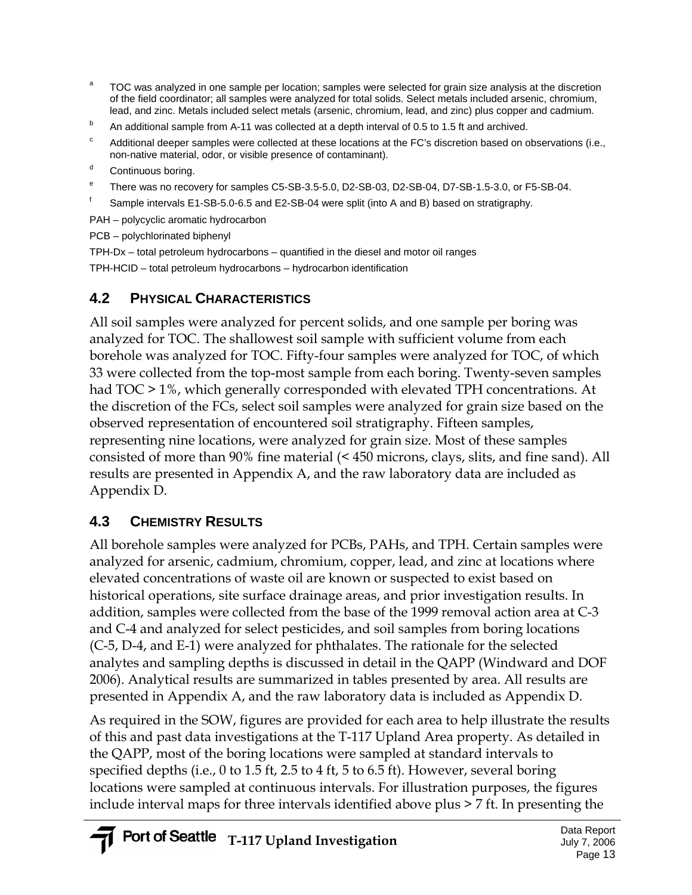[a] TOC was analyzed in one sample per location; samples were selected for grain size analysis at the discretion of the field coordinator; all samples were analyzed for total solids. Select metals included arsenic, chromium, lead, and zinc. Metals included select metals (arsenic, chromium, lead, and zinc) plus copper and cadmium.

[b] An additional sample from A-11 was collected at a depth interval of 0.5 to 1.5 ft and archived.

[c] Additional deeper samples were collected at these locations at the FC's discretion based on observations (i.e., non-native material, odor, or visible presence of contaminant).

[d] Continuous boring.

[e] There was no recovery for samples C5-SB-3.5-5.0, D2-SB-03, D2-SB-04, D7-SB-1.5-3.0, or F5-SB-04.

[f] Sample intervals E1-SB-5.0-6.5 and E2-SB-04 were split (into A and B) based on stratigraphy.

PAH – polycyclic aromatic hydrocarbon

PCB – polychlorinated biphenyl

TPH-Dx – total petroleum hydrocarbons – quantified in the diesel and motor oil ranges

TPH-HCID – total petroleum hydrocarbons – hydrocarbon identification

## 4.2 Physical Characteristics

All soil samples were analyzed for percent solids, and one sample per boring was analyzed for TOC. The shallowest soil sample with sufficient volume from each borehole was analyzed for TOC. Fifty-four samples were analyzed for TOC, of which 33 were collected from the top-most sample from each boring. Twenty-seven samples had TOC > 1%, which generally corresponded with elevated TPH concentrations. At the discretion of the FCs, select soil samples were analyzed for grain size based on the observed representation of encountered soil stratigraphy. Fifteen samples, representing nine locations, were analyzed for grain size. Most of these samples consisted of more than 90% fine material (< 450 microns, clays, slits, and fine sand). All results are presented in Appendix A, and the raw laboratory data are included as Appendix D.

## 4.3 Chemistry Results

All borehole samples were analyzed for PCBs, PAHs, and TPH. Certain samples were analyzed for arsenic, cadmium, chromium, copper, lead, and zinc at locations where elevated concentrations of waste oil are known or suspected to exist based on historical operations, site surface drainage areas, and prior investigation results. In addition, samples were collected from the base of the 1999 removal action area at C-3 and C-4 and analyzed for select pesticides, and soil samples from boring locations (C-5, D-4, and E-1) were analyzed for phthalates. The rationale for the selected analytes and sampling depths is discussed in detail in the QAPP (Windward and DOF 2006). Analytical results are summarized in tables presented by area. All results are presented in Appendix A, and the raw laboratory data is included as Appendix D.

As required in the SOW, figures are provided for each area to help illustrate the results of this and past data investigations at the T-117 Upland Area property. As detailed in the QAPP, most of the boring locations were sampled at standard intervals to specified depths (i.e., 0 to 1.5 ft, 2.5 to 4 ft, 5 to 6.5 ft). However, several boring locations were sampled at continuous intervals. For illustration purposes, the figures include interval maps for three intervals identified above plus > 7 ft. In presenting the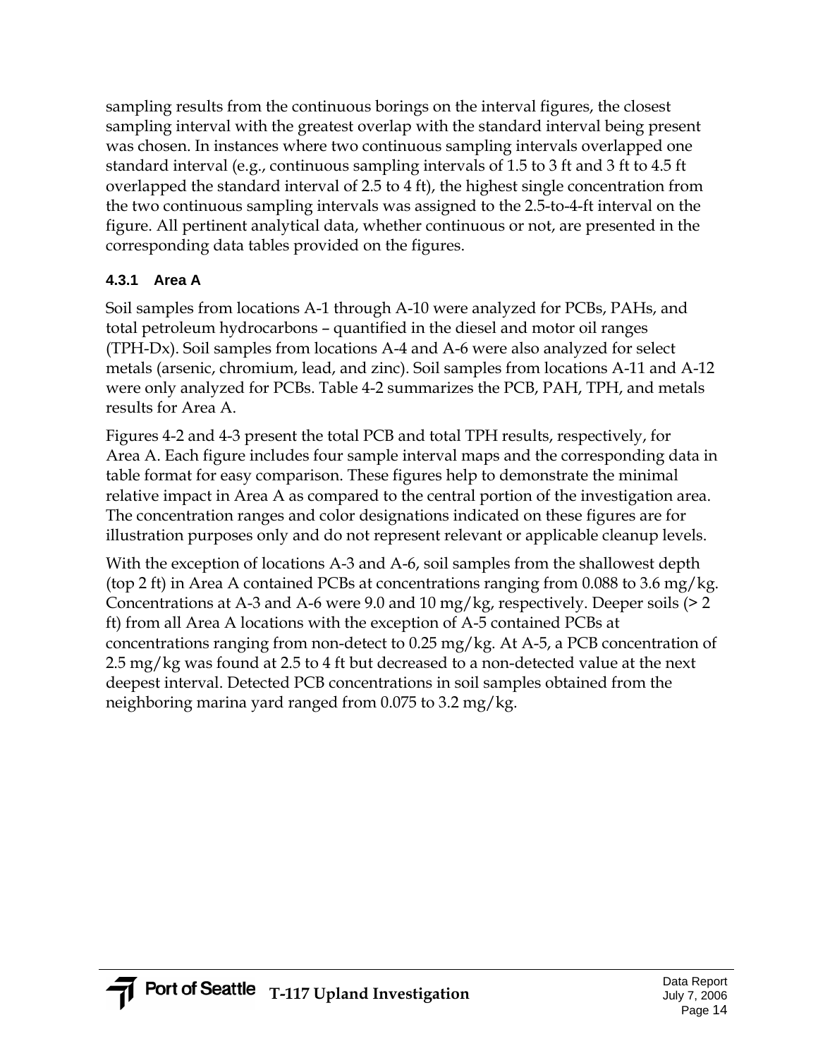sampling results from the continuous borings on the interval figures, the closest sampling interval with the greatest overlap with the standard interval being present was chosen. In instances where two continuous sampling intervals overlapped one standard interval (e.g., continuous sampling intervals of 1.5 to 3 ft and 3 ft to 4.5 ft overlapped the standard interval of 2.5 to 4 ft), the highest single concentration from the two continuous sampling intervals was assigned to the 2.5-to-4-ft interval on the figure. All pertinent analytical data, whether continuous or not, are presented in the corresponding data tables provided on the figures.

### 4.3.1 Area A

Soil samples from locations A-1 through A-10 were analyzed for PCBs, PAHs, and total petroleum hydrocarbons – quantified in the diesel and motor oil ranges (TPH-Dx). Soil samples from locations A-4 and A-6 were also analyzed for select metals (arsenic, chromium, lead, and zinc). Soil samples from locations A-11 and A-12 were only analyzed for PCBs. Table 4-2 summarizes the PCB, PAH, TPH, and metals results for Area A.

Figures 4-2 and 4-3 present the total PCB and total TPH results, respectively, for Area A. Each figure includes four sample interval maps and the corresponding data in table format for easy comparison. These figures help to demonstrate the minimal relative impact in Area A as compared to the central portion of the investigation area. The concentration ranges and color designations indicated on these figures are for illustration purposes only and do not represent relevant or applicable cleanup levels.

With the exception of locations A-3 and A-6, soil samples from the shallowest depth (top 2 ft) in Area A contained PCBs at concentrations ranging from 0.088 to 3.6 mg/kg. Concentrations at A-3 and A-6 were 9.0 and 10 mg/kg, respectively. Deeper soils (> 2 ft) from all Area A locations with the exception of A-5 contained PCBs at concentrations ranging from non-detect to 0.25 mg/kg. At A-5, a PCB concentration of 2.5 mg/kg was found at 2.5 to 4 ft but decreased to a non-detected value at the next deepest interval. Detected PCB concentrations in soil samples obtained from the neighboring marina yard ranged from 0.075 to 3.2 mg/kg.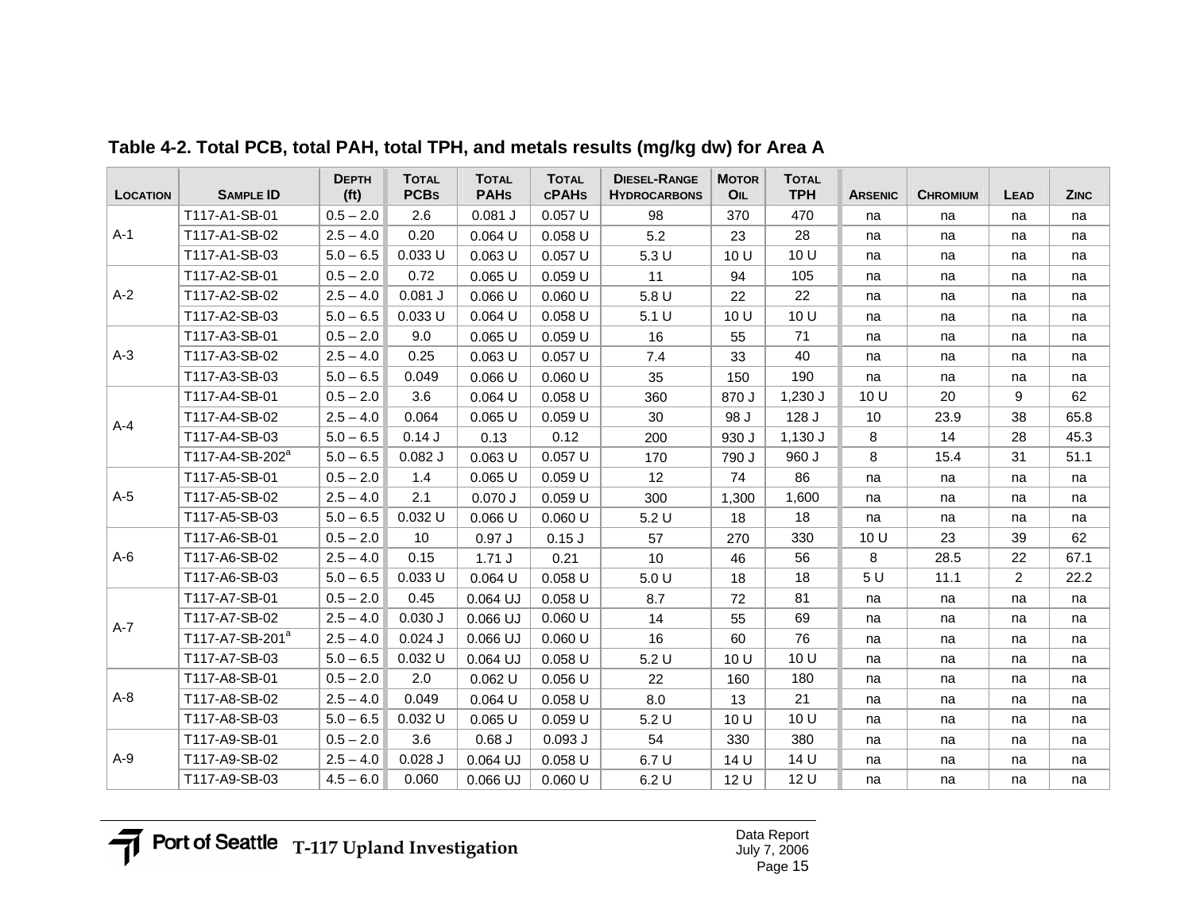**Table 4-2. Total PCB, total PAH, total TPH, and metals results (mg/kg dw) for Area A**

| Location | Sample ID | Depth (ft) | Total PCBs | Total PAHs | Total cPAHs | Diesel-Range Hydrocarbons | Motor Oil | Total TPH | Arsenic | Chromium | Lead | Zinc |
|---|---|---|---|---|---|---|---|---|---|---|---|---|
| A-1 | T117-A1-SB-01 | 0.5 – 2.0 | 2.6 | 0.081 J | 0.057 U | 98 | 370 | 470 | na | na | na | na |
| | T117-A1-SB-02 | 2.5 – 4.0 | 0.20 | 0.064 U | 0.058 U | 5.2 | 23 | 28 | na | na | na | na |
| | T117-A1-SB-03 | 5.0 – 6.5 | 0.033 U | 0.063 U | 0.057 U | 5.3 U | 10 U | 10 U | na | na | na | na |
| A-2 | T117-A2-SB-01 | 0.5 – 2.0 | 0.72 | 0.065 U | 0.059 U | 11 | 94 | 105 | na | na | na | na |
| | T117-A2-SB-02 | 2.5 – 4.0 | 0.081 J | 0.066 U | 0.060 U | 5.8 U | 22 | 22 | na | na | na | na |
| | T117-A2-SB-03 | 5.0 – 6.5 | 0.033 U | 0.064 U | 0.058 U | 5.1 U | 10 U | 10 U | na | na | na | na |
| A-3 | T117-A3-SB-01 | 0.5 – 2.0 | 9.0 | 0.065 U | 0.059 U | 16 | 55 | 71 | na | na | na | na |
| | T117-A3-SB-02 | 2.5 – 4.0 | 0.25 | 0.063 U | 0.057 U | 7.4 | 33 | 40 | na | na | na | na |
| | T117-A3-SB-03 | 5.0 – 6.5 | 0.049 | 0.066 U | 0.060 U | 35 | 150 | 190 | na | na | na | na |
| A-4 | T117-A4-SB-01 | 0.5 – 2.0 | 3.6 | 0.064 U | 0.058 U | 360 | 870 J | 1,230 J | 10 U | 20 | 9 | 62 |
| | T117-A4-SB-02 | 2.5 – 4.0 | 0.064 | 0.065 U | 0.059 U | 30 | 98 J | 128 J | 10 | 23.9 | 38 | 65.8 |
| | T117-A4-SB-03 | 5.0 – 6.5 | 0.14 J | 0.13 | 0.12 | 200 | 930 J | 1,130 J | 8 | 14 | 28 | 45.3 |
| | T117-A4-SB-202[a] | 5.0 – 6.5 | 0.082 J | 0.063 U | 0.057 U | 170 | 790 J | 960 J | 8 | 15.4 | 31 | 51.1 |
| A-5 | T117-A5-SB-01 | 0.5 – 2.0 | 1.4 | 0.065 U | 0.059 U | 12 | 74 | 86 | na | na | na | na |
| | T117-A5-SB-02 | 2.5 – 4.0 | 2.1 | 0.070 J | 0.059 U | 300 | 1,300 | 1,600 | na | na | na | na |
| | T117-A5-SB-03 | 5.0 – 6.5 | 0.032 U | 0.066 U | 0.060 U | 5.2 U | 18 | 18 | na | na | na | na |
| A-6 | T117-A6-SB-01 | 0.5 – 2.0 | 10 | 0.97 J | 0.15 J | 57 | 270 | 330 | 10 U | 23 | 39 | 62 |
| | T117-A6-SB-02 | 2.5 – 4.0 | 0.15 | 1.71 J | 0.21 | 10 | 46 | 56 | 8 | 28.5 | 22 | 67.1 |
| | T117-A6-SB-03 | 5.0 – 6.5 | 0.033 U | 0.064 U | 0.058 U | 5.0 U | 18 | 18 | 5 U | 11.1 | 2 | 22.2 |
| A-7 | T117-A7-SB-01 | 0.5 – 2.0 | 0.45 | 0.064 UJ | 0.058 U | 8.7 | 72 | 81 | na | na | na | na |
| | T117-A7-SB-02 | 2.5 – 4.0 | 0.030 J | 0.066 UJ | 0.060 U | 14 | 55 | 69 | na | na | na | na |
| | T117-A7-SB-201[a] | 2.5 – 4.0 | 0.024 J | 0.066 UJ | 0.060 U | 16 | 60 | 76 | na | na | na | na |
| | T117-A7-SB-03 | 5.0 – 6.5 | 0.032 U | 0.064 UJ | 0.058 U | 5.2 U | 10 U | 10 U | na | na | na | na |
| A-8 | T117-A8-SB-01 | 0.5 – 2.0 | 2.0 | 0.062 U | 0.056 U | 22 | 160 | 180 | na | na | na | na |
| | T117-A8-SB-02 | 2.5 – 4.0 | 0.049 | 0.064 U | 0.058 U | 8.0 | 13 | 21 | na | na | na | na |
| | T117-A8-SB-03 | 5.0 – 6.5 | 0.032 U | 0.065 U | 0.059 U | 5.2 U | 10 U | 10 U | na | na | na | na |
| A-9 | T117-A9-SB-01 | 0.5 – 2.0 | 3.6 | 0.68 J | 0.093 J | 54 | 330 | 380 | na | na | na | na |
| | T117-A9-SB-02 | 2.5 – 4.0 | 0.028 J | 0.064 UJ | 0.058 U | 6.7 U | 14 U | 14 U | na | na | na | na |
| | T117-A9-SB-03 | 4.5 – 6.0 | 0.060 | 0.066 UJ | 0.060 U | 6.2 U | 12 U | 12 U | na | na | na | na |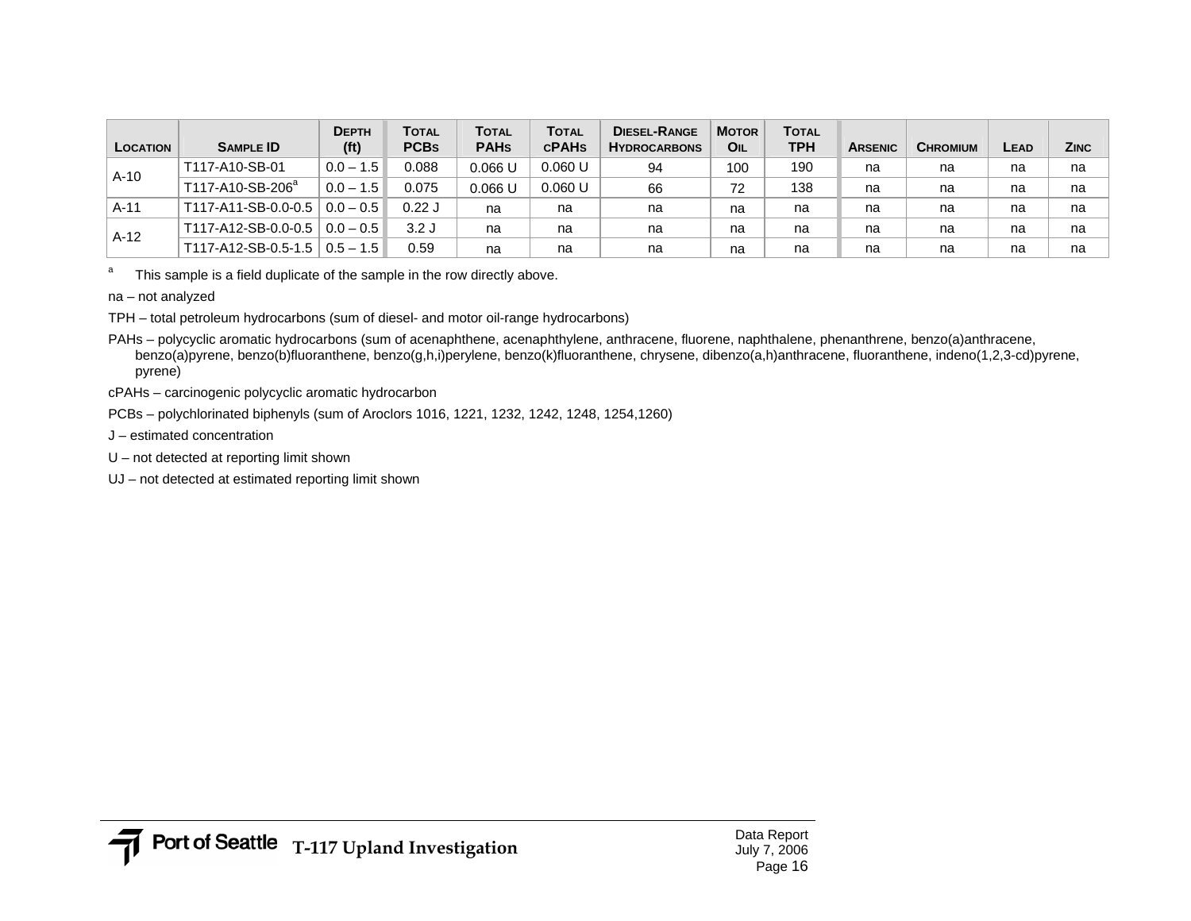| Location | Sample ID | Depth (ft) | Total PCBs | Total PAHs | Total cPAHs | Diesel-Range Hydrocarbons | Motor Oil | Total TPH | Arsenic | Chromium | Lead | Zinc |
|---|---|---|---|---|---|---|---|---|---|---|---|---|
| A-10 | T117-A10-SB-01 | 0.0 – 1.5 | 0.088 | 0.066 U | 0.060 U | 94 | 100 | 190 | na | na | na | na |
| | T117-A10-SB-206[a] | 0.0 – 1.5 | 0.075 | 0.066 U | 0.060 U | 66 | 72 | 138 | na | na | na | na |
| A-11 | T117-A11-SB-0.0-0.5 | 0.0 – 0.5 | 0.22 J | na | na | na | na | na | na | na | na | na |
| A-12 | T117-A12-SB-0.0-0.5 | 0.0 – 0.5 | 3.2 J | na | na | na | na | na | na | na | na | na |
| | T117-A12-SB-0.5-1.5 | 0.5 – 1.5 | 0.59 | na | na | na | na | na | na | na | na | na |

[a] This sample is a field duplicate of the sample in the row directly above.

na – not analyzed

TPH – total petroleum hydrocarbons (sum of diesel- and motor oil-range hydrocarbons)

PAHs – polycyclic aromatic hydrocarbons (sum of acenaphthene, acenaphthylene, anthracene, fluorene, naphthalene, phenanthrene, benzo(a)anthracene, benzo(a)pyrene, benzo(b)fluoranthene, benzo(g,h,i)perylene, benzo(k)fluoranthene, chrysene, dibenzo(a,h)anthracene, fluoranthene, indeno(1,2,3-cd)pyrene, pyrene)

cPAHs – carcinogenic polycyclic aromatic hydrocarbon

PCBs – polychlorinated biphenyls (sum of Aroclors 1016, 1221, 1232, 1242, 1248, 1254,1260)

J – estimated concentration

U – not detected at reporting limit shown

UJ – not detected at estimated reporting limit shown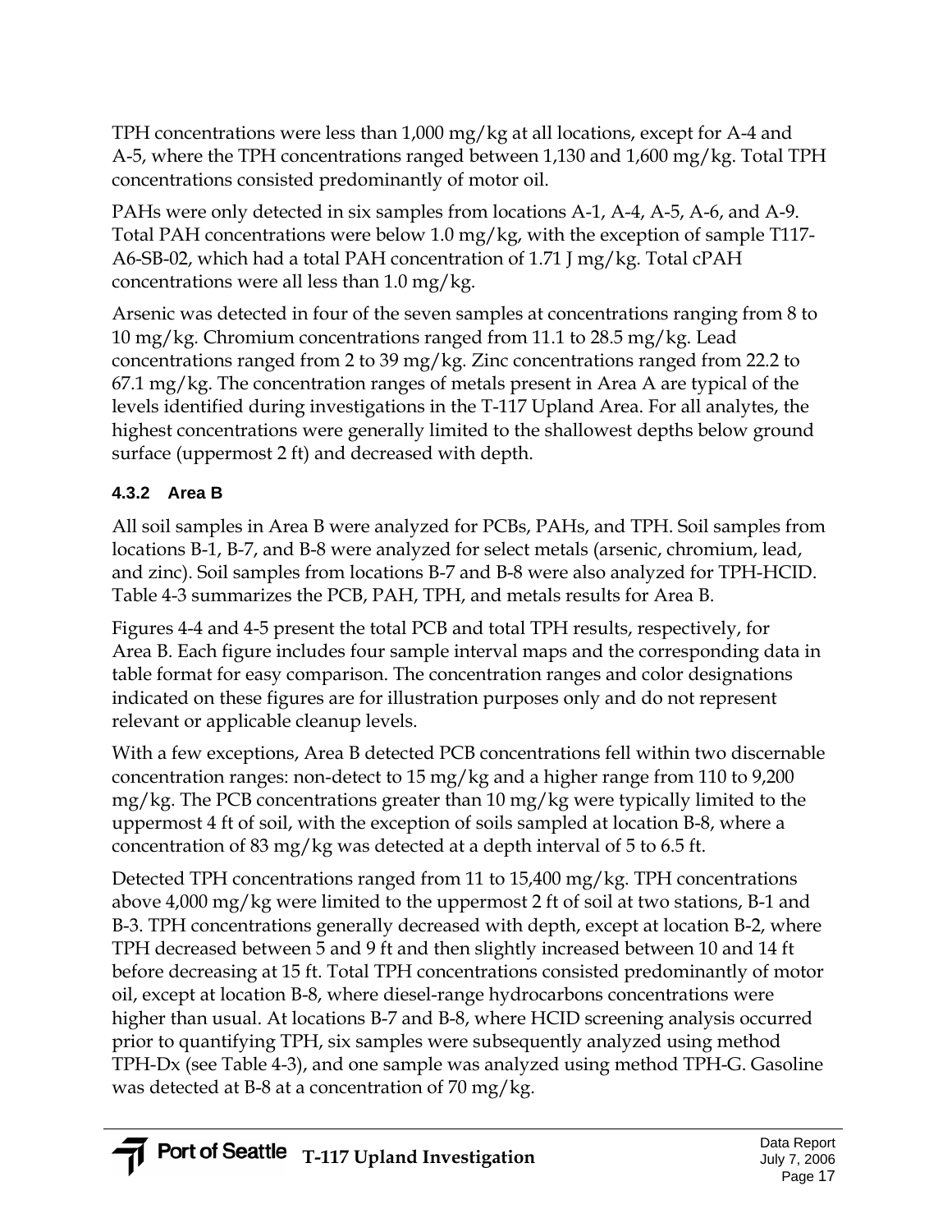TPH concentrations were less than 1,000 mg/kg at all locations, except for A-4 and A-5, where the TPH concentrations ranged between 1,130 and 1,600 mg/kg. Total TPH concentrations consisted predominantly of motor oil.

PAHs were only detected in six samples from locations A-1, A-4, A-5, A-6, and A-9. Total PAH concentrations were below 1.0 mg/kg, with the exception of sample T117-A6-SB-02, which had a total PAH concentration of 1.71 J mg/kg. Total cPAH concentrations were all less than 1.0 mg/kg.

Arsenic was detected in four of the seven samples at concentrations ranging from 8 to 10 mg/kg. Chromium concentrations ranged from 11.1 to 28.5 mg/kg. Lead concentrations ranged from 2 to 39 mg/kg. Zinc concentrations ranged from 22.2 to 67.1 mg/kg. The concentration ranges of metals present in Area A are typical of the levels identified during investigations in the T-117 Upland Area. For all analytes, the highest concentrations were generally limited to the shallowest depths below ground surface (uppermost 2 ft) and decreased with depth.

### 4.3.2 Area B

All soil samples in Area B were analyzed for PCBs, PAHs, and TPH. Soil samples from locations B-1, B-7, and B-8 were analyzed for select metals (arsenic, chromium, lead, and zinc). Soil samples from locations B-7 and B-8 were also analyzed for TPH-HCID. Table 4-3 summarizes the PCB, PAH, TPH, and metals results for Area B.

Figures 4-4 and 4-5 present the total PCB and total TPH results, respectively, for Area B. Each figure includes four sample interval maps and the corresponding data in table format for easy comparison. The concentration ranges and color designations indicated on these figures are for illustration purposes only and do not represent relevant or applicable cleanup levels.

With a few exceptions, Area B detected PCB concentrations fell within two discernable concentration ranges: non-detect to 15 mg/kg and a higher range from 110 to 9,200 mg/kg. The PCB concentrations greater than 10 mg/kg were typically limited to the uppermost 4 ft of soil, with the exception of soils sampled at location B-8, where a concentration of 83 mg/kg was detected at a depth interval of 5 to 6.5 ft.

Detected TPH concentrations ranged from 11 to 15,400 mg/kg. TPH concentrations above 4,000 mg/kg were limited to the uppermost 2 ft of soil at two stations, B-1 and B-3. TPH concentrations generally decreased with depth, except at location B-2, where TPH decreased between 5 and 9 ft and then slightly increased between 10 and 14 ft before decreasing at 15 ft. Total TPH concentrations consisted predominantly of motor oil, except at location B-8, where diesel-range hydrocarbons concentrations were higher than usual. At locations B-7 and B-8, where HCID screening analysis occurred prior to quantifying TPH, six samples were subsequently analyzed using method TPH-Dx (see Table 4-3), and one sample was analyzed using method TPH-G. Gasoline was detected at B-8 at a concentration of 70 mg/kg.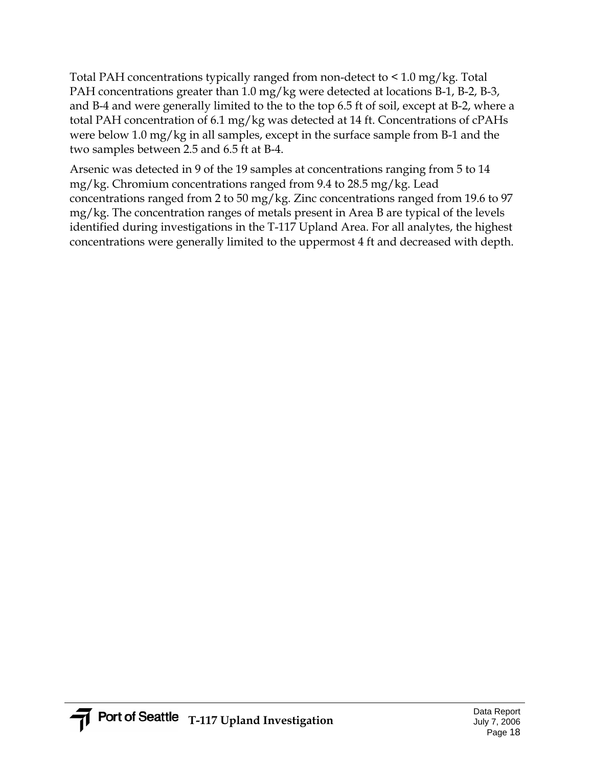Total PAH concentrations typically ranged from non-detect to < 1.0 mg/kg. Total PAH concentrations greater than 1.0 mg/kg were detected at locations B-1, B-2, B-3, and B-4 and were generally limited to the to the top 6.5 ft of soil, except at B-2, where a total PAH concentration of 6.1 mg/kg was detected at 14 ft. Concentrations of cPAHs were below 1.0 mg/kg in all samples, except in the surface sample from B-1 and the two samples between 2.5 and 6.5 ft at B-4.

Arsenic was detected in 9 of the 19 samples at concentrations ranging from 5 to 14 mg/kg. Chromium concentrations ranged from 9.4 to 28.5 mg/kg. Lead concentrations ranged from 2 to 50 mg/kg. Zinc concentrations ranged from 19.6 to 97 mg/kg. The concentration ranges of metals present in Area B are typical of the levels identified during investigations in the T-117 Upland Area. For all analytes, the highest concentrations were generally limited to the uppermost 4 ft and decreased with depth.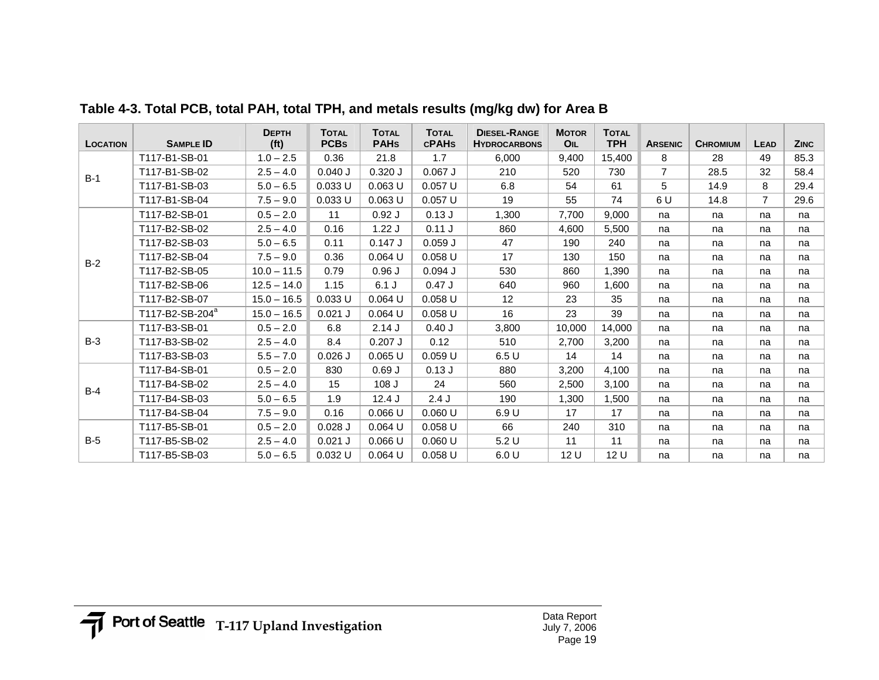**Table 4-3. Total PCB, total PAH, total TPH, and metals results (mg/kg dw) for Area B**

| Location | Sample ID | Depth (ft) | Total PCBs | Total PAHs | Total cPAHs | Diesel-Range Hydrocarbons | Motor Oil | Total TPH | Arsenic | Chromium | Lead | Zinc |
|---|---|---|---|---|---|---|---|---|---|---|---|---|
| B-1 | T117-B1-SB-01 | 1.0 – 2.5 | 0.36 | 21.8 | 1.7 | 6,000 | 9,400 | 15,400 | 8 | 28 | 49 | 85.3 |
| | T117-B1-SB-02 | 2.5 – 4.0 | 0.040 J | 0.320 J | 0.067 J | 210 | 520 | 730 | 7 | 28.5 | 32 | 58.4 |
| | T117-B1-SB-03 | 5.0 – 6.5 | 0.033 U | 0.063 U | 0.057 U | 6.8 | 54 | 61 | 5 | 14.9 | 8 | 29.4 |
| | T117-B1-SB-04 | 7.5 – 9.0 | 0.033 U | 0.063 U | 0.057 U | 19 | 55 | 74 | 6 U | 14.8 | 7 | 29.6 |
| B-2 | T117-B2-SB-01 | 0.5 – 2.0 | 11 | 0.92 J | 0.13 J | 1,300 | 7,700 | 9,000 | na | na | na | na |
| | T117-B2-SB-02 | 2.5 – 4.0 | 0.16 | 1.22 J | 0.11 J | 860 | 4,600 | 5,500 | na | na | na | na |
| | T117-B2-SB-03 | 5.0 – 6.5 | 0.11 | 0.147 J | 0.059 J | 47 | 190 | 240 | na | na | na | na |
| | T117-B2-SB-04 | 7.5 – 9.0 | 0.36 | 0.064 U | 0.058 U | 17 | 130 | 150 | na | na | na | na |
| | T117-B2-SB-05 | 10.0 – 11.5 | 0.79 | 0.96 J | 0.094 J | 530 | 860 | 1,390 | na | na | na | na |
| | T117-B2-SB-06 | 12.5 – 14.0 | 1.15 | 6.1 J | 0.47 J | 640 | 960 | 1,600 | na | na | na | na |
| | T117-B2-SB-07 | 15.0 – 16.5 | 0.033 U | 0.064 U | 0.058 U | 12 | 23 | 35 | na | na | na | na |
| | T117-B2-SB-204[a] | 15.0 – 16.5 | 0.021 J | 0.064 U | 0.058 U | 16 | 23 | 39 | na | na | na | na |
| B-3 | T117-B3-SB-01 | 0.5 – 2.0 | 6.8 | 2.14 J | 0.40 J | 3,800 | 10,000 | 14,000 | na | na | na | na |
| | T117-B3-SB-02 | 2.5 – 4.0 | 8.4 | 0.207 J | 0.12 | 510 | 2,700 | 3,200 | na | na | na | na |
| | T117-B3-SB-03 | 5.5 – 7.0 | 0.026 J | 0.065 U | 0.059 U | 6.5 U | 14 | 14 | na | na | na | na |
| B-4 | T117-B4-SB-01 | 0.5 – 2.0 | 830 | 0.69 J | 0.13 J | 880 | 3,200 | 4,100 | na | na | na | na |
| | T117-B4-SB-02 | 2.5 – 4.0 | 15 | 108 J | 24 | 560 | 2,500 | 3,100 | na | na | na | na |
| | T117-B4-SB-03 | 5.0 – 6.5 | 1.9 | 12.4 J | 2.4 J | 190 | 1,300 | 1,500 | na | na | na | na |
| | T117-B4-SB-04 | 7.5 – 9.0 | 0.16 | 0.066 U | 0.060 U | 6.9 U | 17 | 17 | na | na | na | na |
| B-5 | T117-B5-SB-01 | 0.5 – 2.0 | 0.028 J | 0.064 U | 0.058 U | 66 | 240 | 310 | na | na | na | na |
| | T117-B5-SB-02 | 2.5 – 4.0 | 0.021 J | 0.066 U | 0.060 U | 5.2 U | 11 | 11 | na | na | na | na |
| | T117-B5-SB-03 | 5.0 – 6.5 | 0.032 U | 0.064 U | 0.058 U | 6.0 U | 12 U | 12 U | na | na | na | na |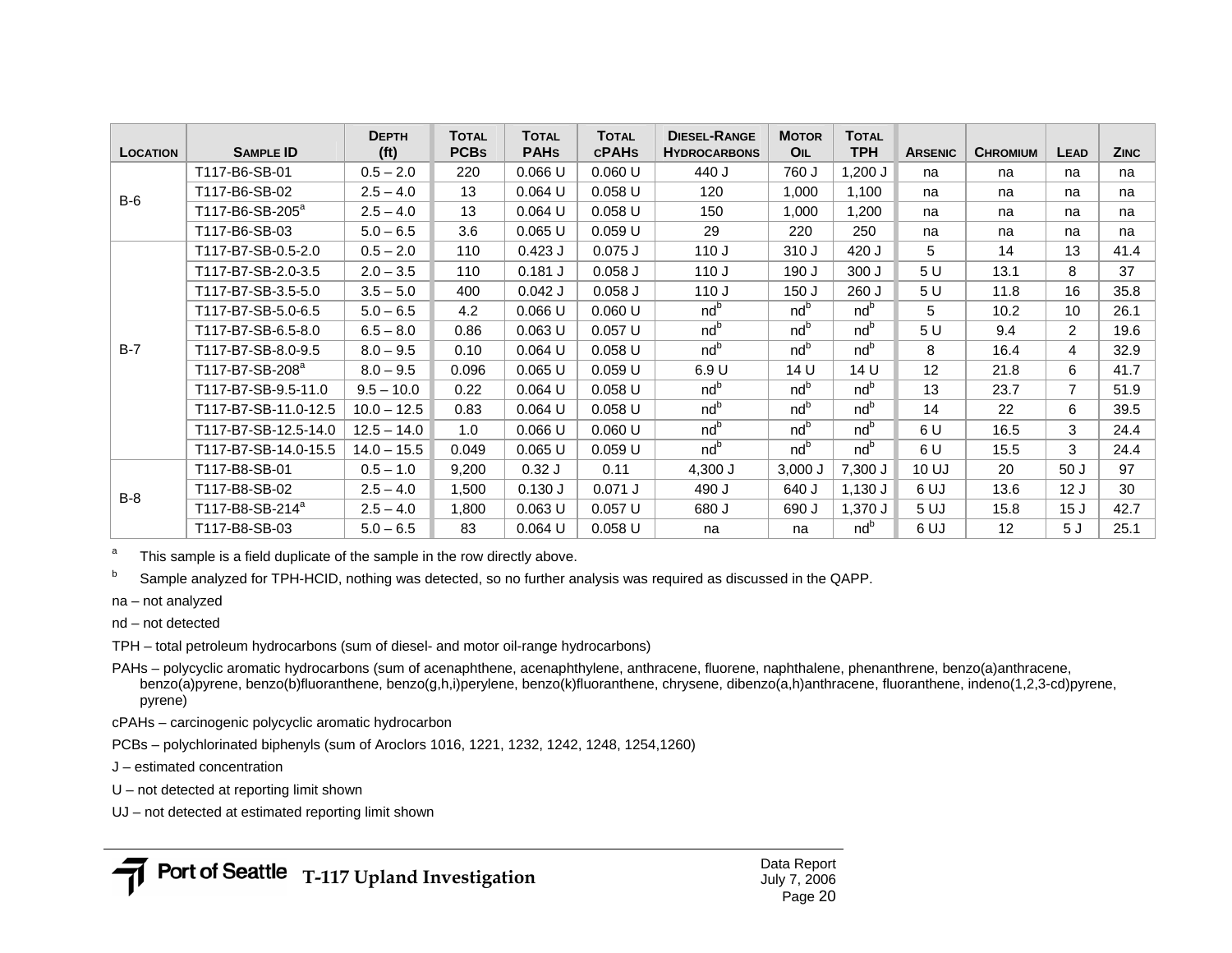| Location | Sample ID | Depth (ft) | Total PCBs | Total PAHs | Total cPAHs | Diesel-Range Hydrocarbons | Motor Oil | Total TPH | Arsenic | Chromium | Lead | Zinc |
|---|---|---|---|---|---|---|---|---|---|---|---|---|
| B-6 | T117-B6-SB-01 | 0.5 – 2.0 | 220 | 0.066 U | 0.060 U | 440 J | 760 J | 1,200 J | na | na | na | na |
| | T117-B6-SB-02 | 2.5 – 4.0 | 13 | 0.064 U | 0.058 U | 120 | 1,000 | 1,100 | na | na | na | na |
| | T117-B6-SB-205[a] | 2.5 – 4.0 | 13 | 0.064 U | 0.058 U | 150 | 1,000 | 1,200 | na | na | na | na |
| | T117-B6-SB-03 | 5.0 – 6.5 | 3.6 | 0.065 U | 0.059 U | 29 | 220 | 250 | na | na | na | na |
| B-7 | T117-B7-SB-0.5-2.0 | 0.5 – 2.0 | 110 | 0.423 J | 0.075 J | 110 J | 310 J | 420 J | 5 | 14 | 13 | 41.4 |
| | T117-B7-SB-2.0-3.5 | 2.0 – 3.5 | 110 | 0.181 J | 0.058 J | 110 J | 190 J | 300 J | 5 U | 13.1 | 8 | 37 |
| | T117-B7-SB-3.5-5.0 | 3.5 – 5.0 | 400 | 0.042 J | 0.058 J | 110 J | 150 J | 260 J | 5 U | 11.8 | 16 | 35.8 |
| | T117-B7-SB-5.0-6.5 | 5.0 – 6.5 | 4.2 | 0.066 U | 0.060 U | nd[b] | nd[b] | nd[b] | 5 | 10.2 | 10 | 26.1 |
| | T117-B7-SB-6.5-8.0 | 6.5 – 8.0 | 0.86 | 0.063 U | 0.057 U | nd[b] | nd[b] | nd[b] | 5 U | 9.4 | 2 | 19.6 |
| | T117-B7-SB-8.0-9.5 | 8.0 – 9.5 | 0.10 | 0.064 U | 0.058 U | nd[b] | nd[b] | nd[b] | 8 | 16.4 | 4 | 32.9 |
| | T117-B7-SB-208[a] | 8.0 – 9.5 | 0.096 | 0.065 U | 0.059 U | 6.9 U | 14 U | 14 U | 12 | 21.8 | 6 | 41.7 |
| | T117-B7-SB-9.5-11.0 | 9.5 – 10.0 | 0.22 | 0.064 U | 0.058 U | nd[b] | nd[b] | nd[b] | 13 | 23.7 | 7 | 51.9 |
| | T117-B7-SB-11.0-12.5 | 10.0 – 12.5 | 0.83 | 0.064 U | 0.058 U | nd[b] | nd[b] | nd[b] | 14 | 22 | 6 | 39.5 |
| | T117-B7-SB-12.5-14.0 | 12.5 – 14.0 | 1.0 | 0.066 U | 0.060 U | nd[b] | nd[b] | nd[b] | 6 U | 16.5 | 3 | 24.4 |
| | T117-B7-SB-14.0-15.5 | 14.0 – 15.5 | 0.049 | 0.065 U | 0.059 U | nd[b] | nd[b] | nd[b] | 6 U | 15.5 | 3 | 24.4 |
| B-8 | T117-B8-SB-01 | 0.5 – 1.0 | 9,200 | 0.32 J | 0.11 | 4,300 J | 3,000 J | 7,300 J | 10 UJ | 20 | 50 J | 97 |
| | T117-B8-SB-02 | 2.5 – 4.0 | 1,500 | 0.130 J | 0.071 J | 490 J | 640 J | 1,130 J | 6 UJ | 13.6 | 12 J | 30 |
| | T117-B8-SB-214[a] | 2.5 – 4.0 | 1,800 | 0.063 U | 0.057 U | 680 J | 690 J | 1,370 J | 5 UJ | 15.8 | 15 J | 42.7 |
| | T117-B8-SB-03 | 5.0 – 6.5 | 83 | 0.064 U | 0.058 U | na | na | nd[b] | 6 UJ | 12 | 5 J | 25.1 |

[a] This sample is a field duplicate of the sample in the row directly above.

[b] Sample analyzed for TPH-HCID, nothing was detected, so no further analysis was required as discussed in the QAPP.

na – not analyzed

nd – not detected

TPH – total petroleum hydrocarbons (sum of diesel- and motor oil-range hydrocarbons)

PAHs – polycyclic aromatic hydrocarbons (sum of acenaphthene, acenaphthylene, anthracene, fluorene, naphthalene, phenanthrene, benzo(a)anthracene, benzo(a)pyrene, benzo(b)fluoranthene, benzo(g,h,i)perylene, benzo(k)fluoranthene, chrysene, dibenzo(a,h)anthracene, fluoranthene, indeno(1,2,3-cd)pyrene, pyrene)

cPAHs – carcinogenic polycyclic aromatic hydrocarbon

PCBs – polychlorinated biphenyls (sum of Aroclors 1016, 1221, 1232, 1242, 1248, 1254,1260)

J – estimated concentration

U – not detected at reporting limit shown

UJ – not detected at estimated reporting limit shown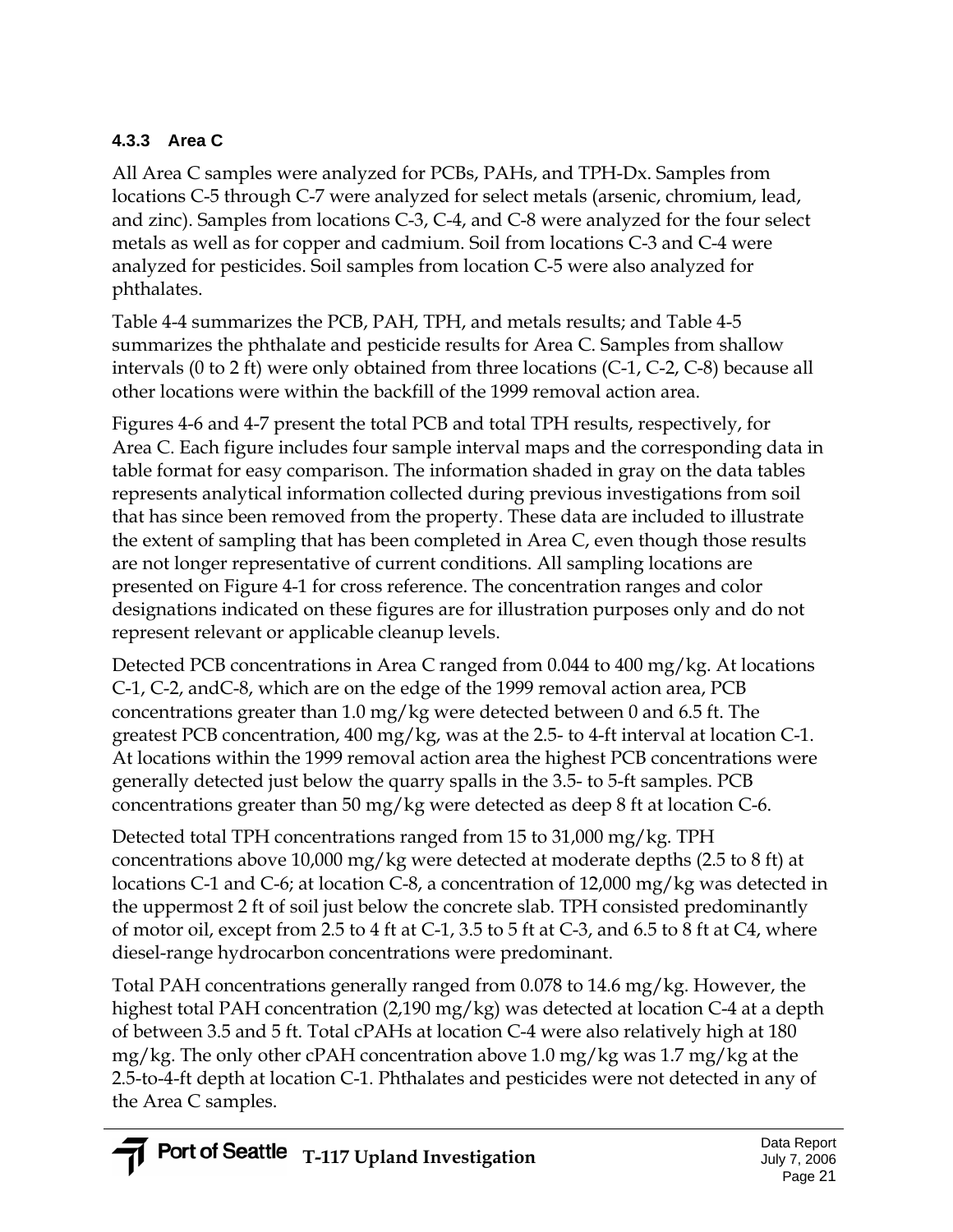### 4.3.3 Area C

All Area C samples were analyzed for PCBs, PAHs, and TPH-Dx. Samples from locations C-5 through C-7 were analyzed for select metals (arsenic, chromium, lead, and zinc). Samples from locations C-3, C-4, and C-8 were analyzed for the four select metals as well as for copper and cadmium. Soil from locations C-3 and C-4 were analyzed for pesticides. Soil samples from location C-5 were also analyzed for phthalates.

Table 4-4 summarizes the PCB, PAH, TPH, and metals results; and Table 4-5 summarizes the phthalate and pesticide results for Area C. Samples from shallow intervals (0 to 2 ft) were only obtained from three locations (C-1, C-2, C-8) because all other locations were within the backfill of the 1999 removal action area.

Figures 4-6 and 4-7 present the total PCB and total TPH results, respectively, for Area C. Each figure includes four sample interval maps and the corresponding data in table format for easy comparison. The information shaded in gray on the data tables represents analytical information collected during previous investigations from soil that has since been removed from the property. These data are included to illustrate the extent of sampling that has been completed in Area C, even though those results are not longer representative of current conditions. All sampling locations are presented on Figure 4-1 for cross reference. The concentration ranges and color designations indicated on these figures are for illustration purposes only and do not represent relevant or applicable cleanup levels.

Detected PCB concentrations in Area C ranged from 0.044 to 400 mg/kg. At locations C-1, C-2, andC-8, which are on the edge of the 1999 removal action area, PCB concentrations greater than 1.0 mg/kg were detected between 0 and 6.5 ft. The greatest PCB concentration, 400 mg/kg, was at the 2.5- to 4-ft interval at location C-1. At locations within the 1999 removal action area the highest PCB concentrations were generally detected just below the quarry spalls in the 3.5- to 5-ft samples. PCB concentrations greater than 50 mg/kg were detected as deep 8 ft at location C-6.

Detected total TPH concentrations ranged from 15 to 31,000 mg/kg. TPH concentrations above 10,000 mg/kg were detected at moderate depths (2.5 to 8 ft) at locations C-1 and C-6; at location C-8, a concentration of 12,000 mg/kg was detected in the uppermost 2 ft of soil just below the concrete slab. TPH consisted predominantly of motor oil, except from 2.5 to 4 ft at C-1, 3.5 to 5 ft at C-3, and 6.5 to 8 ft at C4, where diesel-range hydrocarbon concentrations were predominant.

Total PAH concentrations generally ranged from 0.078 to 14.6 mg/kg. However, the highest total PAH concentration (2,190 mg/kg) was detected at location C-4 at a depth of between 3.5 and 5 ft. Total cPAHs at location C-4 were also relatively high at 180 mg/kg. The only other cPAH concentration above 1.0 mg/kg was 1.7 mg/kg at the 2.5-to-4-ft depth at location C-1. Phthalates and pesticides were not detected in any of the Area C samples.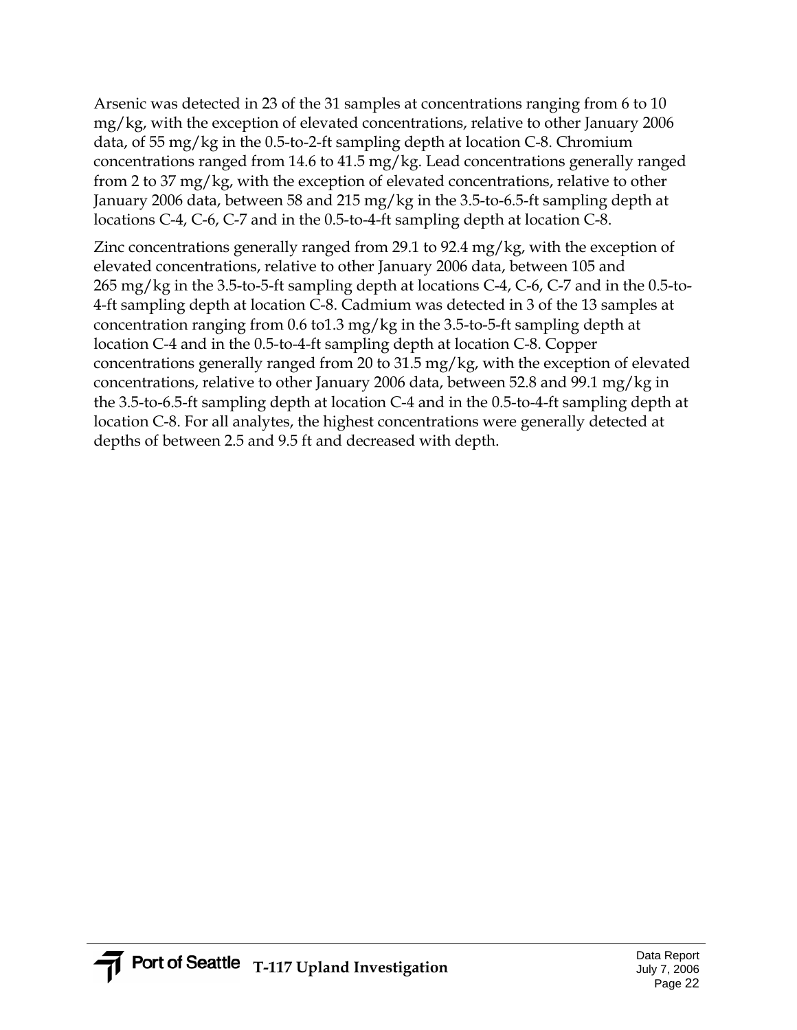Arsenic was detected in 23 of the 31 samples at concentrations ranging from 6 to 10 mg/kg, with the exception of elevated concentrations, relative to other January 2006 data, of 55 mg/kg in the 0.5-to-2-ft sampling depth at location C-8. Chromium concentrations ranged from 14.6 to 41.5 mg/kg. Lead concentrations generally ranged from 2 to 37 mg/kg, with the exception of elevated concentrations, relative to other January 2006 data, between 58 and 215 mg/kg in the 3.5-to-6.5-ft sampling depth at locations C-4, C-6, C-7 and in the 0.5-to-4-ft sampling depth at location C-8.

Zinc concentrations generally ranged from 29.1 to 92.4 mg/kg, with the exception of elevated concentrations, relative to other January 2006 data, between 105 and 265 mg/kg in the 3.5-to-5-ft sampling depth at locations C-4, C-6, C-7 and in the 0.5-to-4-ft sampling depth at location C-8. Cadmium was detected in 3 of the 13 samples at concentration ranging from 0.6 to1.3 mg/kg in the 3.5-to-5-ft sampling depth at location C-4 and in the 0.5-to-4-ft sampling depth at location C-8. Copper concentrations generally ranged from 20 to 31.5 mg/kg, with the exception of elevated concentrations, relative to other January 2006 data, between 52.8 and 99.1 mg/kg in the 3.5-to-6.5-ft sampling depth at location C-4 and in the 0.5-to-4-ft sampling depth at location C-8. For all analytes, the highest concentrations were generally detected at depths of between 2.5 and 9.5 ft and decreased with depth.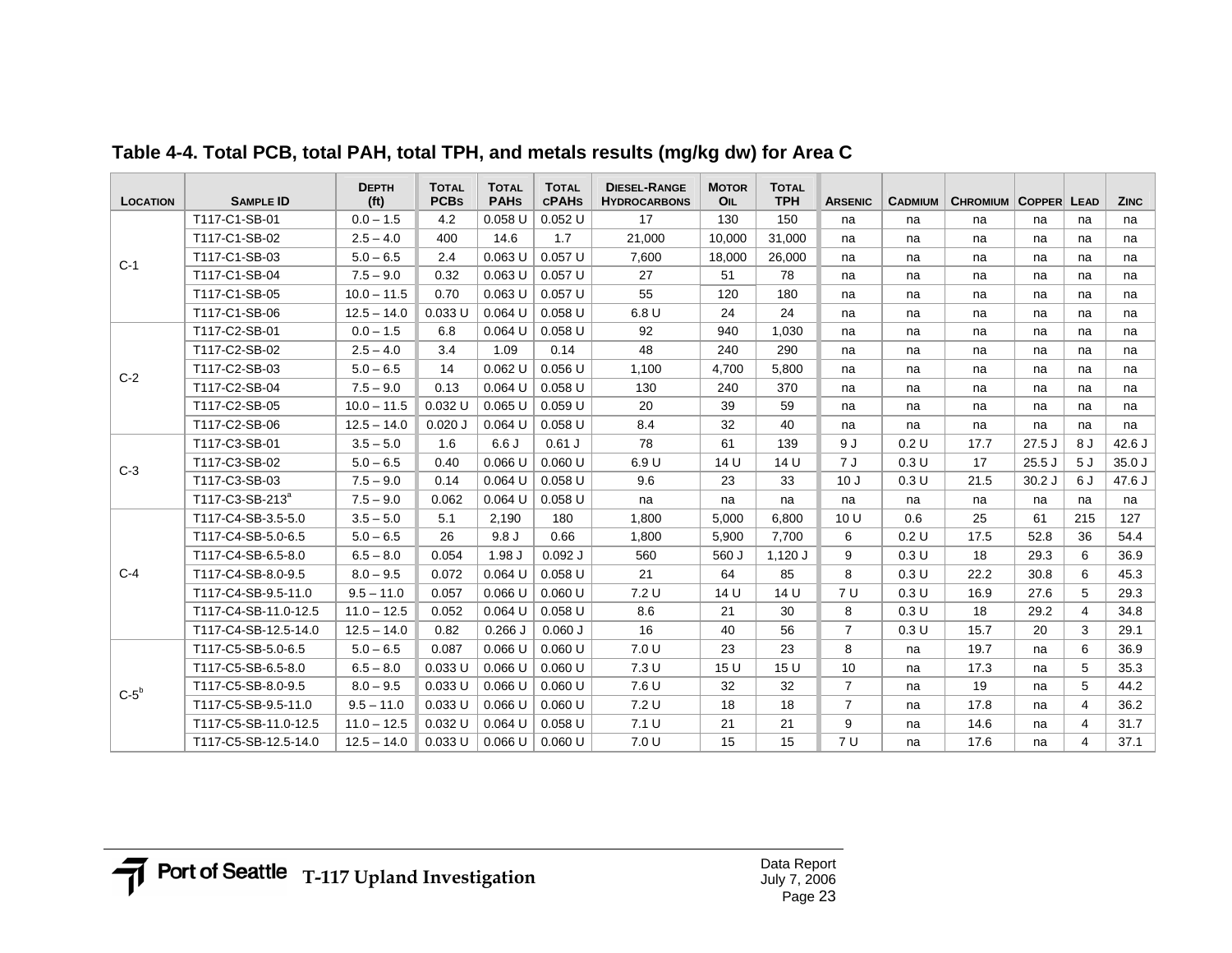## Table 4-4. Total PCB, total PAH, total TPH, and metals results (mg/kg dw) for Area C

| Location | Sample ID | Depth (ft) | Total PCBs | Total PAHs | Total cPAHs | Diesel-Range Hydrocarbons | Motor Oil | Total TPH | Arsenic | Cadmium | Chromium | Copper | Lead | Zinc |
|---|---|---|---|---|---|---|---|---|---|---|---|---|---|---|
| C-1 | T117-C1-SB-01 | 0.0 – 1.5 | 4.2 | 0.058 U | 0.052 U | 17 | 130 | 150 | na | na | na | na | na | na |
| | T117-C1-SB-02 | 2.5 – 4.0 | 400 | 14.6 | 1.7 | 21,000 | 10,000 | 31,000 | na | na | na | na | na | na |
| | T117-C1-SB-03 | 5.0 – 6.5 | 2.4 | 0.063 U | 0.057 U | 7,600 | 18,000 | 26,000 | na | na | na | na | na | na |
| | T117-C1-SB-04 | 7.5 – 9.0 | 0.32 | 0.063 U | 0.057 U | 27 | 51 | 78 | na | na | na | na | na | na |
| | T117-C1-SB-05 | 10.0 – 11.5 | 0.70 | 0.063 U | 0.057 U | 55 | 120 | 180 | na | na | na | na | na | na |
| | T117-C1-SB-06 | 12.5 – 14.0 | 0.033 U | 0.064 U | 0.058 U | 6.8 U | 24 | 24 | na | na | na | na | na | na |
| C-2 | T117-C2-SB-01 | 0.0 – 1.5 | 6.8 | 0.064 U | 0.058 U | 92 | 940 | 1,030 | na | na | na | na | na | na |
| | T117-C2-SB-02 | 2.5 – 4.0 | 3.4 | 1.09 | 0.14 | 48 | 240 | 290 | na | na | na | na | na | na |
| | T117-C2-SB-03 | 5.0 – 6.5 | 14 | 0.062 U | 0.056 U | 1,100 | 4,700 | 5,800 | na | na | na | na | na | na |
| | T117-C2-SB-04 | 7.5 – 9.0 | 0.13 | 0.064 U | 0.058 U | 130 | 240 | 370 | na | na | na | na | na | na |
| | T117-C2-SB-05 | 10.0 – 11.5 | 0.032 U | 0.065 U | 0.059 U | 20 | 39 | 59 | na | na | na | na | na | na |
| | T117-C2-SB-06 | 12.5 – 14.0 | 0.020 J | 0.064 U | 0.058 U | 8.4 | 32 | 40 | na | na | na | na | na | na |
| C-3 | T117-C3-SB-01 | 3.5 – 5.0 | 1.6 | 6.6 J | 0.61 J | 78 | 61 | 139 | 9 J | 0.2 U | 17.7 | 27.5 J | 8 J | 42.6 J |
| | T117-C3-SB-02 | 5.0 – 6.5 | 0.40 | 0.066 U | 0.060 U | 6.9 U | 14 U | 14 U | 7 J | 0.3 U | 17 | 25.5 J | 5 J | 35.0 J |
| | T117-C3-SB-03 | 7.5 – 9.0 | 0.14 | 0.064 U | 0.058 U | 9.6 | 23 | 33 | 10 J | 0.3 U | 21.5 | 30.2 J | 6 J | 47.6 J |
| | T117-C3-SB-213[a] | 7.5 – 9.0 | 0.062 | 0.064 U | 0.058 U | na | na | na | na | na | na | na | na | na |
| C-4 | T117-C4-SB-3.5-5.0 | 3.5 – 5.0 | 5.1 | 2,190 | 180 | 1,800 | 5,000 | 6,800 | 10 U | 0.6 | 25 | 61 | 215 | 127 |
| | T117-C4-SB-5.0-6.5 | 5.0 – 6.5 | 26 | 9.8 J | 0.66 | 1,800 | 5,900 | 7,700 | 6 | 0.2 U | 17.5 | 52.8 | 36 | 54.4 |
| | T117-C4-SB-6.5-8.0 | 6.5 – 8.0 | 0.054 | 1.98 J | 0.092 J | 560 | 560 J | 1,120 J | 9 | 0.3 U | 18 | 29.3 | 6 | 36.9 |
| | T117-C4-SB-8.0-9.5 | 8.0 – 9.5 | 0.072 | 0.064 U | 0.058 U | 21 | 64 | 85 | 8 | 0.3 U | 22.2 | 30.8 | 6 | 45.3 |
| | T117-C4-SB-9.5-11.0 | 9.5 – 11.0 | 0.057 | 0.066 U | 0.060 U | 7.2 U | 14 U | 14 U | 7 U | 0.3 U | 16.9 | 27.6 | 5 | 29.3 |
| | T117-C4-SB-11.0-12.5 | 11.0 – 12.5 | 0.052 | 0.064 U | 0.058 U | 8.6 | 21 | 30 | 8 | 0.3 U | 18 | 29.2 | 4 | 34.8 |
| | T117-C4-SB-12.5-14.0 | 12.5 – 14.0 | 0.82 | 0.266 J | 0.060 J | 16 | 40 | 56 | 7 | 0.3 U | 15.7 | 20 | 3 | 29.1 |
| C-5[b] | T117-C5-SB-5.0-6.5 | 5.0 – 6.5 | 0.087 | 0.066 U | 0.060 U | 7.0 U | 23 | 23 | 8 | na | 19.7 | na | 6 | 36.9 |
| | T117-C5-SB-6.5-8.0 | 6.5 – 8.0 | 0.033 U | 0.066 U | 0.060 U | 7.3 U | 15 U | 15 U | 10 | na | 17.3 | na | 5 | 35.3 |
| | T117-C5-SB-8.0-9.5 | 8.0 – 9.5 | 0.033 U | 0.066 U | 0.060 U | 7.6 U | 32 | 32 | 7 | na | 19 | na | 5 | 44.2 |
| | T117-C5-SB-9.5-11.0 | 9.5 – 11.0 | 0.033 U | 0.066 U | 0.060 U | 7.2 U | 18 | 18 | 7 | na | 17.8 | na | 4 | 36.2 |
| | T117-C5-SB-11.0-12.5 | 11.0 – 12.5 | 0.032 U | 0.064 U | 0.058 U | 7.1 U | 21 | 21 | 9 | na | 14.6 | na | 4 | 31.7 |
| | T117-C5-SB-12.5-14.0 | 12.5 – 14.0 | 0.033 U | 0.066 U | 0.060 U | 7.0 U | 15 | 15 | 7 U | na | 17.6 | na | 4 | 37.1 |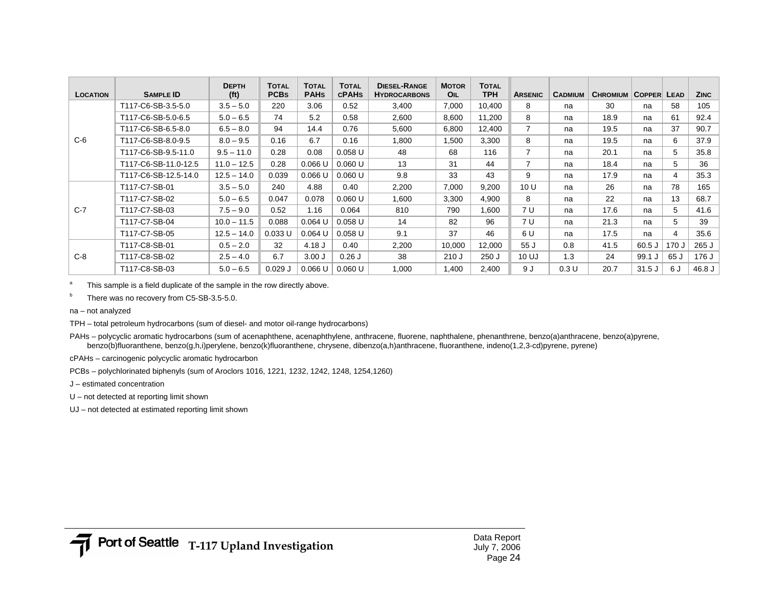| Location | Sample ID | Depth (ft) | Total PCBs | Total PAHs | Total cPAHs | Diesel-Range Hydrocarbons | Motor Oil | Total TPH | Arsenic | Cadmium | Chromium | Copper | Lead | Zinc |
|---|---|---|---|---|---|---|---|---|---|---|---|---|---|---|
| C-6 | T117-C6-SB-3.5-5.0 | 3.5 – 5.0 | 220 | 3.06 | 0.52 | 3,400 | 7,000 | 10,400 | 8 | na | 30 | na | 58 | 105 |
| | T117-C6-SB-5.0-6.5 | 5.0 – 6.5 | 74 | 5.2 | 0.58 | 2,600 | 8,600 | 11,200 | 8 | na | 18.9 | na | 61 | 92.4 |
| | T117-C6-SB-6.5-8.0 | 6.5 – 8.0 | 94 | 14.4 | 0.76 | 5,600 | 6,800 | 12,400 | 7 | na | 19.5 | na | 37 | 90.7 |
| | T117-C6-SB-8.0-9.5 | 8.0 – 9.5 | 0.16 | 6.7 | 0.16 | 1,800 | 1,500 | 3,300 | 8 | na | 19.5 | na | 6 | 37.9 |
| | T117-C6-SB-9.5-11.0 | 9.5 – 11.0 | 0.28 | 0.08 | 0.058 U | 48 | 68 | 116 | 7 | na | 20.1 | na | 5 | 35.8 |
| | T117-C6-SB-11.0-12.5 | 11.0 – 12.5 | 0.28 | 0.066 U | 0.060 U | 13 | 31 | 44 | 7 | na | 18.4 | na | 5 | 36 |
| | T117-C6-SB-12.5-14.0 | 12.5 – 14.0 | 0.039 | 0.066 U | 0.060 U | 9.8 | 33 | 43 | 9 | na | 17.9 | na | 4 | 35.3 |
| C-7 | T117-C7-SB-01 | 3.5 – 5.0 | 240 | 4.88 | 0.40 | 2,200 | 7,000 | 9,200 | 10 U | na | 26 | na | 78 | 165 |
| | T117-C7-SB-02 | 5.0 – 6.5 | 0.047 | 0.078 | 0.060 U | 1,600 | 3,300 | 4,900 | 8 | na | 22 | na | 13 | 68.7 |
| | T117-C7-SB-03 | 7.5 – 9.0 | 0.52 | 1.16 | 0.064 | 810 | 790 | 1,600 | 7 U | na | 17.6 | na | 5 | 41.6 |
| | T117-C7-SB-04 | 10.0 – 11.5 | 0.088 | 0.064 U | 0.058 U | 14 | 82 | 96 | 7 U | na | 21.3 | na | 5 | 39 |
| | T117-C7-SB-05 | 12.5 – 14.0 | 0.033 U | 0.064 U | 0.058 U | 9.1 | 37 | 46 | 6 U | na | 17.5 | na | 4 | 35.6 |
| C-8 | T117-C8-SB-01 | 0.5 – 2.0 | 32 | 4.18 J | 0.40 | 2,200 | 10,000 | 12,000 | 55 J | 0.8 | 41.5 | 60.5 J | 170 J | 265 J |
| | T117-C8-SB-02 | 2.5 – 4.0 | 6.7 | 3.00 J | 0.26 J | 38 | 210 J | 250 J | 10 UJ | 1.3 | 24 | 99.1 J | 65 J | 176 J |
| | T117-C8-SB-03 | 5.0 – 6.5 | 0.029 J | 0.066 U | 0.060 U | 1,000 | 1,400 | 2,400 | 9 J | 0.3 U | 20.7 | 31.5 J | 6 J | 46.8 J |

[a] This sample is a field duplicate of the sample in the row directly above.

[b] There was no recovery from C5-SB-3.5-5.0.

na – not analyzed

TPH – total petroleum hydrocarbons (sum of diesel- and motor oil-range hydrocarbons)

PAHs – polycyclic aromatic hydrocarbons (sum of acenaphthene, acenaphthylene, anthracene, fluorene, naphthalene, phenanthrene, benzo(a)anthracene, benzo(a)pyrene, benzo(b)fluoranthene, benzo(g,h,i)perylene, benzo(k)fluoranthene, chrysene, dibenzo(a,h)anthracene, fluoranthene, indeno(1,2,3-cd)pyrene, pyrene)

cPAHs – carcinogenic polycyclic aromatic hydrocarbon

PCBs – polychlorinated biphenyls (sum of Aroclors 1016, 1221, 1232, 1242, 1248, 1254,1260)

J – estimated concentration

U – not detected at reporting limit shown

UJ – not detected at estimated reporting limit shown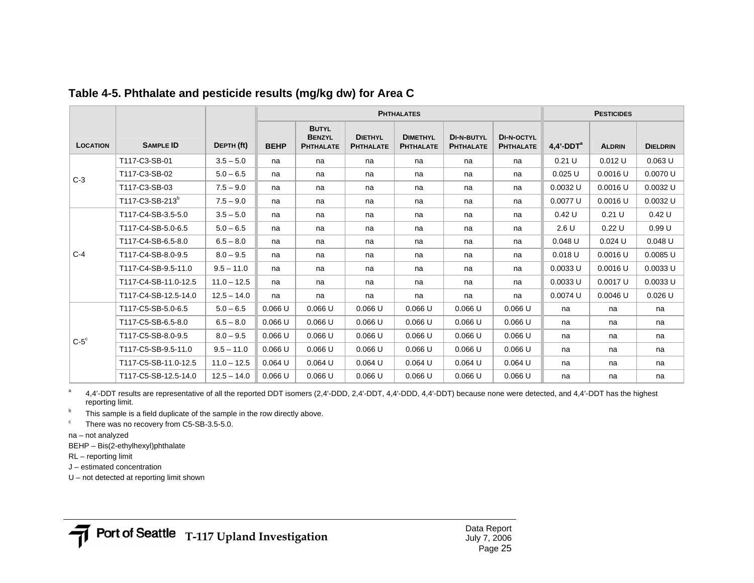**Table 4-5. Phthalate and pesticide results (mg/kg dw) for Area C**

| Location | Sample ID | Depth (ft) | Phthalates | | | | | | Pesticides | | |
|---|---|---|---|---|---|---|---|---|---|---|---|
| | | | BEHP | Butyl Benzyl Phthalate | Diethyl Phthalate | Dimethyl Phthalate | Di-n-butyl Phthalate | Di-n-octyl Phthalate | 4,4'-DDT[a] | Aldrin | Dieldrin |
| C-3 | T117-C3-SB-01 | 3.5 – 5.0 | na | na | na | na | na | na | 0.21 U | 0.012 U | 0.063 U |
| | T117-C3-SB-02 | 5.0 – 6.5 | na | na | na | na | na | na | 0.025 U | 0.0016 U | 0.0070 U |
| | T117-C3-SB-03 | 7.5 – 9.0 | na | na | na | na | na | na | 0.0032 U | 0.0016 U | 0.0032 U |
| | T117-C3-SB-213[b] | 7.5 – 9.0 | na | na | na | na | na | na | 0.0077 U | 0.0016 U | 0.0032 U |
| C-4 | T117-C4-SB-3.5-5.0 | 3.5 – 5.0 | na | na | na | na | na | na | 0.42 U | 0.21 U | 0.42 U |
| | T117-C4-SB-5.0-6.5 | 5.0 – 6.5 | na | na | na | na | na | na | 2.6 U | 0.22 U | 0.99 U |
| | T117-C4-SB-6.5-8.0 | 6.5 – 8.0 | na | na | na | na | na | na | 0.048 U | 0.024 U | 0.048 U |
| | T117-C4-SB-8.0-9.5 | 8.0 – 9.5 | na | na | na | na | na | na | 0.018 U | 0.0016 U | 0.0085 U |
| | T117-C4-SB-9.5-11.0 | 9.5 – 11.0 | na | na | na | na | na | na | 0.0033 U | 0.0016 U | 0.0033 U |
| | T117-C4-SB-11.0-12.5 | 11.0 – 12.5 | na | na | na | na | na | na | 0.0033 U | 0.0017 U | 0.0033 U |
| | T117-C4-SB-12.5-14.0 | 12.5 – 14.0 | na | na | na | na | na | na | 0.0074 U | 0.0046 U | 0.026 U |
| C-5[c] | T117-C5-SB-5.0-6.5 | 5.0 – 6.5 | 0.066 U | 0.066 U | 0.066 U | 0.066 U | 0.066 U | 0.066 U | na | na | na |
| | T117-C5-SB-6.5-8.0 | 6.5 – 8.0 | 0.066 U | 0.066 U | 0.066 U | 0.066 U | 0.066 U | 0.066 U | na | na | na |
| | T117-C5-SB-8.0-9.5 | 8.0 – 9.5 | 0.066 U | 0.066 U | 0.066 U | 0.066 U | 0.066 U | 0.066 U | na | na | na |
| | T117-C5-SB-9.5-11.0 | 9.5 – 11.0 | 0.066 U | 0.066 U | 0.066 U | 0.066 U | 0.066 U | 0.066 U | na | na | na |
| | T117-C5-SB-11.0-12.5 | 11.0 – 12.5 | 0.064 U | 0.064 U | 0.064 U | 0.064 U | 0.064 U | 0.064 U | na | na | na |
| | T117-C5-SB-12.5-14.0 | 12.5 – 14.0 | 0.066 U | 0.066 U | 0.066 U | 0.066 U | 0.066 U | 0.066 U | na | na | na |

[a] 4,4'-DDT results are representative of all the reported DDT isomers (2,4'-DDD, 2,4'-DDT, 4,4'-DDD, 4,4'-DDT) because none were detected, and 4,4'-DDT has the highest reporting limit.

[b] This sample is a field duplicate of the sample in the row directly above.

[c] There was no recovery from C5-SB-3.5-5.0.

na – not analyzed

BEHP – Bis(2-ethylhexyl)phthalate

RL – reporting limit

J – estimated concentration

U – not detected at reporting limit shown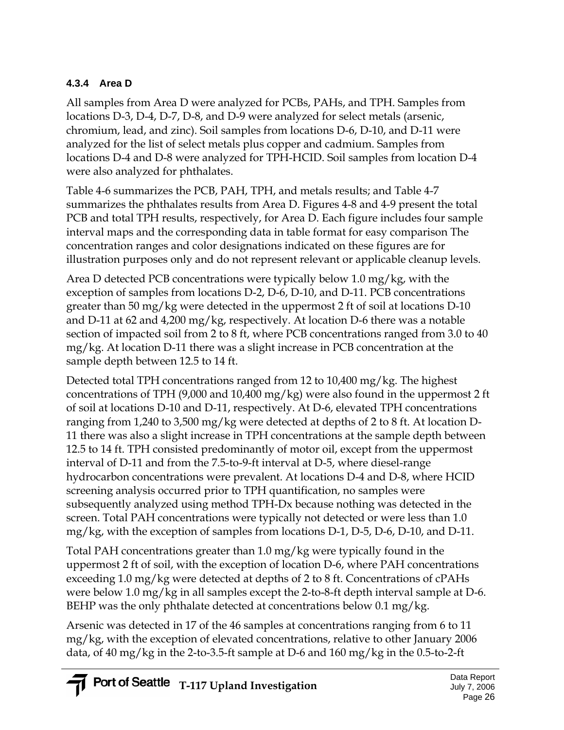#### 4.3.4 Area D

All samples from Area D were analyzed for PCBs, PAHs, and TPH. Samples from locations D-3, D-4, D-7, D-8, and D-9 were analyzed for select metals (arsenic, chromium, lead, and zinc). Soil samples from locations D-6, D-10, and D-11 were analyzed for the list of select metals plus copper and cadmium. Samples from locations D-4 and D-8 were analyzed for TPH-HCID. Soil samples from location D-4 were also analyzed for phthalates.

Table 4-6 summarizes the PCB, PAH, TPH, and metals results; and Table 4-7 summarizes the phthalates results from Area D. Figures 4-8 and 4-9 present the total PCB and total TPH results, respectively, for Area D. Each figure includes four sample interval maps and the corresponding data in table format for easy comparison The concentration ranges and color designations indicated on these figures are for illustration purposes only and do not represent relevant or applicable cleanup levels.

Area D detected PCB concentrations were typically below 1.0 mg/kg, with the exception of samples from locations D-2, D-6, D-10, and D-11. PCB concentrations greater than 50 mg/kg were detected in the uppermost 2 ft of soil at locations D-10 and D-11 at 62 and 4,200 mg/kg, respectively. At location D-6 there was a notable section of impacted soil from 2 to 8 ft, where PCB concentrations ranged from 3.0 to 40 mg/kg. At location D-11 there was a slight increase in PCB concentration at the sample depth between 12.5 to 14 ft.

Detected total TPH concentrations ranged from 12 to 10,400 mg/kg. The highest concentrations of TPH (9,000 and 10,400 mg/kg) were also found in the uppermost 2 ft of soil at locations D-10 and D-11, respectively. At D-6, elevated TPH concentrations ranging from 1,240 to 3,500 mg/kg were detected at depths of 2 to 8 ft. At location D-11 there was also a slight increase in TPH concentrations at the sample depth between 12.5 to 14 ft. TPH consisted predominantly of motor oil, except from the uppermost interval of D-11 and from the 7.5-to-9-ft interval at D-5, where diesel-range hydrocarbon concentrations were prevalent. At locations D-4 and D-8, where HCID screening analysis occurred prior to TPH quantification, no samples were subsequently analyzed using method TPH-Dx because nothing was detected in the screen. Total PAH concentrations were typically not detected or were less than 1.0 mg/kg, with the exception of samples from locations D-1, D-5, D-6, D-10, and D-11.

Total PAH concentrations greater than 1.0 mg/kg were typically found in the uppermost 2 ft of soil, with the exception of location D-6, where PAH concentrations exceeding 1.0 mg/kg were detected at depths of 2 to 8 ft. Concentrations of cPAHs were below 1.0 mg/kg in all samples except the 2-to-8-ft depth interval sample at D-6. BEHP was the only phthalate detected at concentrations below 0.1 mg/kg.

Arsenic was detected in 17 of the 46 samples at concentrations ranging from 6 to 11 mg/kg, with the exception of elevated concentrations, relative to other January 2006 data, of 40 mg/kg in the 2-to-3.5-ft sample at D-6 and 160 mg/kg in the 0.5-to-2-ft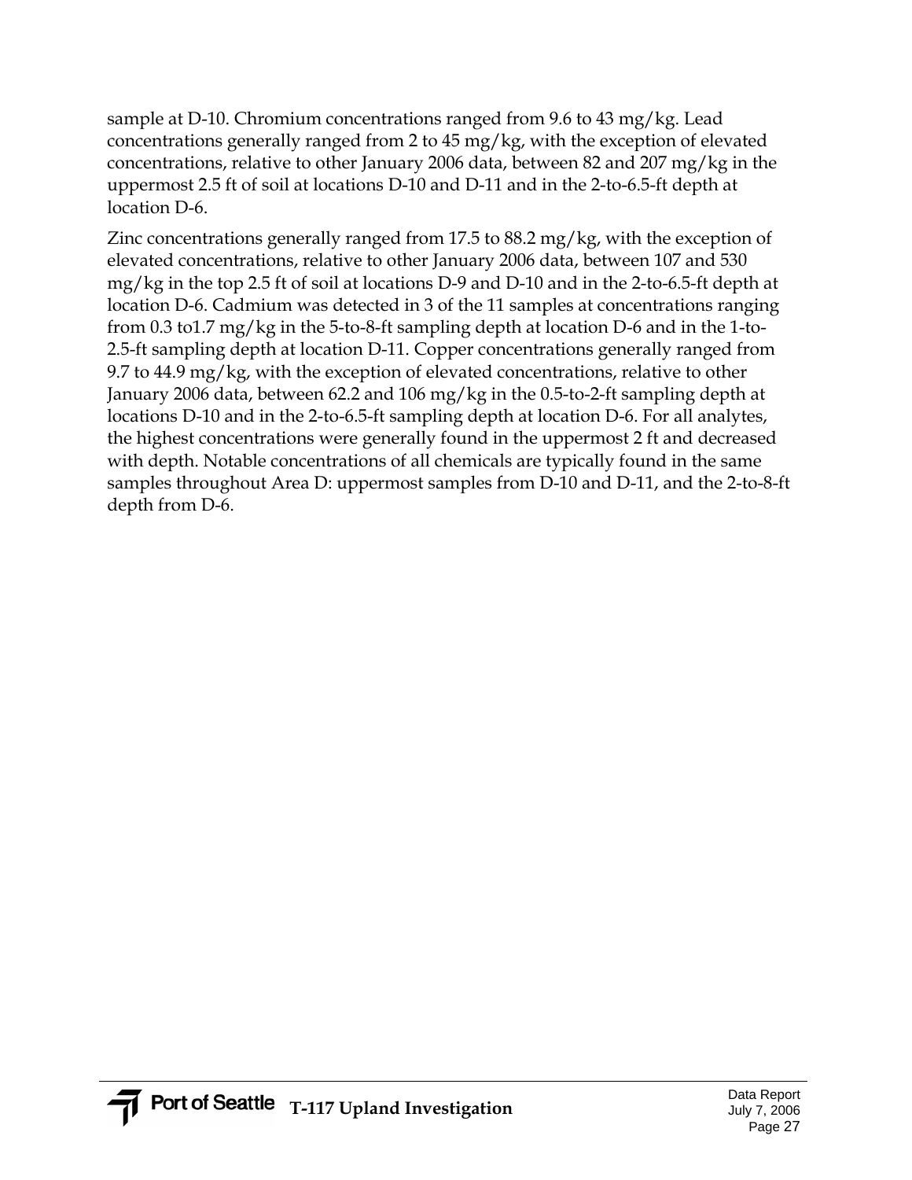sample at D-10. Chromium concentrations ranged from 9.6 to 43 mg/kg. Lead concentrations generally ranged from 2 to 45 mg/kg, with the exception of elevated concentrations, relative to other January 2006 data, between 82 and 207 mg/kg in the uppermost 2.5 ft of soil at locations D-10 and D-11 and in the 2-to-6.5-ft depth at location D-6.

Zinc concentrations generally ranged from 17.5 to 88.2 mg/kg, with the exception of elevated concentrations, relative to other January 2006 data, between 107 and 530 mg/kg in the top 2.5 ft of soil at locations D-9 and D-10 and in the 2-to-6.5-ft depth at location D-6. Cadmium was detected in 3 of the 11 samples at concentrations ranging from 0.3 to1.7 mg/kg in the 5-to-8-ft sampling depth at location D-6 and in the 1-to-2.5-ft sampling depth at location D-11. Copper concentrations generally ranged from 9.7 to 44.9 mg/kg, with the exception of elevated concentrations, relative to other January 2006 data, between 62.2 and 106 mg/kg in the 0.5-to-2-ft sampling depth at locations D-10 and in the 2-to-6.5-ft sampling depth at location D-6. For all analytes, the highest concentrations were generally found in the uppermost 2 ft and decreased with depth. Notable concentrations of all chemicals are typically found in the same samples throughout Area D: uppermost samples from D-10 and D-11, and the 2-to-8-ft depth from D-6.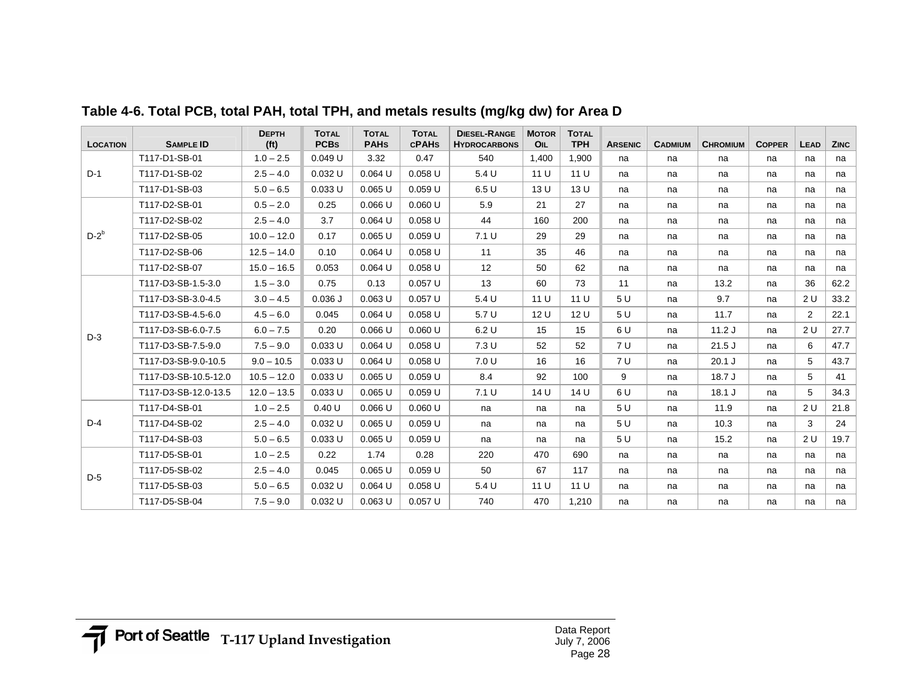# Table 4-6. Total PCB, total PAH, total TPH, and metals results (mg/kg dw) for Area D

| Location | Sample ID | Depth (ft) | Total PCBs | Total PAHs | Total cPAHs | Diesel-Range Hydrocarbons | Motor Oil | Total TPH | Arsenic | Cadmium | Chromium | Copper | Lead | Zinc |
|---|---|---|---|---|---|---|---|---|---|---|---|---|---|---|
| D-1 | T117-D1-SB-01 | 1.0 – 2.5 | 0.049 U | 3.32 | 0.47 | 540 | 1,400 | 1,900 | na | na | na | na | na | na |
| | T117-D1-SB-02 | 2.5 – 4.0 | 0.032 U | 0.064 U | 0.058 U | 5.4 U | 11 U | 11 U | na | na | na | na | na | na |
| | T117-D1-SB-03 | 5.0 – 6.5 | 0.033 U | 0.065 U | 0.059 U | 6.5 U | 13 U | 13 U | na | na | na | na | na | na |
| D-2[b] | T117-D2-SB-01 | 0.5 – 2.0 | 0.25 | 0.066 U | 0.060 U | 5.9 | 21 | 27 | na | na | na | na | na | na |
| | T117-D2-SB-02 | 2.5 – 4.0 | 3.7 | 0.064 U | 0.058 U | 44 | 160 | 200 | na | na | na | na | na | na |
| | T117-D2-SB-05 | 10.0 – 12.0 | 0.17 | 0.065 U | 0.059 U | 7.1 U | 29 | 29 | na | na | na | na | na | na |
| | T117-D2-SB-06 | 12.5 – 14.0 | 0.10 | 0.064 U | 0.058 U | 11 | 35 | 46 | na | na | na | na | na | na |
| | T117-D2-SB-07 | 15.0 – 16.5 | 0.053 | 0.064 U | 0.058 U | 12 | 50 | 62 | na | na | na | na | na | na |
| D-3 | T117-D3-SB-1.5-3.0 | 1.5 – 3.0 | 0.75 | 0.13 | 0.057 U | 13 | 60 | 73 | 11 | na | 13.2 | na | 36 | 62.2 |
| | T117-D3-SB-3.0-4.5 | 3.0 – 4.5 | 0.036 J | 0.063 U | 0.057 U | 5.4 U | 11 U | 11 U | 5 U | na | 9.7 | na | 2 U | 33.2 |
| | T117-D3-SB-4.5-6.0 | 4.5 – 6.0 | 0.045 | 0.064 U | 0.058 U | 5.7 U | 12 U | 12 U | 5 U | na | 11.7 | na | 2 | 22.1 |
| | T117-D3-SB-6.0-7.5 | 6.0 – 7.5 | 0.20 | 0.066 U | 0.060 U | 6.2 U | 15 | 15 | 6 U | na | 11.2 J | na | 2 U | 27.7 |
| | T117-D3-SB-7.5-9.0 | 7.5 – 9.0 | 0.033 U | 0.064 U | 0.058 U | 7.3 U | 52 | 52 | 7 U | na | 21.5 J | na | 6 | 47.7 |
| | T117-D3-SB-9.0-10.5 | 9.0 – 10.5 | 0.033 U | 0.064 U | 0.058 U | 7.0 U | 16 | 16 | 7 U | na | 20.1 J | na | 5 | 43.7 |
| | T117-D3-SB-10.5-12.0 | 10.5 – 12.0 | 0.033 U | 0.065 U | 0.059 U | 8.4 | 92 | 100 | 9 | na | 18.7 J | na | 5 | 41 |
| | T117-D3-SB-12.0-13.5 | 12.0 – 13.5 | 0.033 U | 0.065 U | 0.059 U | 7.1 U | 14 U | 14 U | 6 U | na | 18.1 J | na | 5 | 34.3 |
| D-4 | T117-D4-SB-01 | 1.0 – 2.5 | 0.40 U | 0.066 U | 0.060 U | na | na | na | 5 U | na | 11.9 | na | 2 U | 21.8 |
| | T117-D4-SB-02 | 2.5 – 4.0 | 0.032 U | 0.065 U | 0.059 U | na | na | na | 5 U | na | 10.3 | na | 3 | 24 |
| | T117-D4-SB-03 | 5.0 – 6.5 | 0.033 U | 0.065 U | 0.059 U | na | na | na | 5 U | na | 15.2 | na | 2 U | 19.7 |
| D-5 | T117-D5-SB-01 | 1.0 – 2.5 | 0.22 | 1.74 | 0.28 | 220 | 470 | 690 | na | na | na | na | na | na |
| | T117-D5-SB-02 | 2.5 – 4.0 | 0.045 | 0.065 U | 0.059 U | 50 | 67 | 117 | na | na | na | na | na | na |
| | T117-D5-SB-03 | 5.0 – 6.5 | 0.032 U | 0.064 U | 0.058 U | 5.4 U | 11 U | 11 U | na | na | na | na | na | na |
| | T117-D5-SB-04 | 7.5 – 9.0 | 0.032 U | 0.063 U | 0.057 U | 740 | 470 | 1,210 | na | na | na | na | na | na |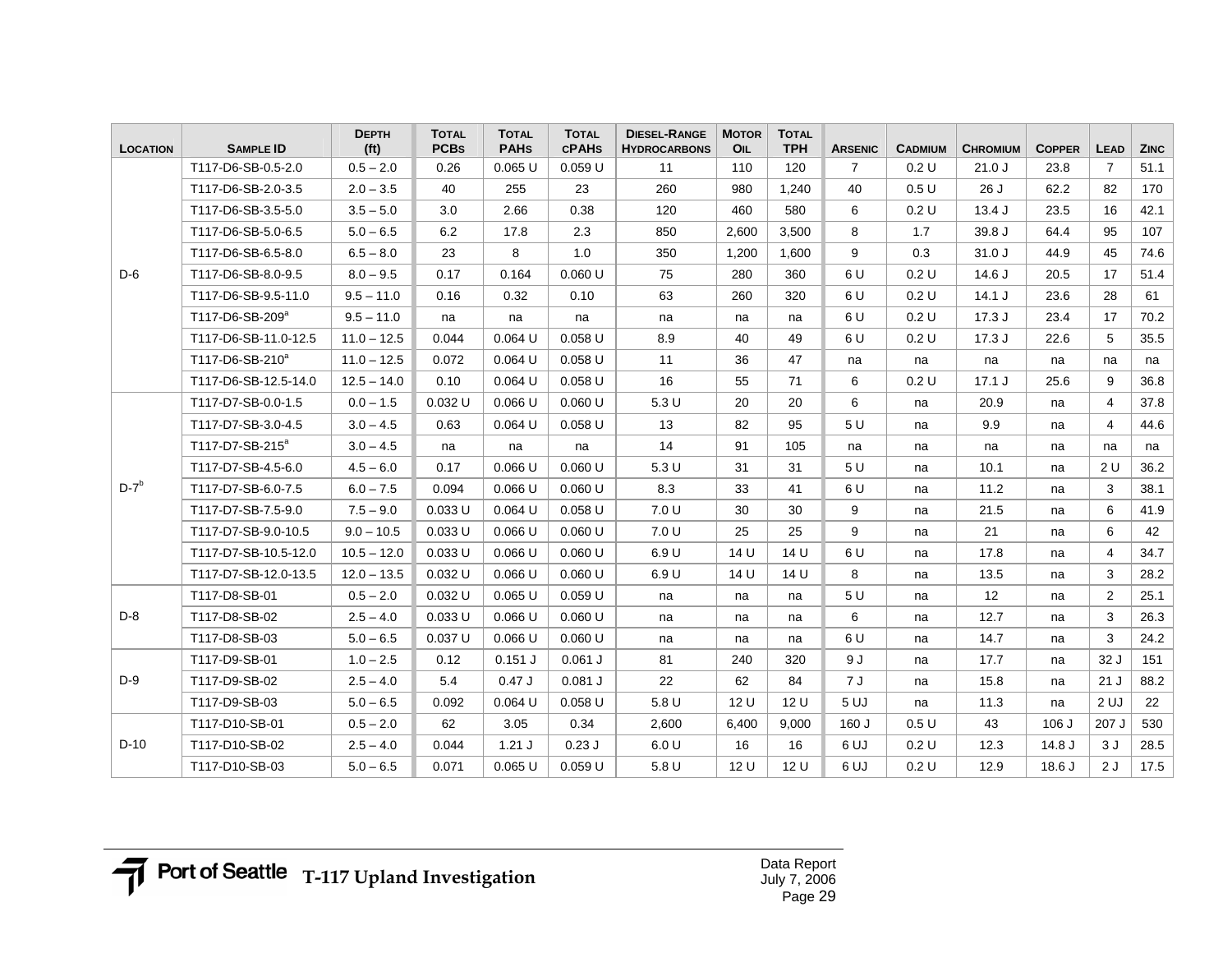| Location | Sample ID | Depth (ft) | Total PCBs | Total PAHs | Total cPAHs | Diesel-Range Hydrocarbons | Motor Oil | Total TPH | Arsenic | Cadmium | Chromium | Copper | Lead | Zinc |
|---|---|---|---|---|---|---|---|---|---|---|---|---|---|---|
| D-6 | T117-D6-SB-0.5-2.0 | 0.5 – 2.0 | 0.26 | 0.065 U | 0.059 U | 11 | 110 | 120 | 7 | 0.2 U | 21.0 J | 23.8 | 7 | 51.1 |
| | T117-D6-SB-2.0-3.5 | 2.0 – 3.5 | 40 | 255 | 23 | 260 | 980 | 1,240 | 40 | 0.5 U | 26 J | 62.2 | 82 | 170 |
| | T117-D6-SB-3.5-5.0 | 3.5 – 5.0 | 3.0 | 2.66 | 0.38 | 120 | 460 | 580 | 6 | 0.2 U | 13.4 J | 23.5 | 16 | 42.1 |
| | T117-D6-SB-5.0-6.5 | 5.0 – 6.5 | 6.2 | 17.8 | 2.3 | 850 | 2,600 | 3,500 | 8 | 1.7 | 39.8 J | 64.4 | 95 | 107 |
| | T117-D6-SB-6.5-8.0 | 6.5 – 8.0 | 23 | 8 | 1.0 | 350 | 1,200 | 1,600 | 9 | 0.3 | 31.0 J | 44.9 | 45 | 74.6 |
| | T117-D6-SB-8.0-9.5 | 8.0 – 9.5 | 0.17 | 0.164 | 0.060 U | 75 | 280 | 360 | 6 U | 0.2 U | 14.6 J | 20.5 | 17 | 51.4 |
| | T117-D6-SB-9.5-11.0 | 9.5 – 11.0 | 0.16 | 0.32 | 0.10 | 63 | 260 | 320 | 6 U | 0.2 U | 14.1 J | 23.6 | 28 | 61 |
| | T117-D6-SB-209[a] | 9.5 – 11.0 | na | na | na | na | na | na | 6 U | 0.2 U | 17.3 J | 23.4 | 17 | 70.2 |
| | T117-D6-SB-11.0-12.5 | 11.0 – 12.5 | 0.044 | 0.064 U | 0.058 U | 8.9 | 40 | 49 | 6 U | 0.2 U | 17.3 J | 22.6 | 5 | 35.5 |
| | T117-D6-SB-210[a] | 11.0 – 12.5 | 0.072 | 0.064 U | 0.058 U | 11 | 36 | 47 | na | na | na | na | na | na |
| | T117-D6-SB-12.5-14.0 | 12.5 – 14.0 | 0.10 | 0.064 U | 0.058 U | 16 | 55 | 71 | 6 | 0.2 U | 17.1 J | 25.6 | 9 | 36.8 |
| D-7[b] | T117-D7-SB-0.0-1.5 | 0.0 – 1.5 | 0.032 U | 0.066 U | 0.060 U | 5.3 U | 20 | 20 | 6 | na | 20.9 | na | 4 | 37.8 |
| | T117-D7-SB-3.0-4.5 | 3.0 – 4.5 | 0.63 | 0.064 U | 0.058 U | 13 | 82 | 95 | 5 U | na | 9.9 | na | 4 | 44.6 |
| | T117-D7-SB-215[a] | 3.0 – 4.5 | na | na | na | 14 | 91 | 105 | na | na | na | na | na | na |
| | T117-D7-SB-4.5-6.0 | 4.5 – 6.0 | 0.17 | 0.066 U | 0.060 U | 5.3 U | 31 | 31 | 5 U | na | 10.1 | na | 2 U | 36.2 |
| | T117-D7-SB-6.0-7.5 | 6.0 – 7.5 | 0.094 | 0.066 U | 0.060 U | 8.3 | 33 | 41 | 6 U | na | 11.2 | na | 3 | 38.1 |
| | T117-D7-SB-7.5-9.0 | 7.5 – 9.0 | 0.033 U | 0.064 U | 0.058 U | 7.0 U | 30 | 30 | 9 | na | 21.5 | na | 6 | 41.9 |
| | T117-D7-SB-9.0-10.5 | 9.0 – 10.5 | 0.033 U | 0.066 U | 0.060 U | 7.0 U | 25 | 25 | 9 | na | 21 | na | 6 | 42 |
| | T117-D7-SB-10.5-12.0 | 10.5 – 12.0 | 0.033 U | 0.066 U | 0.060 U | 6.9 U | 14 U | 14 U | 6 U | na | 17.8 | na | 4 | 34.7 |
| | T117-D7-SB-12.0-13.5 | 12.0 – 13.5 | 0.032 U | 0.066 U | 0.060 U | 6.9 U | 14 U | 14 U | 8 | na | 13.5 | na | 3 | 28.2 |
| D-8 | T117-D8-SB-01 | 0.5 – 2.0 | 0.032 U | 0.065 U | 0.059 U | na | na | na | 5 U | na | 12 | na | 2 | 25.1 |
| | T117-D8-SB-02 | 2.5 – 4.0 | 0.033 U | 0.066 U | 0.060 U | na | na | na | 6 | na | 12.7 | na | 3 | 26.3 |
| | T117-D8-SB-03 | 5.0 – 6.5 | 0.037 U | 0.066 U | 0.060 U | na | na | na | 6 U | na | 14.7 | na | 3 | 24.2 |
| D-9 | T117-D9-SB-01 | 1.0 – 2.5 | 0.12 | 0.151 J | 0.061 J | 81 | 240 | 320 | 9 J | na | 17.7 | na | 32 J | 151 |
| | T117-D9-SB-02 | 2.5 – 4.0 | 5.4 | 0.47 J | 0.081 J | 22 | 62 | 84 | 7 J | na | 15.8 | na | 21 J | 88.2 |
| | T117-D9-SB-03 | 5.0 – 6.5 | 0.092 | 0.064 U | 0.058 U | 5.8 U | 12 U | 12 U | 5 UJ | na | 11.3 | na | 2 UJ | 22 |
| D-10 | T117-D10-SB-01 | 0.5 – 2.0 | 62 | 3.05 | 0.34 | 2,600 | 6,400 | 9,000 | 160 J | 0.5 U | 43 | 106 J | 207 J | 530 |
| | T117-D10-SB-02 | 2.5 – 4.0 | 0.044 | 1.21 J | 0.23 J | 6.0 U | 16 | 16 | 6 UJ | 0.2 U | 12.3 | 14.8 J | 3 J | 28.5 |
| | T117-D10-SB-03 | 5.0 – 6.5 | 0.071 | 0.065 U | 0.059 U | 5.8 U | 12 U | 12 U | 6 UJ | 0.2 U | 12.9 | 18.6 J | 2 J | 17.5 |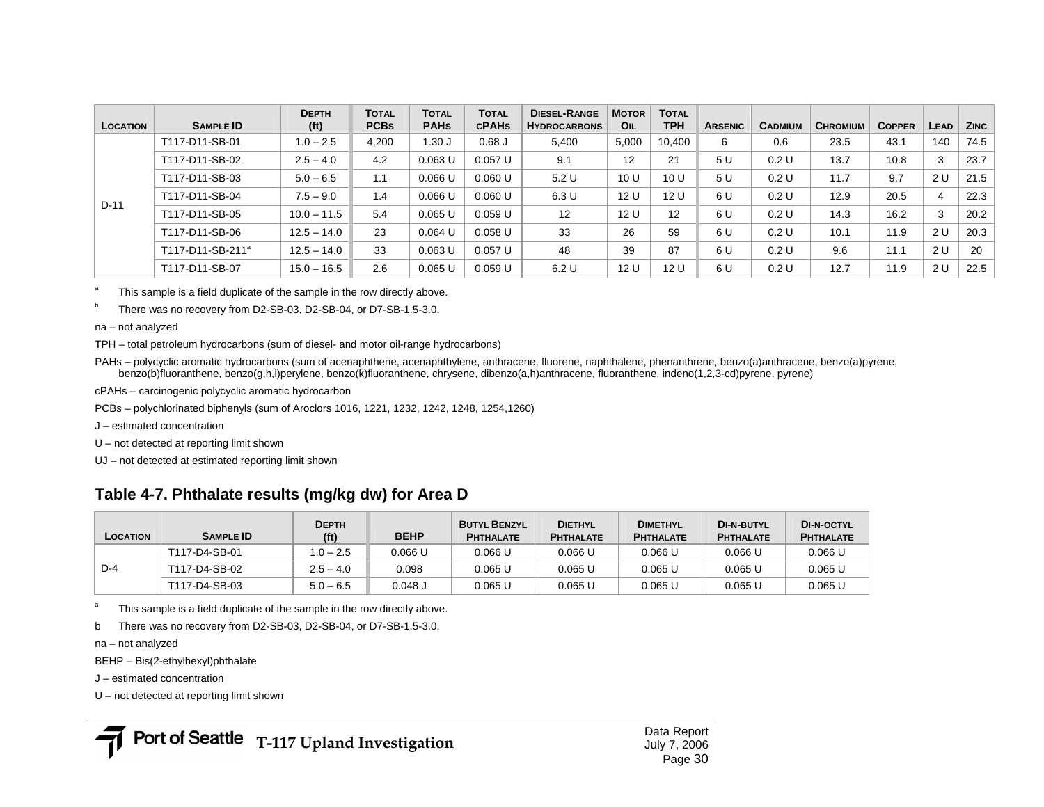| Location | Sample ID | Depth (ft) | Total PCBs | Total PAHs | Total cPAHs | Diesel-Range Hydrocarbons | Motor Oil | Total TPH | Arsenic | Cadmium | Chromium | Copper | Lead | Zinc |
|---|---|---|---|---|---|---|---|---|---|---|---|---|---|---|
| D-11 | T117-D11-SB-01 | 1.0 – 2.5 | 4,200 | 1.30 J | 0.68 J | 5,400 | 5,000 | 10,400 | 6 | 0.6 | 23.5 | 43.1 | 140 | 74.5 |
| | T117-D11-SB-02 | 2.5 – 4.0 | 4.2 | 0.063 U | 0.057 U | 9.1 | 12 | 21 | 5 U | 0.2 U | 13.7 | 10.8 | 3 | 23.7 |
| | T117-D11-SB-03 | 5.0 – 6.5 | 1.1 | 0.066 U | 0.060 U | 5.2 U | 10 U | 10 U | 5 U | 0.2 U | 11.7 | 9.7 | 2 U | 21.5 |
| | T117-D11-SB-04 | 7.5 – 9.0 | 1.4 | 0.066 U | 0.060 U | 6.3 U | 12 U | 12 U | 6 U | 0.2 U | 12.9 | 20.5 | 4 | 22.3 |
| | T117-D11-SB-05 | 10.0 – 11.5 | 5.4 | 0.065 U | 0.059 U | 12 | 12 U | 12 | 6 U | 0.2 U | 14.3 | 16.2 | 3 | 20.2 |
| | T117-D11-SB-06 | 12.5 – 14.0 | 23 | 0.064 U | 0.058 U | 33 | 26 | 59 | 6 U | 0.2 U | 10.1 | 11.9 | 2 U | 20.3 |
| | T117-D11-SB-211[a] | 12.5 – 14.0 | 33 | 0.063 U | 0.057 U | 48 | 39 | 87 | 6 U | 0.2 U | 9.6 | 11.1 | 2 U | 20 |
| | T117-D11-SB-07 | 15.0 – 16.5 | 2.6 | 0.065 U | 0.059 U | 6.2 U | 12 U | 12 U | 6 U | 0.2 U | 12.7 | 11.9 | 2 U | 22.5 |

[a] This sample is a field duplicate of the sample in the row directly above.

[b] There was no recovery from D2-SB-03, D2-SB-04, or D7-SB-1.5-3.0.

na – not analyzed

TPH – total petroleum hydrocarbons (sum of diesel- and motor oil-range hydrocarbons)

PAHs – polycyclic aromatic hydrocarbons (sum of acenaphthene, acenaphthylene, anthracene, fluorene, naphthalene, phenanthrene, benzo(a)anthracene, benzo(a)pyrene, benzo(b)fluoranthene, benzo(g,h,i)perylene, benzo(k)fluoranthene, chrysene, dibenzo(a,h)anthracene, fluoranthene, indeno(1,2,3-cd)pyrene, pyrene)

cPAHs – carcinogenic polycyclic aromatic hydrocarbon

PCBs – polychlorinated biphenyls (sum of Aroclors 1016, 1221, 1232, 1242, 1248, 1254,1260)

J – estimated concentration

U – not detected at reporting limit shown

UJ – not detected at estimated reporting limit shown

## Table 4-7. Phthalate results (mg/kg dw) for Area D

| Location | Sample ID | Depth (ft) | BEHP | Butyl Benzyl Phthalate | Diethyl Phthalate | Dimethyl Phthalate | Di-n-butyl Phthalate | Di-n-octyl Phthalate |
|---|---|---|---|---|---|---|---|---|
| D-4 | T117-D4-SB-01 | 1.0 – 2.5 | 0.066 U | 0.066 U | 0.066 U | 0.066 U | 0.066 U | 0.066 U |
| | T117-D4-SB-02 | 2.5 – 4.0 | 0.098 | 0.065 U | 0.065 U | 0.065 U | 0.065 U | 0.065 U |
| | T117-D4-SB-03 | 5.0 – 6.5 | 0.048 J | 0.065 U | 0.065 U | 0.065 U | 0.065 U | 0.065 U |

[a] This sample is a field duplicate of the sample in the row directly above.

b There was no recovery from D2-SB-03, D2-SB-04, or D7-SB-1.5-3.0.

na – not analyzed

BEHP – Bis(2-ethylhexyl)phthalate

J – estimated concentration

U – not detected at reporting limit shown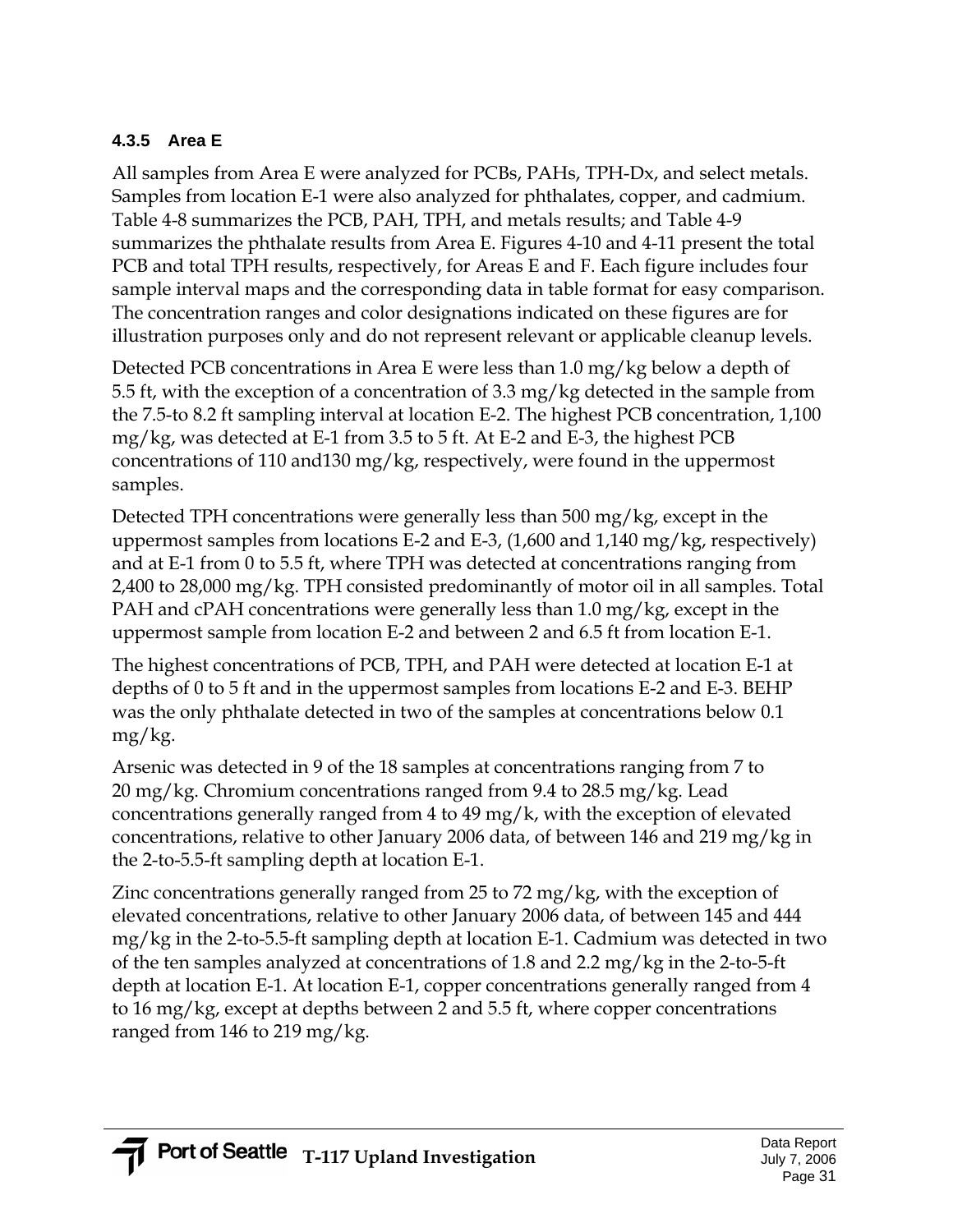#### 4.3.5 Area E

All samples from Area E were analyzed for PCBs, PAHs, TPH-Dx, and select metals. Samples from location E-1 were also analyzed for phthalates, copper, and cadmium. Table 4-8 summarizes the PCB, PAH, TPH, and metals results; and Table 4-9 summarizes the phthalate results from Area E. Figures 4-10 and 4-11 present the total PCB and total TPH results, respectively, for Areas E and F. Each figure includes four sample interval maps and the corresponding data in table format for easy comparison. The concentration ranges and color designations indicated on these figures are for illustration purposes only and do not represent relevant or applicable cleanup levels.

Detected PCB concentrations in Area E were less than 1.0 mg/kg below a depth of 5.5 ft, with the exception of a concentration of 3.3 mg/kg detected in the sample from the 7.5-to 8.2 ft sampling interval at location E-2. The highest PCB concentration, 1,100 mg/kg, was detected at E-1 from 3.5 to 5 ft. At E-2 and E-3, the highest PCB concentrations of 110 and130 mg/kg, respectively, were found in the uppermost samples.

Detected TPH concentrations were generally less than 500 mg/kg, except in the uppermost samples from locations E-2 and E-3, (1,600 and 1,140 mg/kg, respectively) and at E-1 from 0 to 5.5 ft, where TPH was detected at concentrations ranging from 2,400 to 28,000 mg/kg. TPH consisted predominantly of motor oil in all samples. Total PAH and cPAH concentrations were generally less than 1.0 mg/kg, except in the uppermost sample from location E-2 and between 2 and 6.5 ft from location E-1.

The highest concentrations of PCB, TPH, and PAH were detected at location E-1 at depths of 0 to 5 ft and in the uppermost samples from locations E-2 and E-3. BEHP was the only phthalate detected in two of the samples at concentrations below 0.1 mg/kg.

Arsenic was detected in 9 of the 18 samples at concentrations ranging from 7 to 20 mg/kg. Chromium concentrations ranged from 9.4 to 28.5 mg/kg. Lead concentrations generally ranged from 4 to 49 mg/k, with the exception of elevated concentrations, relative to other January 2006 data, of between 146 and 219 mg/kg in the 2-to-5.5-ft sampling depth at location E-1.

Zinc concentrations generally ranged from 25 to 72 mg/kg, with the exception of elevated concentrations, relative to other January 2006 data, of between 145 and 444 mg/kg in the 2-to-5.5-ft sampling depth at location E-1. Cadmium was detected in two of the ten samples analyzed at concentrations of 1.8 and 2.2 mg/kg in the 2-to-5-ft depth at location E-1. At location E-1, copper concentrations generally ranged from 4 to 16 mg/kg, except at depths between 2 and 5.5 ft, where copper concentrations ranged from 146 to 219 mg/kg.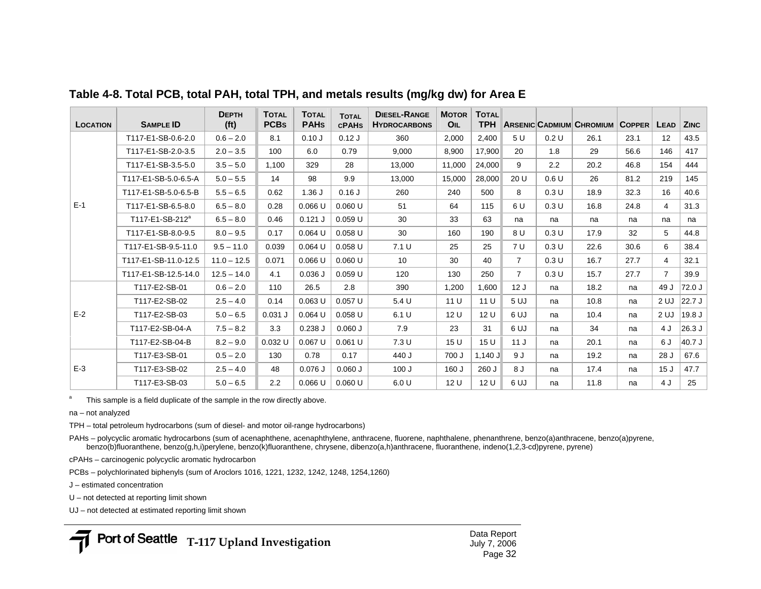**Table 4-8. Total PCB, total PAH, total TPH, and metals results (mg/kg dw) for Area E**

| Location | Sample ID | Depth (ft) | Total PCBs | Total PAHs | Total cPAHs | Diesel-Range Hydrocarbons | Motor Oil | Total TPH | Arsenic | Cadmium | Chromium | Copper | Lead | Zinc |
|---|---|---|---|---|---|---|---|---|---|---|---|---|---|---|
| E-1 | T117-E1-SB-0.6-2.0 | 0.6 – 2.0 | 8.1 | 0.10 J | 0.12 J | 360 | 2,000 | 2,400 | 5 U | 0.2 U | 26.1 | 23.1 | 12 | 43.5 |
| | T117-E1-SB-2.0-3.5 | 2.0 – 3.5 | 100 | 6.0 | 0.79 | 9,000 | 8,900 | 17,900 | 20 | 1.8 | 29 | 56.6 | 146 | 417 |
| | T117-E1-SB-3.5-5.0 | 3.5 – 5.0 | 1,100 | 329 | 28 | 13,000 | 11,000 | 24,000 | 9 | 2.2 | 20.2 | 46.8 | 154 | 444 |
| | T117-E1-SB-5.0-6.5-A | 5.0 – 5.5 | 14 | 98 | 9.9 | 13,000 | 15,000 | 28,000 | 20 U | 0.6 U | 26 | 81.2 | 219 | 145 |
| | T117-E1-SB-5.0-6.5-B | 5.5 – 6.5 | 0.62 | 1.36 J | 0.16 J | 260 | 240 | 500 | 8 | 0.3 U | 18.9 | 32.3 | 16 | 40.6 |
| | T117-E1-SB-6.5-8.0 | 6.5 – 8.0 | 0.28 | 0.066 U | 0.060 U | 51 | 64 | 115 | 6 U | 0.3 U | 16.8 | 24.8 | 4 | 31.3 |
| | T117-E1-SB-212[a] | 6.5 – 8.0 | 0.46 | 0.121 J | 0.059 U | 30 | 33 | 63 | na | na | na | na | na | na |
| | T117-E1-SB-8.0-9.5 | 8.0 – 9.5 | 0.17 | 0.064 U | 0.058 U | 30 | 160 | 190 | 8 U | 0.3 U | 17.9 | 32 | 5 | 44.8 |
| | T117-E1-SB-9.5-11.0 | 9.5 – 11.0 | 0.039 | 0.064 U | 0.058 U | 7.1 U | 25 | 25 | 7 U | 0.3 U | 22.6 | 30.6 | 6 | 38.4 |
| | T117-E1-SB-11.0-12.5 | 11.0 – 12.5 | 0.071 | 0.066 U | 0.060 U | 10 | 30 | 40 | 7 | 0.3 U | 16.7 | 27.7 | 4 | 32.1 |
| | T117-E1-SB-12.5-14.0 | 12.5 – 14.0 | 4.1 | 0.036 J | 0.059 U | 120 | 130 | 250 | 7 | 0.3 U | 15.7 | 27.7 | 7 | 39.9 |
| E-2 | T117-E2-SB-01 | 0.6 – 2.0 | 110 | 26.5 | 2.8 | 390 | 1,200 | 1,600 | 12 J | na | 18.2 | na | 49 J | 72.0 J |
| | T117-E2-SB-02 | 2.5 – 4.0 | 0.14 | 0.063 U | 0.057 U | 5.4 U | 11 U | 11 U | 5 UJ | na | 10.8 | na | 2 UJ | 22.7 J |
| | T117-E2-SB-03 | 5.0 – 6.5 | 0.031 J | 0.064 U | 0.058 U | 6.1 U | 12 U | 12 U | 6 UJ | na | 10.4 | na | 2 UJ | 19.8 J |
| | T117-E2-SB-04-A | 7.5 – 8.2 | 3.3 | 0.238 J | 0.060 J | 7.9 | 23 | 31 | 6 UJ | na | 34 | na | 4 J | 26.3 J |
| | T117-E2-SB-04-B | 8.2 – 9.0 | 0.032 U | 0.067 U | 0.061 U | 7.3 U | 15 U | 15 U | 11 J | na | 20.1 | na | 6 J | 40.7 J |
| E-3 | T117-E3-SB-01 | 0.5 – 2.0 | 130 | 0.78 | 0.17 | 440 J | 700 J | 1,140 J | 9 J | na | 19.2 | na | 28 J | 67.6 |
| | T117-E3-SB-02 | 2.5 – 4.0 | 48 | 0.076 J | 0.060 J | 100 J | 160 J | 260 J | 8 J | na | 17.4 | na | 15 J | 47.7 |
| | T117-E3-SB-03 | 5.0 – 6.5 | 2.2 | 0.066 U | 0.060 U | 6.0 U | 12 U | 12 U | 6 UJ | na | 11.8 | na | 4 J | 25 |

[a] This sample is a field duplicate of the sample in the row directly above.

na – not analyzed

TPH – total petroleum hydrocarbons (sum of diesel- and motor oil-range hydrocarbons)

PAHs – polycyclic aromatic hydrocarbons (sum of acenaphthene, acenaphthylene, anthracene, fluorene, naphthalene, phenanthrene, benzo(a)anthracene, benzo(a)pyrene, benzo(b)fluoranthene, benzo(g,h,i)perylene, benzo(k)fluoranthene, chrysene, dibenzo(a,h)anthracene, fluoranthene, indeno(1,2,3-cd)pyrene, pyrene)

cPAHs – carcinogenic polycyclic aromatic hydrocarbon

PCBs – polychlorinated biphenyls (sum of Aroclors 1016, 1221, 1232, 1242, 1248, 1254,1260)

J – estimated concentration

U – not detected at reporting limit shown

UJ – not detected at estimated reporting limit shown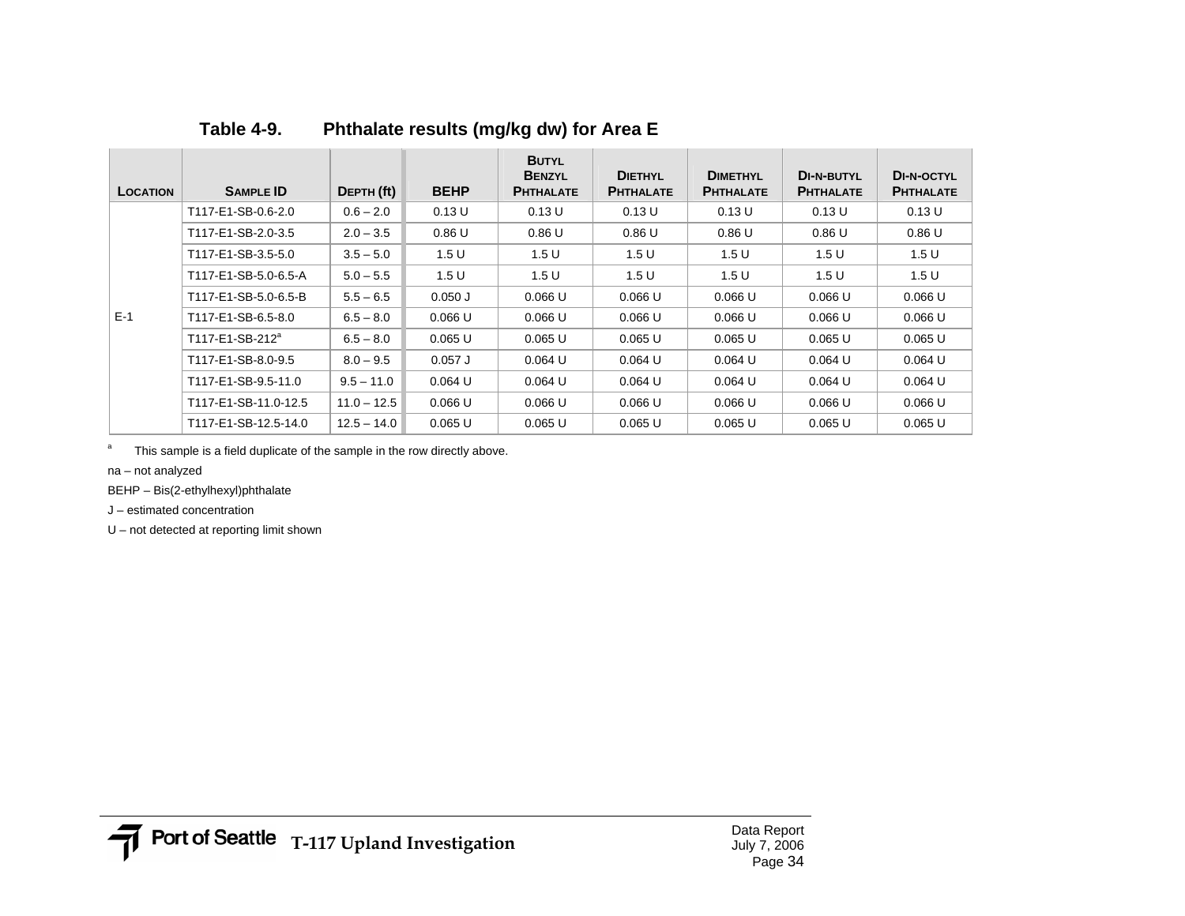### Table 4-9. Phthalate results (mg/kg dw) for Area E

| Location | Sample ID | Depth (ft) | BEHP | Butyl Benzyl Phthalate | Diethyl Phthalate | Dimethyl Phthalate | Di-n-butyl Phthalate | Di-n-octyl Phthalate |
|---|---|---|---|---|---|---|---|---|
| E-1 | T117-E1-SB-0.6-2.0 | 0.6 – 2.0 | 0.13 U | 0.13 U | 0.13 U | 0.13 U | 0.13 U | 0.13 U |
| | T117-E1-SB-2.0-3.5 | 2.0 – 3.5 | 0.86 U | 0.86 U | 0.86 U | 0.86 U | 0.86 U | 0.86 U |
| | T117-E1-SB-3.5-5.0 | 3.5 – 5.0 | 1.5 U | 1.5 U | 1.5 U | 1.5 U | 1.5 U | 1.5 U |
| | T117-E1-SB-5.0-6.5-A | 5.0 – 5.5 | 1.5 U | 1.5 U | 1.5 U | 1.5 U | 1.5 U | 1.5 U |
| | T117-E1-SB-5.0-6.5-B | 5.5 – 6.5 | 0.050 J | 0.066 U | 0.066 U | 0.066 U | 0.066 U | 0.066 U |
| | T117-E1-SB-6.5-8.0 | 6.5 – 8.0 | 0.066 U | 0.066 U | 0.066 U | 0.066 U | 0.066 U | 0.066 U |
| | T117-E1-SB-212[a] | 6.5 – 8.0 | 0.065 U | 0.065 U | 0.065 U | 0.065 U | 0.065 U | 0.065 U |
| | T117-E1-SB-8.0-9.5 | 8.0 – 9.5 | 0.057 J | 0.064 U | 0.064 U | 0.064 U | 0.064 U | 0.064 U |
| | T117-E1-SB-9.5-11.0 | 9.5 – 11.0 | 0.064 U | 0.064 U | 0.064 U | 0.064 U | 0.064 U | 0.064 U |
| | T117-E1-SB-11.0-12.5 | 11.0 – 12.5 | 0.066 U | 0.066 U | 0.066 U | 0.066 U | 0.066 U | 0.066 U |
| | T117-E1-SB-12.5-14.0 | 12.5 – 14.0 | 0.065 U | 0.065 U | 0.065 U | 0.065 U | 0.065 U | 0.065 U |

[a] This sample is a field duplicate of the sample in the row directly above.

na – not analyzed

BEHP – Bis(2-ethylhexyl)phthalate

J – estimated concentration

U – not detected at reporting limit shown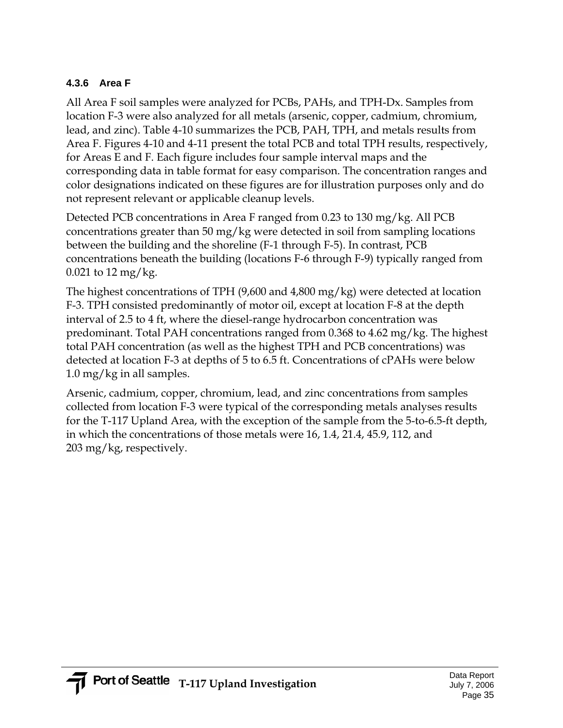#### 4.3.6 Area F

All Area F soil samples were analyzed for PCBs, PAHs, and TPH-Dx. Samples from location F-3 were also analyzed for all metals (arsenic, copper, cadmium, chromium, lead, and zinc). Table 4-10 summarizes the PCB, PAH, TPH, and metals results from Area F. Figures 4-10 and 4-11 present the total PCB and total TPH results, respectively, for Areas E and F. Each figure includes four sample interval maps and the corresponding data in table format for easy comparison. The concentration ranges and color designations indicated on these figures are for illustration purposes only and do not represent relevant or applicable cleanup levels.

Detected PCB concentrations in Area F ranged from 0.23 to 130 mg/kg. All PCB concentrations greater than 50 mg/kg were detected in soil from sampling locations between the building and the shoreline (F-1 through F-5). In contrast, PCB concentrations beneath the building (locations F-6 through F-9) typically ranged from 0.021 to 12 mg/kg.

The highest concentrations of TPH (9,600 and 4,800 mg/kg) were detected at location F-3. TPH consisted predominantly of motor oil, except at location F-8 at the depth interval of 2.5 to 4 ft, where the diesel-range hydrocarbon concentration was predominant. Total PAH concentrations ranged from 0.368 to 4.62 mg/kg. The highest total PAH concentration (as well as the highest TPH and PCB concentrations) was detected at location F-3 at depths of 5 to 6.5 ft. Concentrations of cPAHs were below 1.0 mg/kg in all samples.

Arsenic, cadmium, copper, chromium, lead, and zinc concentrations from samples collected from location F-3 were typical of the corresponding metals analyses results for the T-117 Upland Area, with the exception of the sample from the 5-to-6.5-ft depth, in which the concentrations of those metals were 16, 1.4, 21.4, 45.9, 112, and 203 mg/kg, respectively.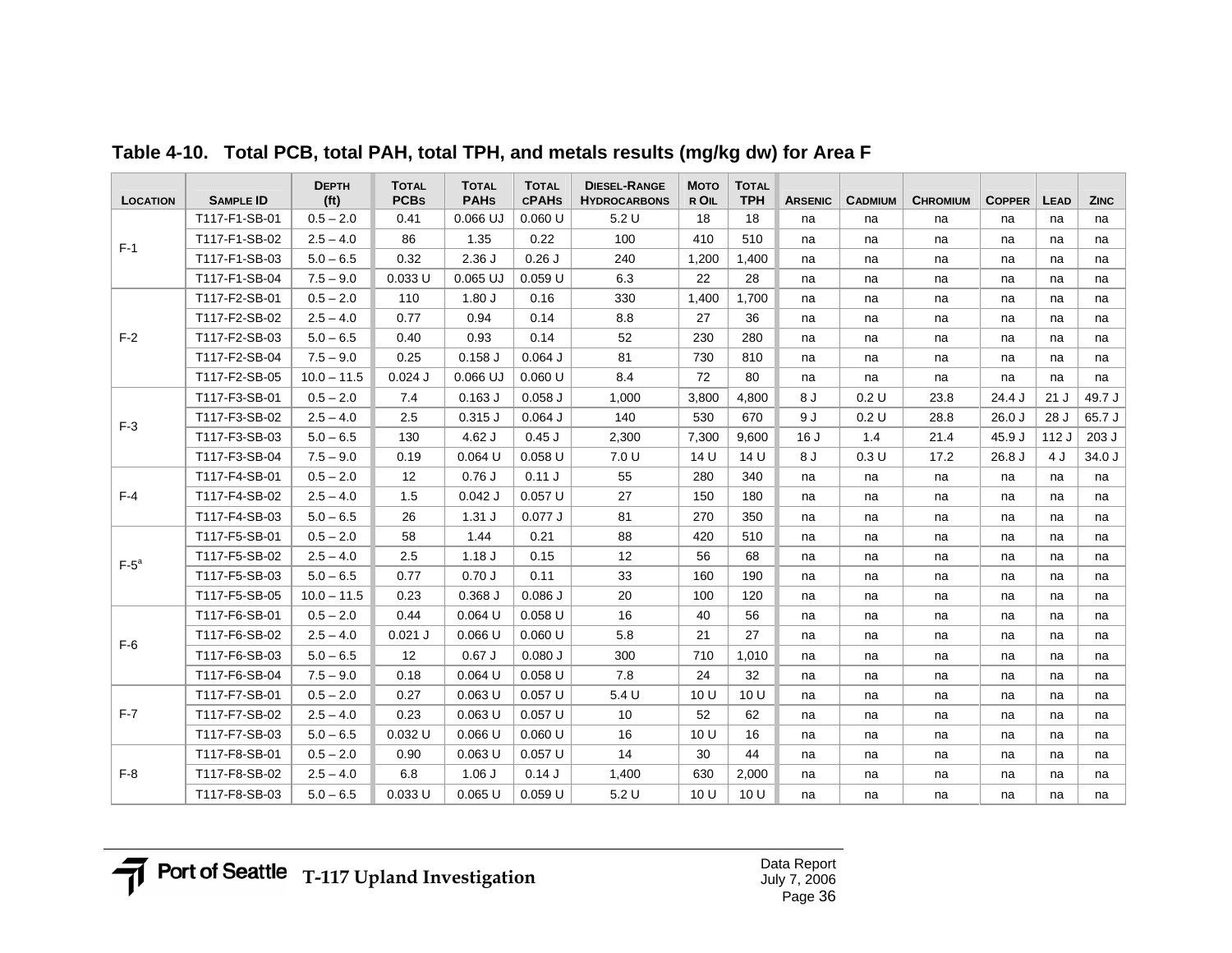**Table 4-10. Total PCB, total PAH, total TPH, and metals results (mg/kg dw) for Area F**

| Location | Sample ID | Depth (ft) | Total PCBs | Total PAHs | Total cPAHs | Diesel-Range Hydrocarbons | Motor Oil | Total TPH | Arsenic | Cadmium | Chromium | Copper | Lead | Zinc |
|---|---|---|---|---|---|---|---|---|---|---|---|---|---|---|
| F-1 | T117-F1-SB-01 | 0.5 – 2.0 | 0.41 | 0.066 UJ | 0.060 U | 5.2 U | 18 | 18 | na | na | na | na | na | na |
| | T117-F1-SB-02 | 2.5 – 4.0 | 86 | 1.35 | 0.22 | 100 | 410 | 510 | na | na | na | na | na | na |
| | T117-F1-SB-03 | 5.0 – 6.5 | 0.32 | 2.36 J | 0.26 J | 240 | 1,200 | 1,400 | na | na | na | na | na | na |
| | T117-F1-SB-04 | 7.5 – 9.0 | 0.033 U | 0.065 UJ | 0.059 U | 6.3 | 22 | 28 | na | na | na | na | na | na |
| F-2 | T117-F2-SB-01 | 0.5 – 2.0 | 110 | 1.80 J | 0.16 | 330 | 1,400 | 1,700 | na | na | na | na | na | na |
| | T117-F2-SB-02 | 2.5 – 4.0 | 0.77 | 0.94 | 0.14 | 8.8 | 27 | 36 | na | na | na | na | na | na |
| | T117-F2-SB-03 | 5.0 – 6.5 | 0.40 | 0.93 | 0.14 | 52 | 230 | 280 | na | na | na | na | na | na |
| | T117-F2-SB-04 | 7.5 – 9.0 | 0.25 | 0.158 J | 0.064 J | 81 | 730 | 810 | na | na | na | na | na | na |
| | T117-F2-SB-05 | 10.0 – 11.5 | 0.024 J | 0.066 UJ | 0.060 U | 8.4 | 72 | 80 | na | na | na | na | na | na |
| F-3 | T117-F3-SB-01 | 0.5 – 2.0 | 7.4 | 0.163 J | 0.058 J | 1,000 | 3,800 | 4,800 | 8 J | 0.2 U | 23.8 | 24.4 J | 21 J | 49.7 J |
| | T117-F3-SB-02 | 2.5 – 4.0 | 2.5 | 0.315 J | 0.064 J | 140 | 530 | 670 | 9 J | 0.2 U | 28.8 | 26.0 J | 28 J | 65.7 J |
| | T117-F3-SB-03 | 5.0 – 6.5 | 130 | 4.62 J | 0.45 J | 2,300 | 7,300 | 9,600 | 16 J | 1.4 | 21.4 | 45.9 J | 112 J | 203 J |
| | T117-F3-SB-04 | 7.5 – 9.0 | 0.19 | 0.064 U | 0.058 U | 7.0 U | 14 U | 14 U | 8 J | 0.3 U | 17.2 | 26.8 J | 4 J | 34.0 J |
| F-4 | T117-F4-SB-01 | 0.5 – 2.0 | 12 | 0.76 J | 0.11 J | 55 | 280 | 340 | na | na | na | na | na | na |
| | T117-F4-SB-02 | 2.5 – 4.0 | 1.5 | 0.042 J | 0.057 U | 27 | 150 | 180 | na | na | na | na | na | na |
| | T117-F4-SB-03 | 5.0 – 6.5 | 26 | 1.31 J | 0.077 J | 81 | 270 | 350 | na | na | na | na | na | na |
| F-5[a] | T117-F5-SB-01 | 0.5 – 2.0 | 58 | 1.44 | 0.21 | 88 | 420 | 510 | na | na | na | na | na | na |
| | T117-F5-SB-02 | 2.5 – 4.0 | 2.5 | 1.18 J | 0.15 | 12 | 56 | 68 | na | na | na | na | na | na |
| | T117-F5-SB-03 | 5.0 – 6.5 | 0.77 | 0.70 J | 0.11 | 33 | 160 | 190 | na | na | na | na | na | na |
| | T117-F5-SB-05 | 10.0 – 11.5 | 0.23 | 0.368 J | 0.086 J | 20 | 100 | 120 | na | na | na | na | na | na |
| F-6 | T117-F6-SB-01 | 0.5 – 2.0 | 0.44 | 0.064 U | 0.058 U | 16 | 40 | 56 | na | na | na | na | na | na |
| | T117-F6-SB-02 | 2.5 – 4.0 | 0.021 J | 0.066 U | 0.060 U | 5.8 | 21 | 27 | na | na | na | na | na | na |
| | T117-F6-SB-03 | 5.0 – 6.5 | 12 | 0.67 J | 0.080 J | 300 | 710 | 1,010 | na | na | na | na | na | na |
| | T117-F6-SB-04 | 7.5 – 9.0 | 0.18 | 0.064 U | 0.058 U | 7.8 | 24 | 32 | na | na | na | na | na | na |
| F-7 | T117-F7-SB-01 | 0.5 – 2.0 | 0.27 | 0.063 U | 0.057 U | 5.4 U | 10 U | 10 U | na | na | na | na | na | na |
| | T117-F7-SB-02 | 2.5 – 4.0 | 0.23 | 0.063 U | 0.057 U | 10 | 52 | 62 | na | na | na | na | na | na |
| | T117-F7-SB-03 | 5.0 – 6.5 | 0.032 U | 0.066 U | 0.060 U | 16 | 10 U | 16 | na | na | na | na | na | na |
| F-8 | T117-F8-SB-01 | 0.5 – 2.0 | 0.90 | 0.063 U | 0.057 U | 14 | 30 | 44 | na | na | na | na | na | na |
| | T117-F8-SB-02 | 2.5 – 4.0 | 6.8 | 1.06 J | 0.14 J | 1,400 | 630 | 2,000 | na | na | na | na | na | na |
| | T117-F8-SB-03 | 5.0 – 6.5 | 0.033 U | 0.065 U | 0.059 U | 5.2 U | 10 U | 10 U | na | na | na | na | na | na |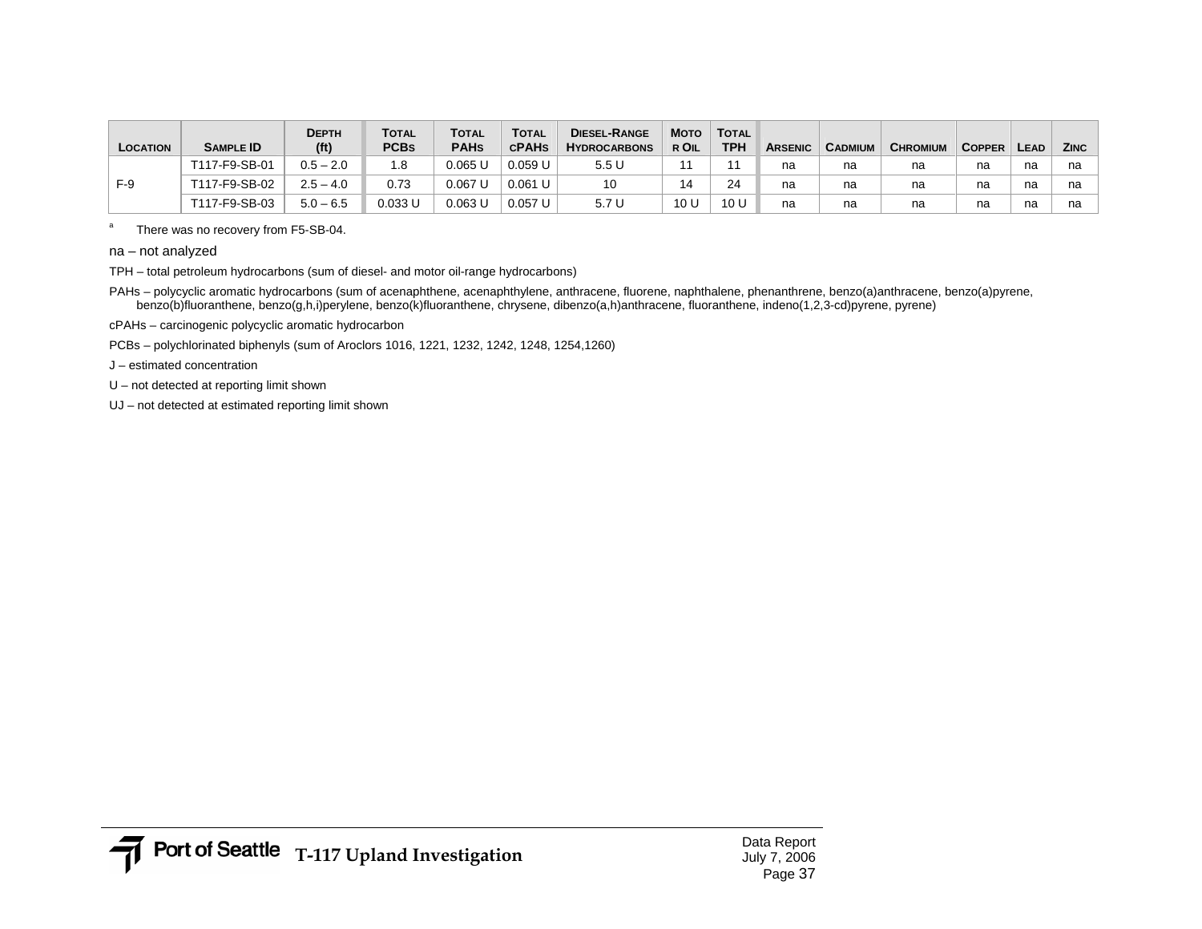| Location | Sample ID | Depth (ft) | Total PCBs | Total PAHs | Total cPAHs | Diesel-Range Hydrocarbons | Motor Oil | Total TPH | Arsenic | Cadmium | Chromium | Copper | Lead | Zinc |
|---|---|---|---|---|---|---|---|---|---|---|---|---|---|---|
| F-9 | T117-F9-SB-01 | 0.5 – 2.0 | 1.8 | 0.065 U | 0.059 U | 5.5 U | 11 | 11 | na | na | na | na | na | na |
| | T117-F9-SB-02 | 2.5 – 4.0 | 0.73 | 0.067 U | 0.061 U | 10 | 14 | 24 | na | na | na | na | na | na |
| | T117-F9-SB-03 | 5.0 – 6.5 | 0.033 U | 0.063 U | 0.057 U | 5.7 U | 10 U | 10 U | na | na | na | na | na | na |

[a] There was no recovery from F5-SB-04.

na – not analyzed

TPH – total petroleum hydrocarbons (sum of diesel- and motor oil-range hydrocarbons)

PAHs – polycyclic aromatic hydrocarbons (sum of acenaphthene, acenaphthylene, anthracene, fluorene, naphthalene, phenanthrene, benzo(a)anthracene, benzo(a)pyrene, benzo(b)fluoranthene, benzo(g,h,i)perylene, benzo(k)fluoranthene, chrysene, dibenzo(a,h)anthracene, fluoranthene, indeno(1,2,3-cd)pyrene, pyrene)

cPAHs – carcinogenic polycyclic aromatic hydrocarbon

PCBs – polychlorinated biphenyls (sum of Aroclors 1016, 1221, 1232, 1242, 1248, 1254,1260)

J – estimated concentration

U – not detected at reporting limit shown

UJ – not detected at estimated reporting limit shown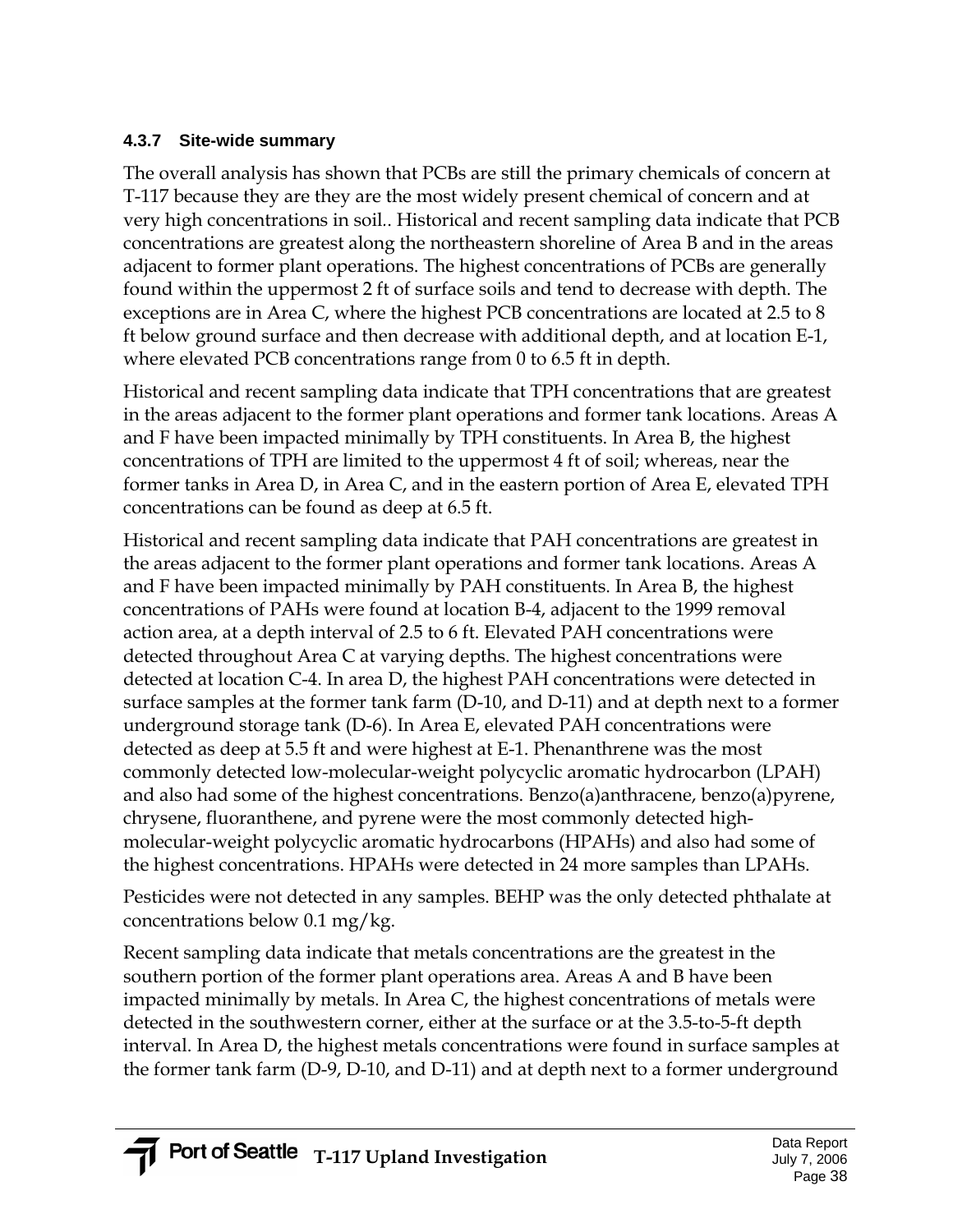### 4.3.7 Site-wide summary

The overall analysis has shown that PCBs are still the primary chemicals of concern at T-117 because they are they are the most widely present chemical of concern and at very high concentrations in soil.. Historical and recent sampling data indicate that PCB concentrations are greatest along the northeastern shoreline of Area B and in the areas adjacent to former plant operations. The highest concentrations of PCBs are generally found within the uppermost 2 ft of surface soils and tend to decrease with depth. The exceptions are in Area C, where the highest PCB concentrations are located at 2.5 to 8 ft below ground surface and then decrease with additional depth, and at location E-1, where elevated PCB concentrations range from 0 to 6.5 ft in depth.

Historical and recent sampling data indicate that TPH concentrations that are greatest in the areas adjacent to the former plant operations and former tank locations. Areas A and F have been impacted minimally by TPH constituents. In Area B, the highest concentrations of TPH are limited to the uppermost 4 ft of soil; whereas, near the former tanks in Area D, in Area C, and in the eastern portion of Area E, elevated TPH concentrations can be found as deep at 6.5 ft.

Historical and recent sampling data indicate that PAH concentrations are greatest in the areas adjacent to the former plant operations and former tank locations. Areas A and F have been impacted minimally by PAH constituents. In Area B, the highest concentrations of PAHs were found at location B-4, adjacent to the 1999 removal action area, at a depth interval of 2.5 to 6 ft. Elevated PAH concentrations were detected throughout Area C at varying depths. The highest concentrations were detected at location C-4. In area D, the highest PAH concentrations were detected in surface samples at the former tank farm (D-10, and D-11) and at depth next to a former underground storage tank (D-6). In Area E, elevated PAH concentrations were detected as deep at 5.5 ft and were highest at E-1. Phenanthrene was the most commonly detected low-molecular-weight polycyclic aromatic hydrocarbon (LPAH) and also had some of the highest concentrations. Benzo(a)anthracene, benzo(a)pyrene, chrysene, fluoranthene, and pyrene were the most commonly detected high-molecular-weight polycyclic aromatic hydrocarbons (HPAHs) and also had some of the highest concentrations. HPAHs were detected in 24 more samples than LPAHs.

Pesticides were not detected in any samples. BEHP was the only detected phthalate at concentrations below 0.1 mg/kg.

Recent sampling data indicate that metals concentrations are the greatest in the southern portion of the former plant operations area. Areas A and B have been impacted minimally by metals. In Area C, the highest concentrations of metals were detected in the southwestern corner, either at the surface or at the 3.5-to-5-ft depth interval. In Area D, the highest metals concentrations were found in surface samples at the former tank farm (D-9, D-10, and D-11) and at depth next to a former underground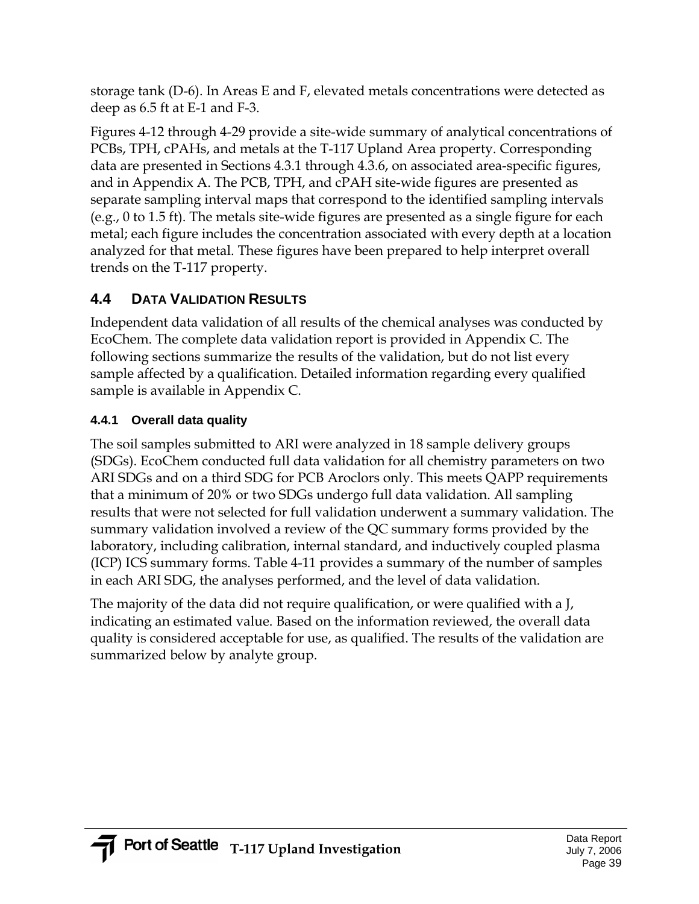storage tank (D-6). In Areas E and F, elevated metals concentrations were detected as deep as 6.5 ft at E-1 and F-3.

Figures 4-12 through 4-29 provide a site-wide summary of analytical concentrations of PCBs, TPH, cPAHs, and metals at the T-117 Upland Area property. Corresponding data are presented in Sections 4.3.1 through 4.3.6, on associated area-specific figures, and in Appendix A. The PCB, TPH, and cPAH site-wide figures are presented as separate sampling interval maps that correspond to the identified sampling intervals (e.g., 0 to 1.5 ft). The metals site-wide figures are presented as a single figure for each metal; each figure includes the concentration associated with every depth at a location analyzed for that metal. These figures have been prepared to help interpret overall trends on the T-117 property.

## 4.4 DATA VALIDATION RESULTS

Independent data validation of all results of the chemical analyses was conducted by EcoChem. The complete data validation report is provided in Appendix C. The following sections summarize the results of the validation, but do not list every sample affected by a qualification. Detailed information regarding every qualified sample is available in Appendix C.

### 4.4.1 Overall data quality

The soil samples submitted to ARI were analyzed in 18 sample delivery groups (SDGs). EcoChem conducted full data validation for all chemistry parameters on two ARI SDGs and on a third SDG for PCB Aroclors only. This meets QAPP requirements that a minimum of 20% or two SDGs undergo full data validation. All sampling results that were not selected for full validation underwent a summary validation. The summary validation involved a review of the QC summary forms provided by the laboratory, including calibration, internal standard, and inductively coupled plasma (ICP) ICS summary forms. Table 4-11 provides a summary of the number of samples in each ARI SDG, the analyses performed, and the level of data validation.

The majority of the data did not require qualification, or were qualified with a J, indicating an estimated value. Based on the information reviewed, the overall data quality is considered acceptable for use, as qualified. The results of the validation are summarized below by analyte group.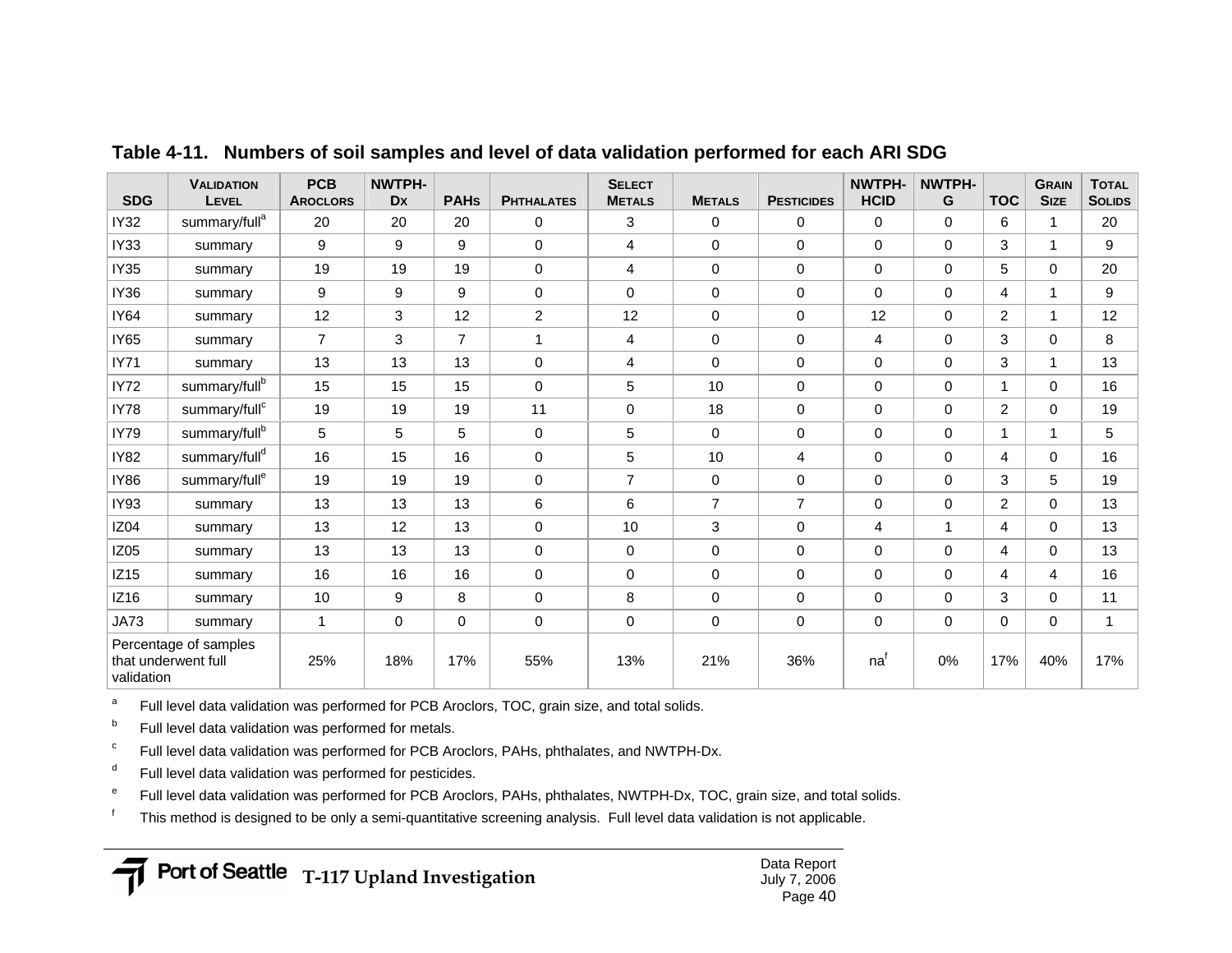**Table 4-11. Numbers of soil samples and level of data validation performed for each ARI SDG**

| SDG | Validation Level | PCB Aroclors | NWTPH-Dx | PAHs | Phthalates | Select Metals | Metals | Pesticides | NWTPH-HCID | NWTPH-G | TOC | Grain Size | Total Solids |
|---|---|---|---|---|---|---|---|---|---|---|---|---|---|
| IY32 | summary/full[a] | 20 | 20 | 20 | 0 | 3 | 0 | 0 | 0 | 0 | 6 | 1 | 20 |
| IY33 | summary | 9 | 9 | 9 | 0 | 4 | 0 | 0 | 0 | 0 | 3 | 1 | 9 |
| IY35 | summary | 19 | 19 | 19 | 0 | 4 | 0 | 0 | 0 | 0 | 5 | 0 | 20 |
| IY36 | summary | 9 | 9 | 9 | 0 | 0 | 0 | 0 | 0 | 0 | 4 | 1 | 9 |
| IY64 | summary | 12 | 3 | 12 | 2 | 12 | 0 | 0 | 12 | 0 | 2 | 1 | 12 |
| IY65 | summary | 7 | 3 | 7 | 1 | 4 | 0 | 0 | 4 | 0 | 3 | 0 | 8 |
| IY71 | summary | 13 | 13 | 13 | 0 | 4 | 0 | 0 | 0 | 0 | 3 | 1 | 13 |
| IY72 | summary/full[b] | 15 | 15 | 15 | 0 | 5 | 10 | 0 | 0 | 0 | 1 | 0 | 16 |
| IY78 | summary/full[c] | 19 | 19 | 19 | 11 | 0 | 18 | 0 | 0 | 0 | 2 | 0 | 19 |
| IY79 | summary/full[b] | 5 | 5 | 5 | 0 | 5 | 0 | 0 | 0 | 0 | 1 | 1 | 5 |
| IY82 | summary/full[d] | 16 | 15 | 16 | 0 | 5 | 10 | 4 | 0 | 0 | 4 | 0 | 16 |
| IY86 | summary/full[e] | 19 | 19 | 19 | 0 | 7 | 0 | 0 | 0 | 0 | 3 | 5 | 19 |
| IY93 | summary | 13 | 13 | 13 | 6 | 6 | 7 | 7 | 0 | 0 | 2 | 0 | 13 |
| IZ04 | summary | 13 | 12 | 13 | 0 | 10 | 3 | 0 | 4 | 1 | 4 | 0 | 13 |
| IZ05 | summary | 13 | 13 | 13 | 0 | 0 | 0 | 0 | 0 | 0 | 4 | 0 | 13 |
| IZ15 | summary | 16 | 16 | 16 | 0 | 0 | 0 | 0 | 0 | 0 | 4 | 4 | 16 |
| IZ16 | summary | 10 | 9 | 8 | 0 | 8 | 0 | 0 | 0 | 0 | 3 | 0 | 11 |
| JA73 | summary | 1 | 0 | 0 | 0 | 0 | 0 | 0 | 0 | 0 | 0 | 0 | 1 |
| Percentage of samples that underwent full validation | | 25% | 18% | 17% | 55% | 13% | 21% | 36% | na[f] | 0% | 17% | 40% | 17% |

[a] Full level data validation was performed for PCB Aroclors, TOC, grain size, and total solids.

[b] Full level data validation was performed for metals.

[c] Full level data validation was performed for PCB Aroclors, PAHs, phthalates, and NWTPH-Dx.

[d] Full level data validation was performed for pesticides.

[e] Full level data validation was performed for PCB Aroclors, PAHs, phthalates, NWTPH-Dx, TOC, grain size, and total solids.

[f] This method is designed to be only a semi-quantitative screening analysis. Full level data validation is not applicable.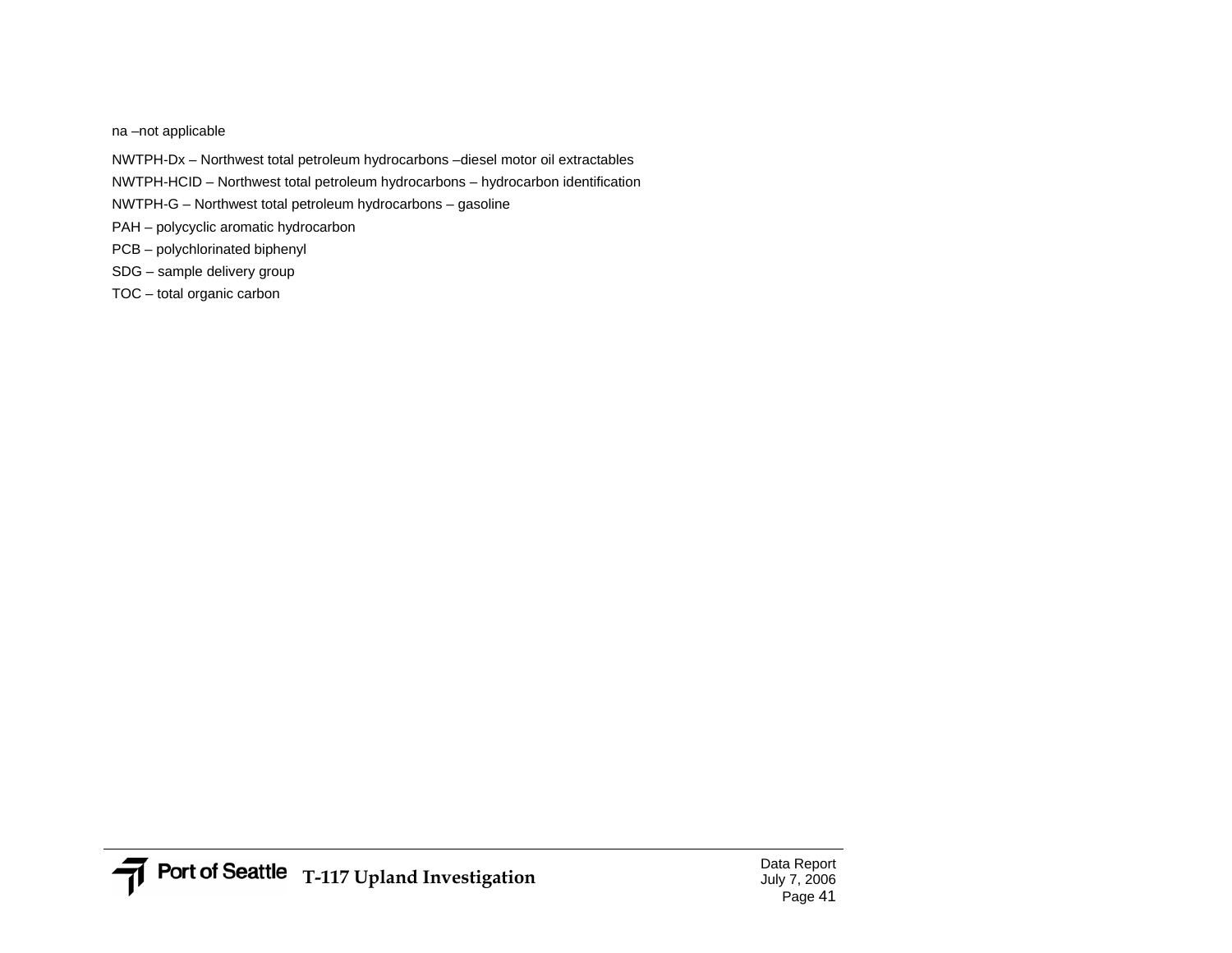na –not applicable

NWTPH-Dx – Northwest total petroleum hydrocarbons –diesel motor oil extractables

NWTPH-HCID – Northwest total petroleum hydrocarbons – hydrocarbon identification

NWTPH-G – Northwest total petroleum hydrocarbons – gasoline

PAH – polycyclic aromatic hydrocarbon

PCB – polychlorinated biphenyl

SDG – sample delivery group

TOC – total organic carbon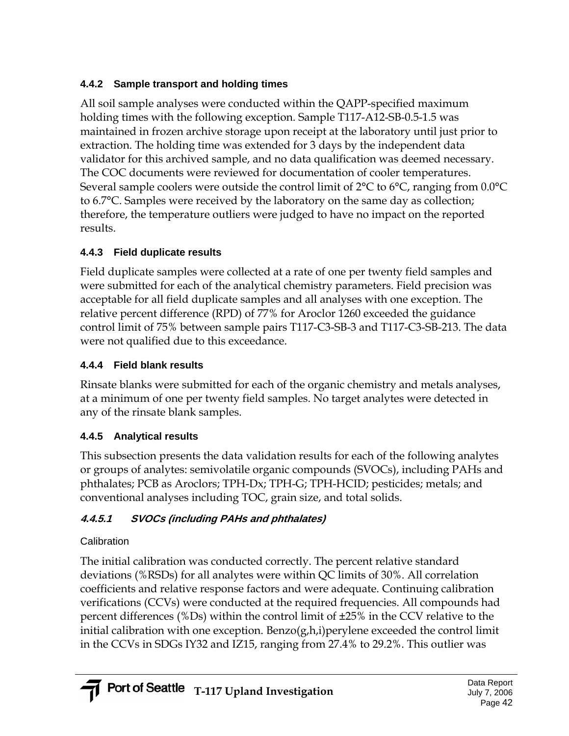#### 4.4.2 Sample transport and holding times

All soil sample analyses were conducted within the QAPP-specified maximum holding times with the following exception. Sample T117-A12-SB-0.5-1.5 was maintained in frozen archive storage upon receipt at the laboratory until just prior to extraction. The holding time was extended for 3 days by the independent data validator for this archived sample, and no data qualification was deemed necessary. The COC documents were reviewed for documentation of cooler temperatures. Several sample coolers were outside the control limit of 2°C to 6°C, ranging from 0.0°C to 6.7°C. Samples were received by the laboratory on the same day as collection; therefore, the temperature outliers were judged to have no impact on the reported results.

#### 4.4.3 Field duplicate results

Field duplicate samples were collected at a rate of one per twenty field samples and were submitted for each of the analytical chemistry parameters. Field precision was acceptable for all field duplicate samples and all analyses with one exception. The relative percent difference (RPD) of 77% for Aroclor 1260 exceeded the guidance control limit of 75% between sample pairs T117-C3-SB-3 and T117-C3-SB-213. The data were not qualified due to this exceedance.

#### 4.4.4 Field blank results

Rinsate blanks were submitted for each of the organic chemistry and metals analyses, at a minimum of one per twenty field samples. No target analytes were detected in any of the rinsate blank samples.

#### 4.4.5 Analytical results

This subsection presents the data validation results for each of the following analytes or groups of analytes: semivolatile organic compounds (SVOCs), including PAHs and phthalates; PCB as Aroclors; TPH-Dx; TPH-G; TPH-HCID; pesticides; metals; and conventional analyses including TOC, grain size, and total solids.

##### *4.4.5.1 SVOCs (including PAHs and phthalates)*

Calibration

The initial calibration was conducted correctly. The percent relative standard deviations (%RSDs) for all analytes were within QC limits of 30%. All correlation coefficients and relative response factors and were adequate. Continuing calibration verifications (CCVs) were conducted at the required frequencies. All compounds had percent differences (%Ds) within the control limit of ±25% in the CCV relative to the initial calibration with one exception. Benzo(g,h,i)perylene exceeded the control limit in the CCVs in SDGs IY32 and IZ15, ranging from 27.4% to 29.2%. This outlier was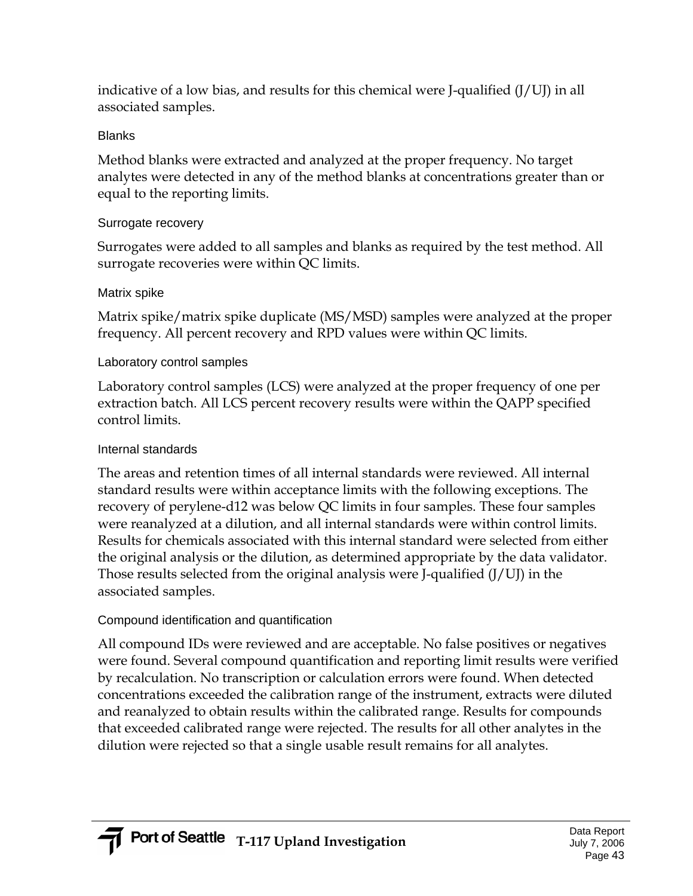indicative of a low bias, and results for this chemical were J-qualified (J/UJ) in all associated samples.

#### Blanks

Method blanks were extracted and analyzed at the proper frequency. No target analytes were detected in any of the method blanks at concentrations greater than or equal to the reporting limits.

#### Surrogate recovery

Surrogates were added to all samples and blanks as required by the test method. All surrogate recoveries were within QC limits.

#### Matrix spike

Matrix spike/matrix spike duplicate (MS/MSD) samples were analyzed at the proper frequency. All percent recovery and RPD values were within QC limits.

#### Laboratory control samples

Laboratory control samples (LCS) were analyzed at the proper frequency of one per extraction batch. All LCS percent recovery results were within the QAPP specified control limits.

#### Internal standards

The areas and retention times of all internal standards were reviewed. All internal standard results were within acceptance limits with the following exceptions. The recovery of perylene-d12 was below QC limits in four samples. These four samples were reanalyzed at a dilution, and all internal standards were within control limits. Results for chemicals associated with this internal standard were selected from either the original analysis or the dilution, as determined appropriate by the data validator. Those results selected from the original analysis were J-qualified (J/UJ) in the associated samples.

#### Compound identification and quantification

All compound IDs were reviewed and are acceptable. No false positives or negatives were found. Several compound quantification and reporting limit results were verified by recalculation. No transcription or calculation errors were found. When detected concentrations exceeded the calibration range of the instrument, extracts were diluted and reanalyzed to obtain results within the calibrated range. Results for compounds that exceeded calibrated range were rejected. The results for all other analytes in the dilution were rejected so that a single usable result remains for all analytes.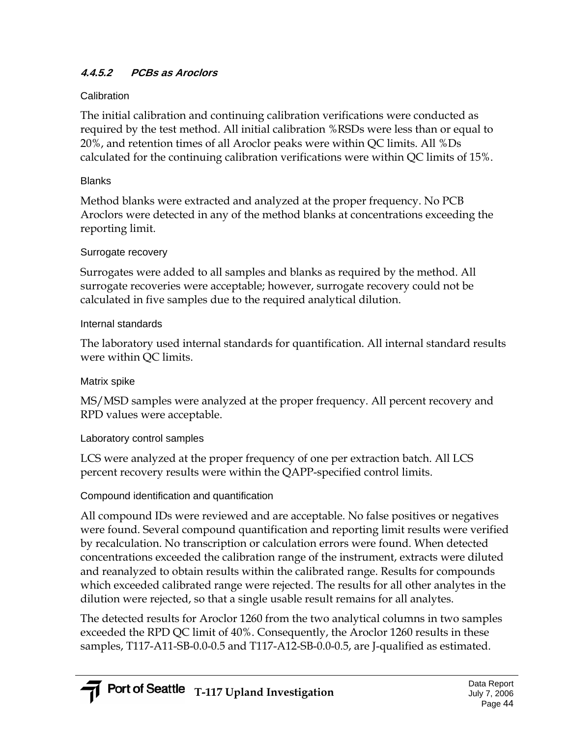#### 4.4.5.2 PCBs as Aroclors

##### Calibration

The initial calibration and continuing calibration verifications were conducted as required by the test method. All initial calibration %RSDs were less than or equal to 20%, and retention times of all Aroclor peaks were within QC limits. All %Ds calculated for the continuing calibration verifications were within QC limits of 15%.

##### Blanks

Method blanks were extracted and analyzed at the proper frequency. No PCB Aroclors were detected in any of the method blanks at concentrations exceeding the reporting limit.

##### Surrogate recovery

Surrogates were added to all samples and blanks as required by the method. All surrogate recoveries were acceptable; however, surrogate recovery could not be calculated in five samples due to the required analytical dilution.

##### Internal standards

The laboratory used internal standards for quantification. All internal standard results were within QC limits.

##### Matrix spike

MS/MSD samples were analyzed at the proper frequency. All percent recovery and RPD values were acceptable.

##### Laboratory control samples

LCS were analyzed at the proper frequency of one per extraction batch. All LCS percent recovery results were within the QAPP-specified control limits.

##### Compound identification and quantification

All compound IDs were reviewed and are acceptable. No false positives or negatives were found. Several compound quantification and reporting limit results were verified by recalculation. No transcription or calculation errors were found. When detected concentrations exceeded the calibration range of the instrument, extracts were diluted and reanalyzed to obtain results within the calibrated range. Results for compounds which exceeded calibrated range were rejected. The results for all other analytes in the dilution were rejected, so that a single usable result remains for all analytes.

The detected results for Aroclor 1260 from the two analytical columns in two samples exceeded the RPD QC limit of 40%. Consequently, the Aroclor 1260 results in these samples, T117-A11-SB-0.0-0.5 and T117-A12-SB-0.0-0.5, are J-qualified as estimated.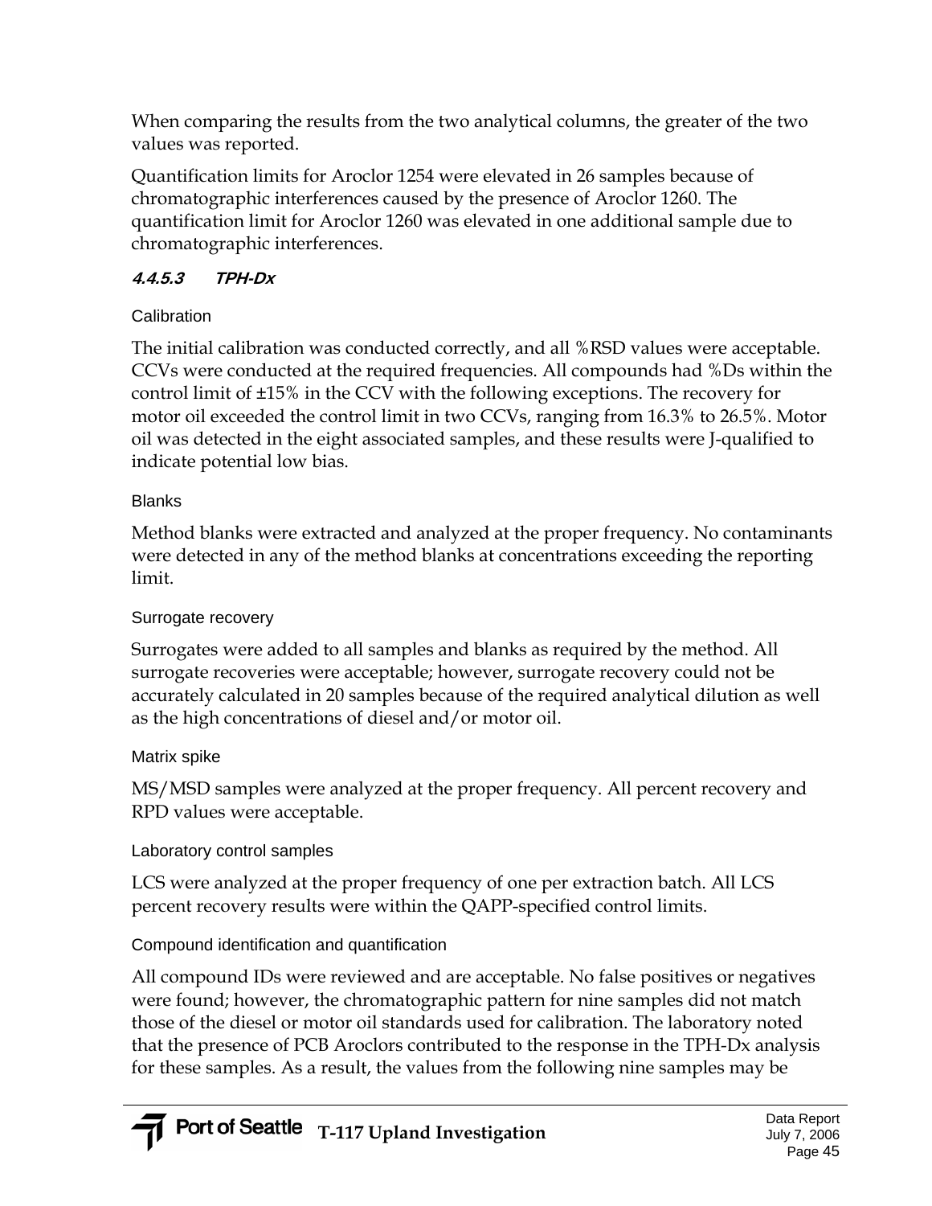When comparing the results from the two analytical columns, the greater of the two values was reported.

Quantification limits for Aroclor 1254 were elevated in 26 samples because of chromatographic interferences caused by the presence of Aroclor 1260. The quantification limit for Aroclor 1260 was elevated in one additional sample due to chromatographic interferences.

#### *4.4.5.3 TPH-Dx*

##### Calibration

The initial calibration was conducted correctly, and all %RSD values were acceptable. CCVs were conducted at the required frequencies. All compounds had %Ds within the control limit of ±15% in the CCV with the following exceptions. The recovery for motor oil exceeded the control limit in two CCVs, ranging from 16.3% to 26.5%. Motor oil was detected in the eight associated samples, and these results were J-qualified to indicate potential low bias.

##### Blanks

Method blanks were extracted and analyzed at the proper frequency. No contaminants were detected in any of the method blanks at concentrations exceeding the reporting limit.

##### Surrogate recovery

Surrogates were added to all samples and blanks as required by the method. All surrogate recoveries were acceptable; however, surrogate recovery could not be accurately calculated in 20 samples because of the required analytical dilution as well as the high concentrations of diesel and/or motor oil.

##### Matrix spike

MS/MSD samples were analyzed at the proper frequency. All percent recovery and RPD values were acceptable.

##### Laboratory control samples

LCS were analyzed at the proper frequency of one per extraction batch. All LCS percent recovery results were within the QAPP-specified control limits.

##### Compound identification and quantification

All compound IDs were reviewed and are acceptable. No false positives or negatives were found; however, the chromatographic pattern for nine samples did not match those of the diesel or motor oil standards used for calibration. The laboratory noted that the presence of PCB Aroclors contributed to the response in the TPH-Dx analysis for these samples. As a result, the values from the following nine samples may be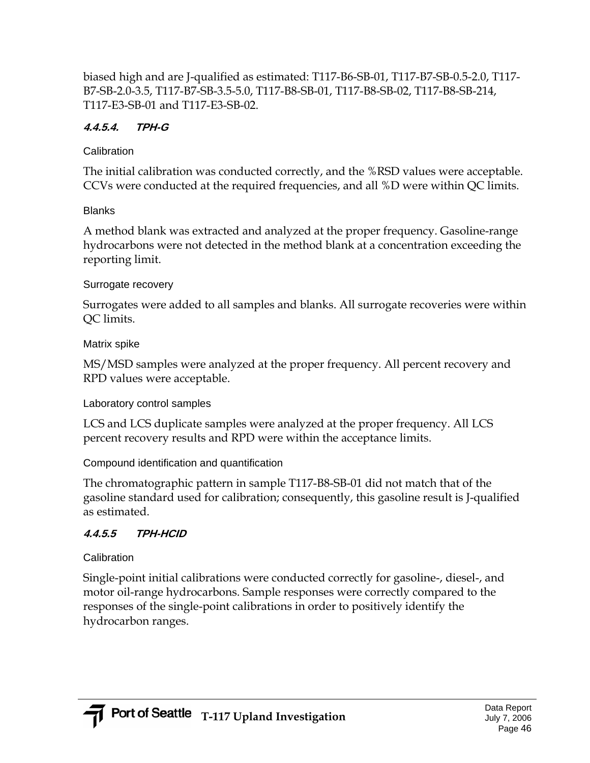biased high and are J-qualified as estimated: T117-B6-SB-01, T117-B7-SB-0.5-2.0, T117-B7-SB-2.0-3.5, T117-B7-SB-3.5-5.0, T117-B8-SB-01, T117-B8-SB-02, T117-B8-SB-214, T117-E3-SB-01 and T117-E3-SB-02.

#### 4.4.5.4. TPH-G

Calibration

The initial calibration was conducted correctly, and the %RSD values were acceptable. CCVs were conducted at the required frequencies, and all %D were within QC limits.

Blanks

A method blank was extracted and analyzed at the proper frequency. Gasoline-range hydrocarbons were not detected in the method blank at a concentration exceeding the reporting limit.

Surrogate recovery

Surrogates were added to all samples and blanks. All surrogate recoveries were within QC limits.

Matrix spike

MS/MSD samples were analyzed at the proper frequency. All percent recovery and RPD values were acceptable.

Laboratory control samples

LCS and LCS duplicate samples were analyzed at the proper frequency. All LCS percent recovery results and RPD were within the acceptance limits.

Compound identification and quantification

The chromatographic pattern in sample T117-B8-SB-01 did not match that of the gasoline standard used for calibration; consequently, this gasoline result is J-qualified as estimated.

#### 4.4.5.5 TPH-HCID

Calibration

Single-point initial calibrations were conducted correctly for gasoline-, diesel-, and motor oil-range hydrocarbons. Sample responses were correctly compared to the responses of the single-point calibrations in order to positively identify the hydrocarbon ranges.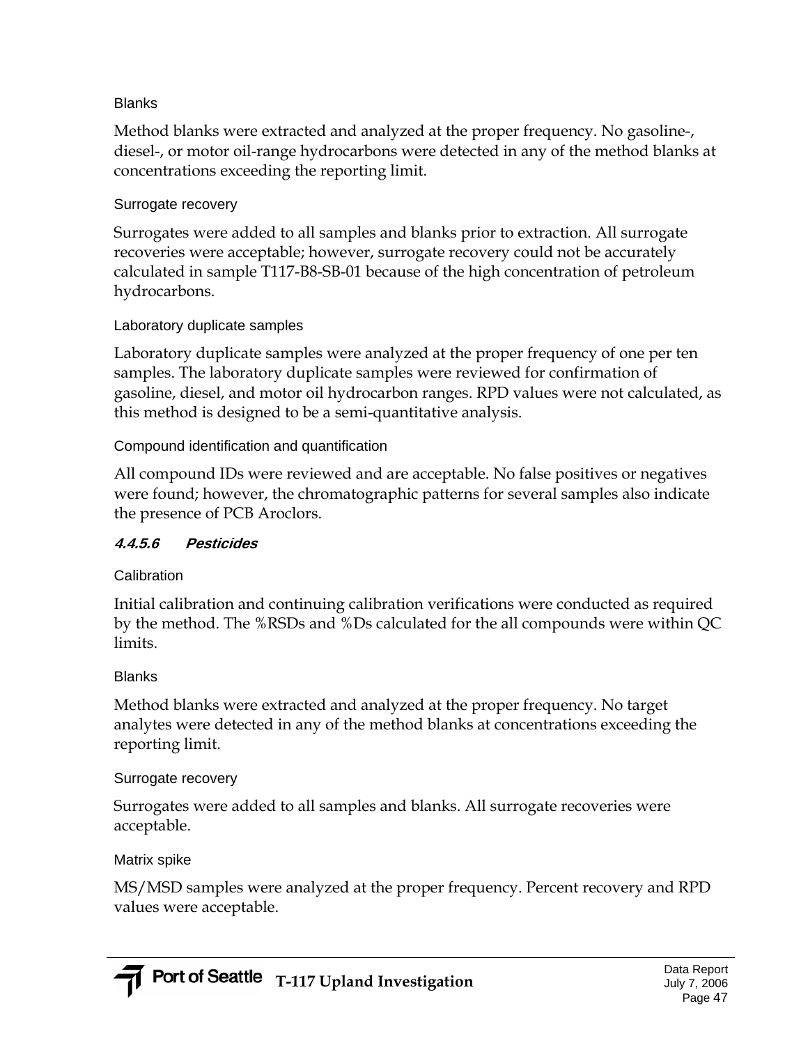Blanks

Method blanks were extracted and analyzed at the proper frequency. No gasoline-, diesel-, or motor oil-range hydrocarbons were detected in any of the method blanks at concentrations exceeding the reporting limit.

Surrogate recovery

Surrogates were added to all samples and blanks prior to extraction. All surrogate recoveries were acceptable; however, surrogate recovery could not be accurately calculated in sample T117-B8-SB-01 because of the high concentration of petroleum hydrocarbons.

Laboratory duplicate samples

Laboratory duplicate samples were analyzed at the proper frequency of one per ten samples. The laboratory duplicate samples were reviewed for confirmation of gasoline, diesel, and motor oil hydrocarbon ranges. RPD values were not calculated, as this method is designed to be a semi-quantitative analysis.

Compound identification and quantification

All compound IDs were reviewed and are acceptable. No false positives or negatives were found; however, the chromatographic patterns for several samples also indicate the presence of PCB Aroclors.

#### *4.4.5.6 Pesticides*

Calibration

Initial calibration and continuing calibration verifications were conducted as required by the method. The %RSDs and %Ds calculated for the all compounds were within QC limits.

Blanks

Method blanks were extracted and analyzed at the proper frequency. No target analytes were detected in any of the method blanks at concentrations exceeding the reporting limit.

Surrogate recovery

Surrogates were added to all samples and blanks. All surrogate recoveries were acceptable.

Matrix spike

MS/MSD samples were analyzed at the proper frequency. Percent recovery and RPD values were acceptable.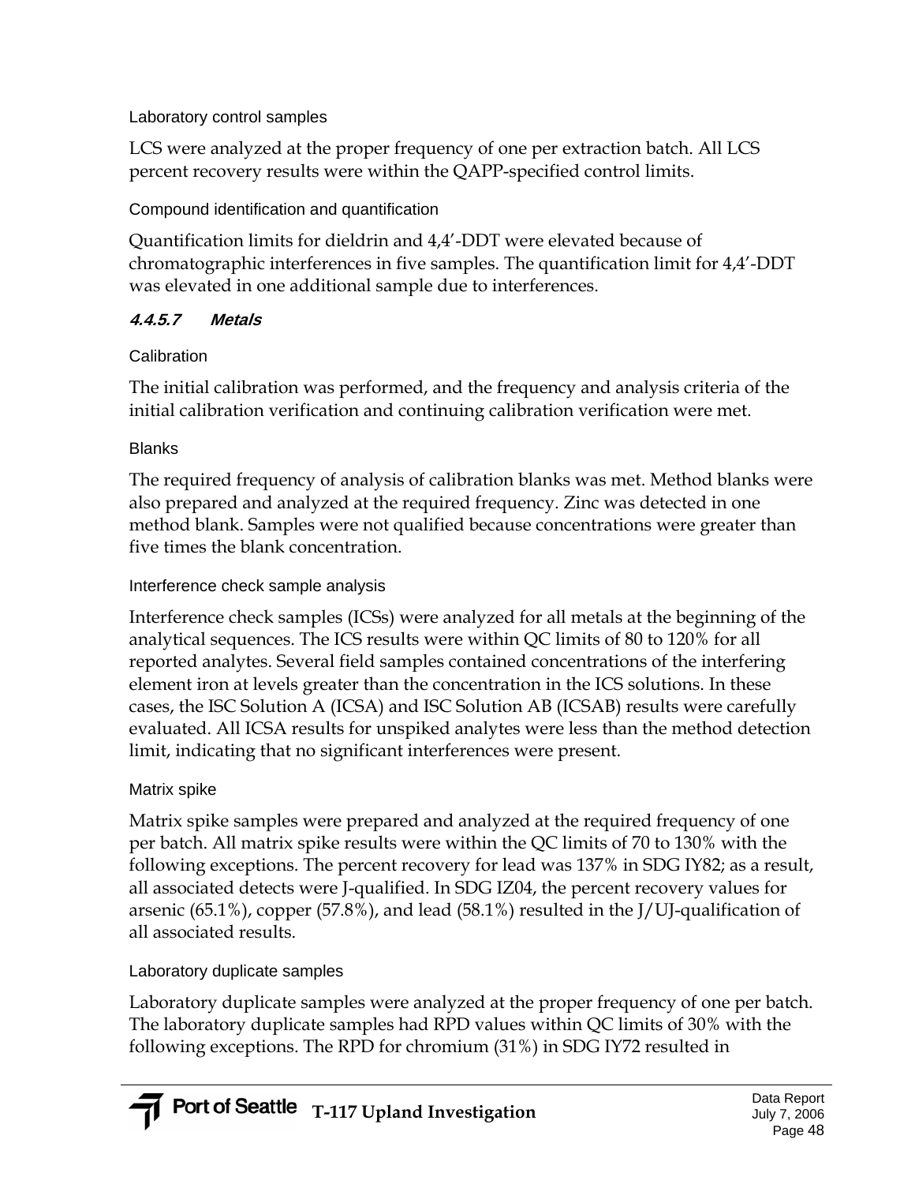Laboratory control samples

LCS were analyzed at the proper frequency of one per extraction batch. All LCS percent recovery results were within the QAPP-specified control limits.

Compound identification and quantification

Quantification limits for dieldrin and 4,4'-DDT were elevated because of chromatographic interferences in five samples. The quantification limit for 4,4'-DDT was elevated in one additional sample due to interferences.

#### 4.4.5.7 Metals

Calibration

The initial calibration was performed, and the frequency and analysis criteria of the initial calibration verification and continuing calibration verification were met.

Blanks

The required frequency of analysis of calibration blanks was met. Method blanks were also prepared and analyzed at the required frequency. Zinc was detected in one method blank. Samples were not qualified because concentrations were greater than five times the blank concentration.

Interference check sample analysis

Interference check samples (ICSs) were analyzed for all metals at the beginning of the analytical sequences. The ICS results were within QC limits of 80 to 120% for all reported analytes. Several field samples contained concentrations of the interfering element iron at levels greater than the concentration in the ICS solutions. In these cases, the ISC Solution A (ICSA) and ISC Solution AB (ICSAB) results were carefully evaluated. All ICSA results for unspiked analytes were less than the method detection limit, indicating that no significant interferences were present.

Matrix spike

Matrix spike samples were prepared and analyzed at the required frequency of one per batch. All matrix spike results were within the QC limits of 70 to 130% with the following exceptions. The percent recovery for lead was 137% in SDG IY82; as a result, all associated detects were J-qualified. In SDG IZ04, the percent recovery values for arsenic (65.1%), copper (57.8%), and lead (58.1%) resulted in the J/UJ-qualification of all associated results.

Laboratory duplicate samples

Laboratory duplicate samples were analyzed at the proper frequency of one per batch. The laboratory duplicate samples had RPD values within QC limits of 30% with the following exceptions. The RPD for chromium (31%) in SDG IY72 resulted in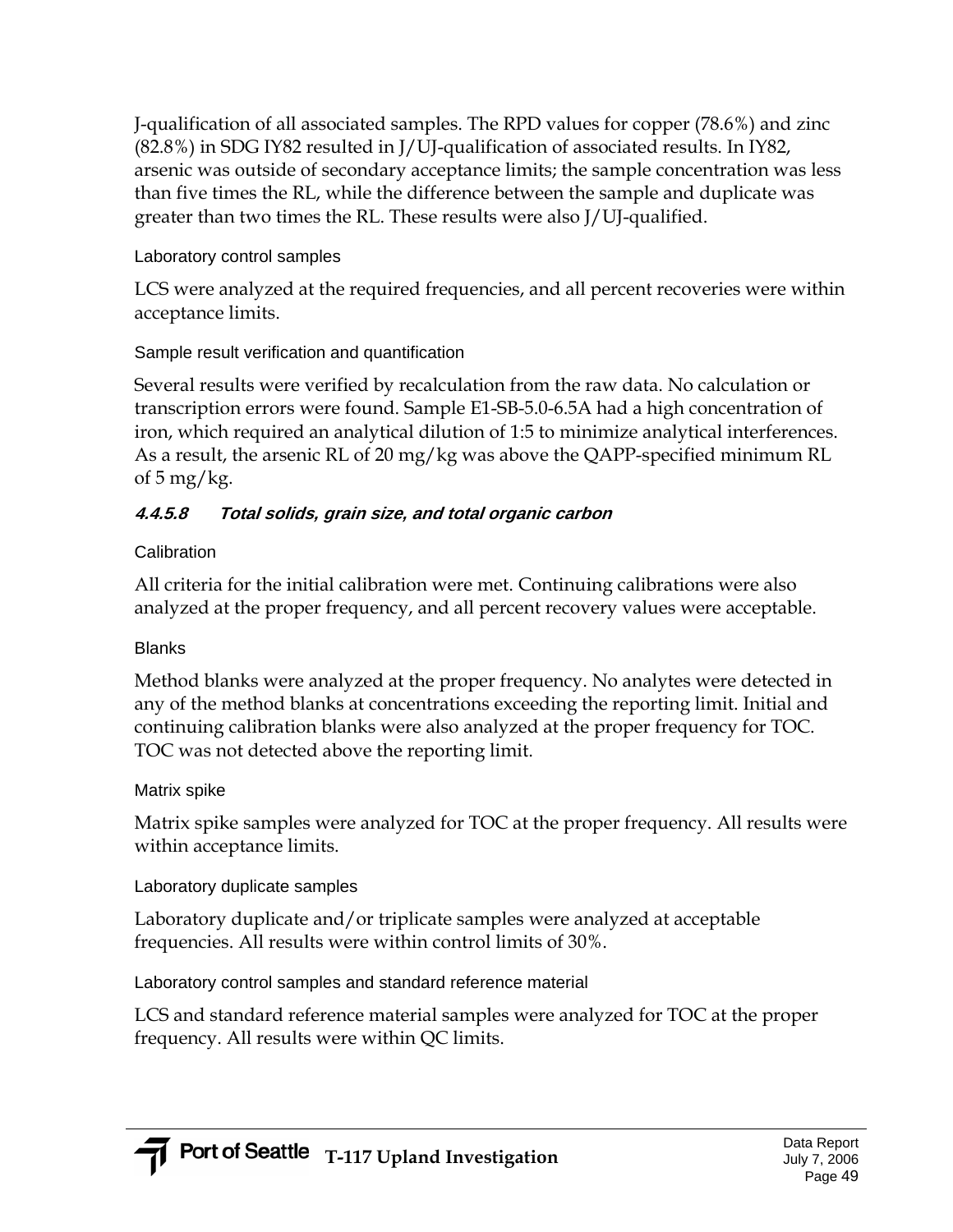J-qualification of all associated samples. The RPD values for copper (78.6%) and zinc (82.8%) in SDG IY82 resulted in J/UJ-qualification of associated results. In IY82, arsenic was outside of secondary acceptance limits; the sample concentration was less than five times the RL, while the difference between the sample and duplicate was greater than two times the RL. These results were also J/UJ-qualified.

Laboratory control samples

LCS were analyzed at the required frequencies, and all percent recoveries were within acceptance limits.

Sample result verification and quantification

Several results were verified by recalculation from the raw data. No calculation or transcription errors were found. Sample E1-SB-5.0-6.5A had a high concentration of iron, which required an analytical dilution of 1:5 to minimize analytical interferences. As a result, the arsenic RL of 20 mg/kg was above the QAPP-specified minimum RL of 5 mg/kg.

#### 4.4.5.8 Total solids, grain size, and total organic carbon

Calibration

All criteria for the initial calibration were met. Continuing calibrations were also analyzed at the proper frequency, and all percent recovery values were acceptable.

Blanks

Method blanks were analyzed at the proper frequency. No analytes were detected in any of the method blanks at concentrations exceeding the reporting limit. Initial and continuing calibration blanks were also analyzed at the proper frequency for TOC. TOC was not detected above the reporting limit.

Matrix spike

Matrix spike samples were analyzed for TOC at the proper frequency. All results were within acceptance limits.

Laboratory duplicate samples

Laboratory duplicate and/or triplicate samples were analyzed at acceptable frequencies. All results were within control limits of 30%.

Laboratory control samples and standard reference material

LCS and standard reference material samples were analyzed for TOC at the proper frequency. All results were within QC limits.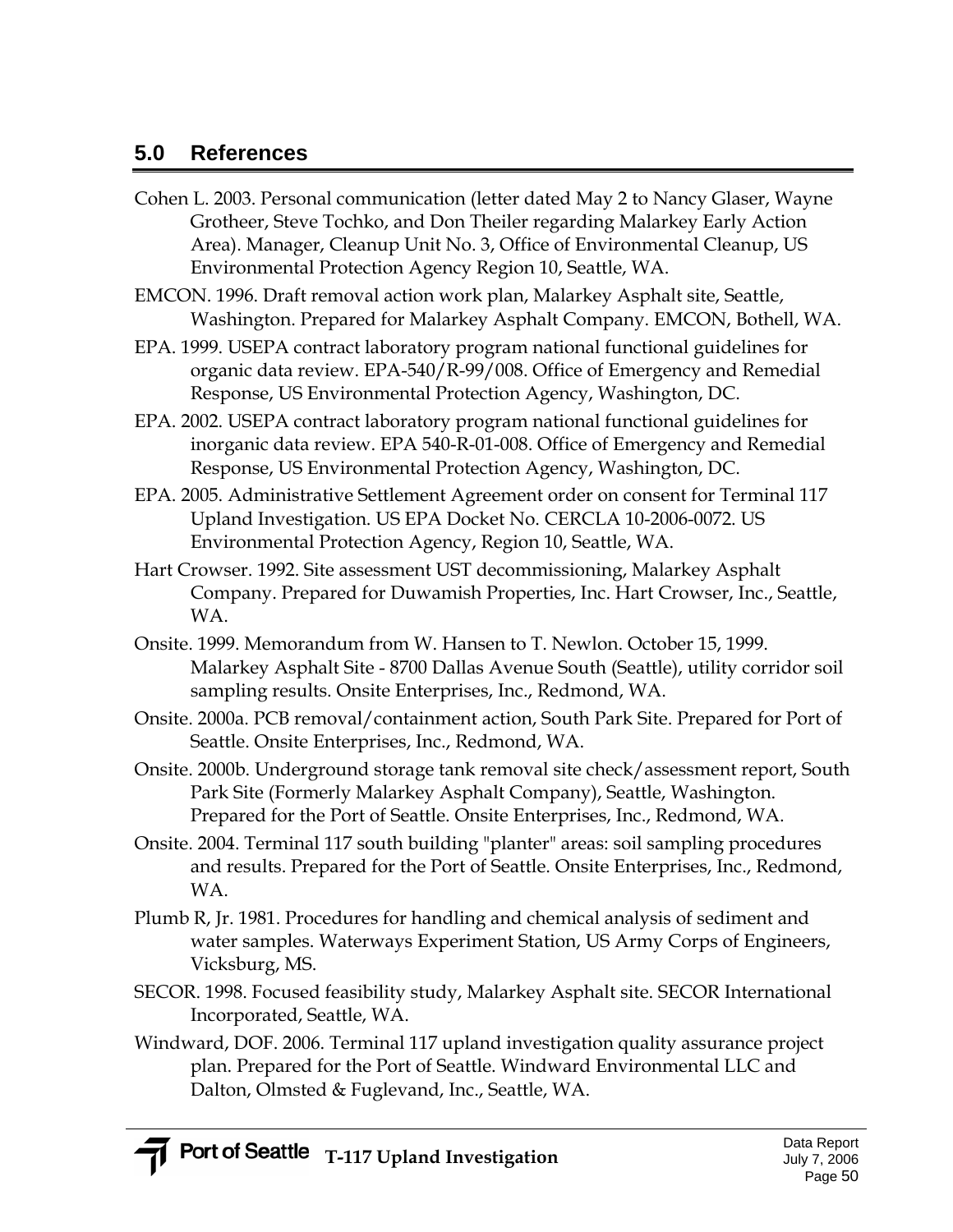## 5.0 References

Cohen L. 2003. Personal communication (letter dated May 2 to Nancy Glaser, Wayne Grotheer, Steve Tochko, and Don Theiler regarding Malarkey Early Action Area). Manager, Cleanup Unit No. 3, Office of Environmental Cleanup, US Environmental Protection Agency Region 10, Seattle, WA.

EMCON. 1996. Draft removal action work plan, Malarkey Asphalt site, Seattle, Washington. Prepared for Malarkey Asphalt Company. EMCON, Bothell, WA.

EPA. 1999. USEPA contract laboratory program national functional guidelines for organic data review. EPA-540/R-99/008. Office of Emergency and Remedial Response, US Environmental Protection Agency, Washington, DC.

EPA. 2002. USEPA contract laboratory program national functional guidelines for inorganic data review. EPA 540-R-01-008. Office of Emergency and Remedial Response, US Environmental Protection Agency, Washington, DC.

EPA. 2005. Administrative Settlement Agreement order on consent for Terminal 117 Upland Investigation. US EPA Docket No. CERCLA 10-2006-0072. US Environmental Protection Agency, Region 10, Seattle, WA.

Hart Crowser. 1992. Site assessment UST decommissioning, Malarkey Asphalt Company. Prepared for Duwamish Properties, Inc. Hart Crowser, Inc., Seattle, WA.

Onsite. 1999. Memorandum from W. Hansen to T. Newlon. October 15, 1999. Malarkey Asphalt Site - 8700 Dallas Avenue South (Seattle), utility corridor soil sampling results. Onsite Enterprises, Inc., Redmond, WA.

Onsite. 2000a. PCB removal/containment action, South Park Site. Prepared for Port of Seattle. Onsite Enterprises, Inc., Redmond, WA.

Onsite. 2000b. Underground storage tank removal site check/assessment report, South Park Site (Formerly Malarkey Asphalt Company), Seattle, Washington. Prepared for the Port of Seattle. Onsite Enterprises, Inc., Redmond, WA.

Onsite. 2004. Terminal 117 south building "planter" areas: soil sampling procedures and results. Prepared for the Port of Seattle. Onsite Enterprises, Inc., Redmond, WA.

Plumb R, Jr. 1981. Procedures for handling and chemical analysis of sediment and water samples. Waterways Experiment Station, US Army Corps of Engineers, Vicksburg, MS.

SECOR. 1998. Focused feasibility study, Malarkey Asphalt site. SECOR International Incorporated, Seattle, WA.

Windward, DOF. 2006. Terminal 117 upland investigation quality assurance project plan. Prepared for the Port of Seattle. Windward Environmental LLC and Dalton, Olmsted & Fuglevand, Inc., Seattle, WA.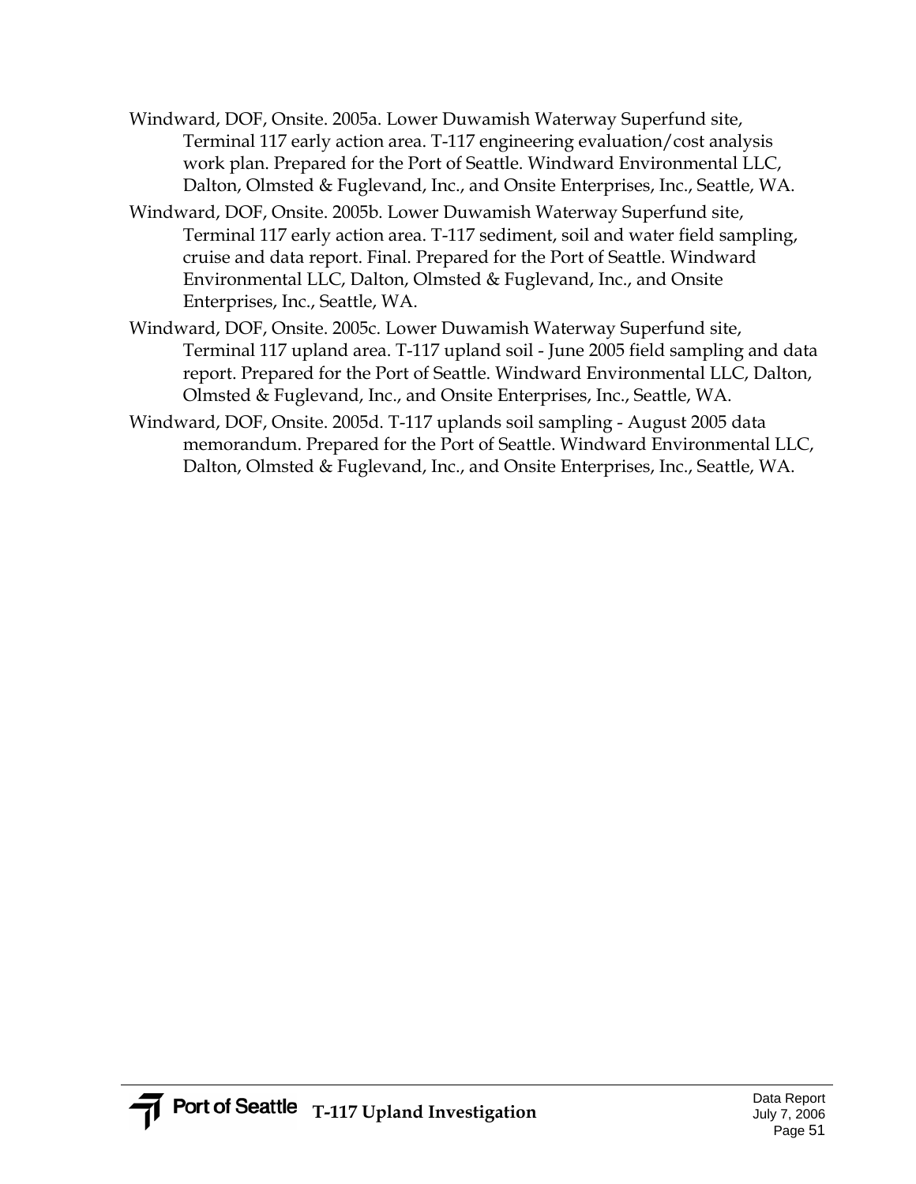Windward, DOF, Onsite. 2005a. Lower Duwamish Waterway Superfund site, Terminal 117 early action area. T-117 engineering evaluation/cost analysis work plan. Prepared for the Port of Seattle. Windward Environmental LLC, Dalton, Olmsted & Fuglevand, Inc., and Onsite Enterprises, Inc., Seattle, WA.

Windward, DOF, Onsite. 2005b. Lower Duwamish Waterway Superfund site, Terminal 117 early action area. T-117 sediment, soil and water field sampling, cruise and data report. Final. Prepared for the Port of Seattle. Windward Environmental LLC, Dalton, Olmsted & Fuglevand, Inc., and Onsite Enterprises, Inc., Seattle, WA.

Windward, DOF, Onsite. 2005c. Lower Duwamish Waterway Superfund site, Terminal 117 upland area. T-117 upland soil - June 2005 field sampling and data report. Prepared for the Port of Seattle. Windward Environmental LLC, Dalton, Olmsted & Fuglevand, Inc., and Onsite Enterprises, Inc., Seattle, WA.

Windward, DOF, Onsite. 2005d. T-117 uplands soil sampling - August 2005 data memorandum. Prepared for the Port of Seattle. Windward Environmental LLC, Dalton, Olmsted & Fuglevand, Inc., and Onsite Enterprises, Inc., Seattle, WA.